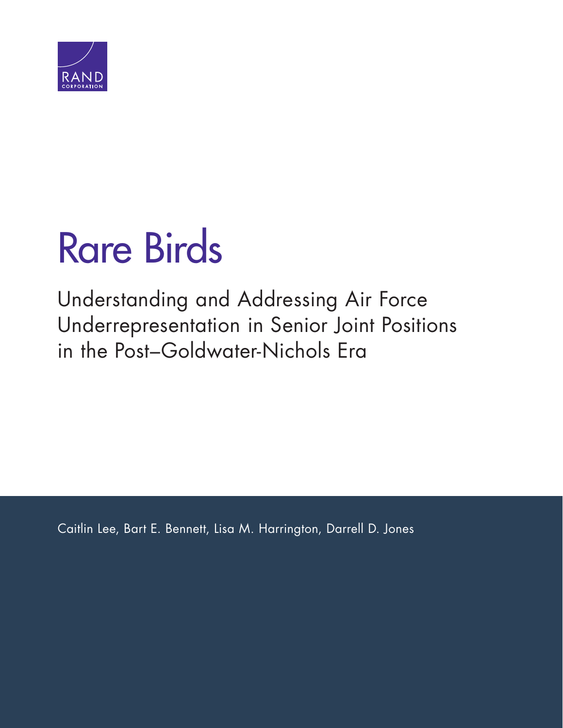RAND CORPORATION

# Rare Birds

## Understanding and Addressing Air Force Underrepresentation in Senior Joint Positions in the Post–Goldwater-Nichols Era

Caitlin Lee, Bart E. Bennett, Lisa M. Harrington, Darrell D. Jones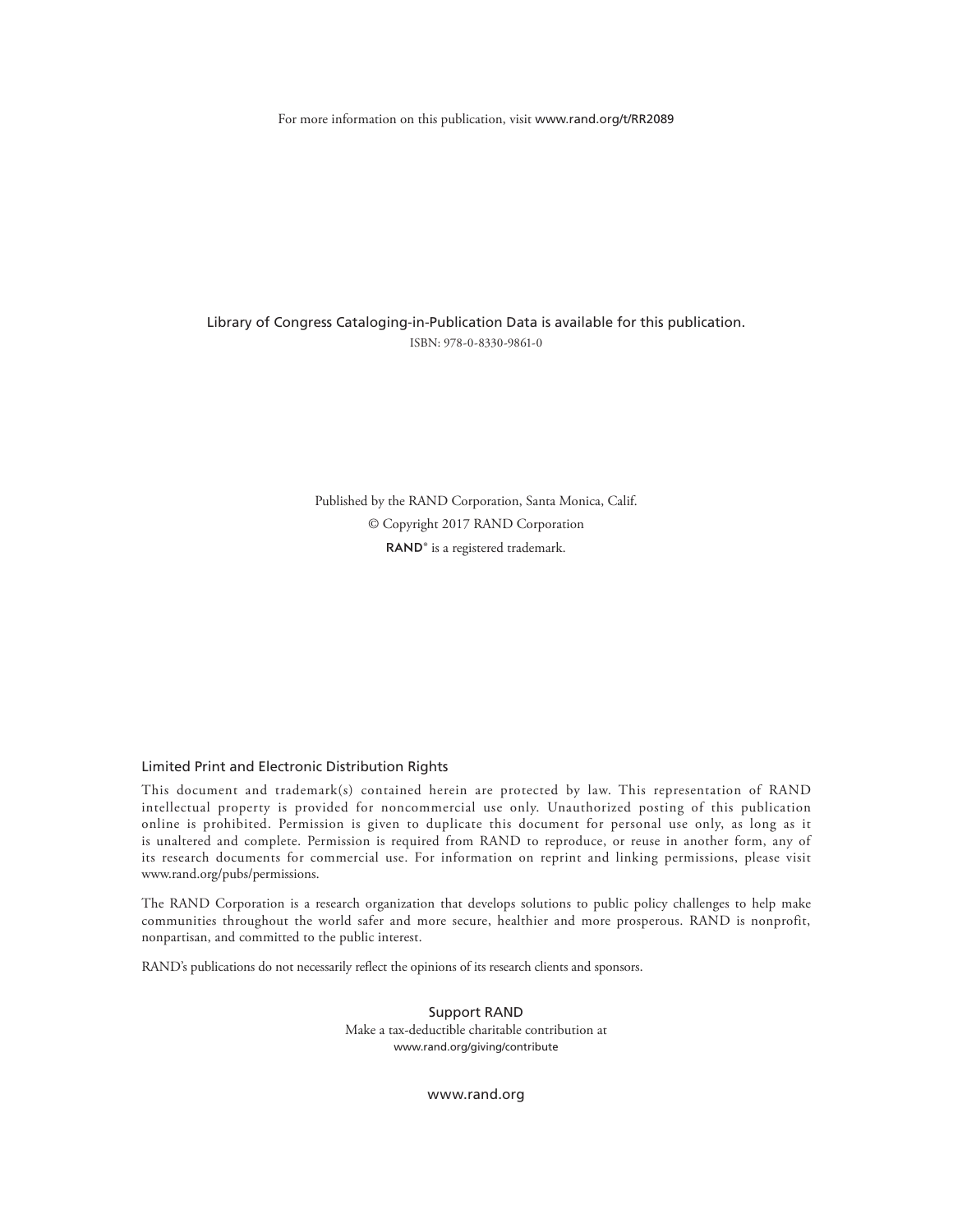For more information on this publication, visit www.rand.org/t/RR2089

Library of Congress Cataloging-in-Publication Data is available for this publication.

ISBN: 978-0-8330-9861-0

Published by the RAND Corporation, Santa Monica, Calif.

© Copyright 2017 RAND Corporation

RAND® is a registered trademark.

### Limited Print and Electronic Distribution Rights

This document and trademark(s) contained herein are protected by law. This representation of RAND intellectual property is provided for noncommercial use only. Unauthorized posting of this publication online is prohibited. Permission is given to duplicate this document for personal use only, as long as it is unaltered and complete. Permission is required from RAND to reproduce, or reuse in another form, any of its research documents for commercial use. For information on reprint and linking permissions, please visit www.rand.org/pubs/permissions.

The RAND Corporation is a research organization that develops solutions to public policy challenges to help make communities throughout the world safer and more secure, healthier and more prosperous. RAND is nonprofit, nonpartisan, and committed to the public interest.

RAND's publications do not necessarily reflect the opinions of its research clients and sponsors.

**Support RAND**

Make a tax-deductible charitable contribution at
www.rand.org/giving/contribute

www.rand.org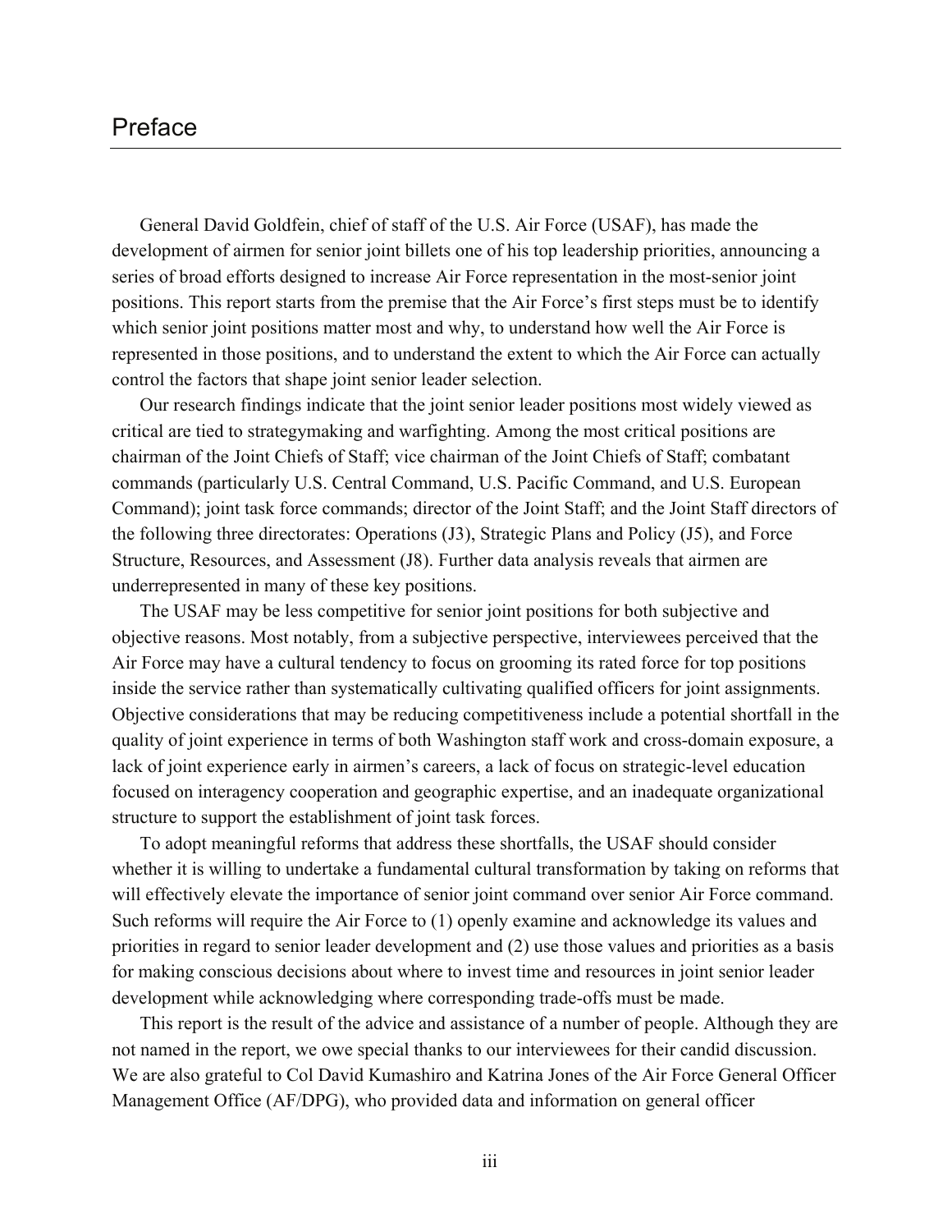# Preface

General David Goldfein, chief of staff of the U.S. Air Force (USAF), has made the development of airmen for senior joint billets one of his top leadership priorities, announcing a series of broad efforts designed to increase Air Force representation in the most-senior joint positions. This report starts from the premise that the Air Force's first steps must be to identify which senior joint positions matter most and why, to understand how well the Air Force is represented in those positions, and to understand the extent to which the Air Force can actually control the factors that shape joint senior leader selection.

Our research findings indicate that the joint senior leader positions most widely viewed as critical are tied to strategymaking and warfighting. Among the most critical positions are chairman of the Joint Chiefs of Staff; vice chairman of the Joint Chiefs of Staff; combatant commands (particularly U.S. Central Command, U.S. Pacific Command, and U.S. European Command); joint task force commands; director of the Joint Staff; and the Joint Staff directors of the following three directorates: Operations (J3), Strategic Plans and Policy (J5), and Force Structure, Resources, and Assessment (J8). Further data analysis reveals that airmen are underrepresented in many of these key positions.

The USAF may be less competitive for senior joint positions for both subjective and objective reasons. Most notably, from a subjective perspective, interviewees perceived that the Air Force may have a cultural tendency to focus on grooming its rated force for top positions inside the service rather than systematically cultivating qualified officers for joint assignments. Objective considerations that may be reducing competitiveness include a potential shortfall in the quality of joint experience in terms of both Washington staff work and cross-domain exposure, a lack of joint experience early in airmen's careers, a lack of focus on strategic-level education focused on interagency cooperation and geographic expertise, and an inadequate organizational structure to support the establishment of joint task forces.

To adopt meaningful reforms that address these shortfalls, the USAF should consider whether it is willing to undertake a fundamental cultural transformation by taking on reforms that will effectively elevate the importance of senior joint command over senior Air Force command. Such reforms will require the Air Force to (1) openly examine and acknowledge its values and priorities in regard to senior leader development and (2) use those values and priorities as a basis for making conscious decisions about where to invest time and resources in joint senior leader development while acknowledging where corresponding trade-offs must be made.

This report is the result of the advice and assistance of a number of people. Although they are not named in the report, we owe special thanks to our interviewees for their candid discussion. We are also grateful to Col David Kumashiro and Katrina Jones of the Air Force General Officer Management Office (AF/DPG), who provided data and information on general officer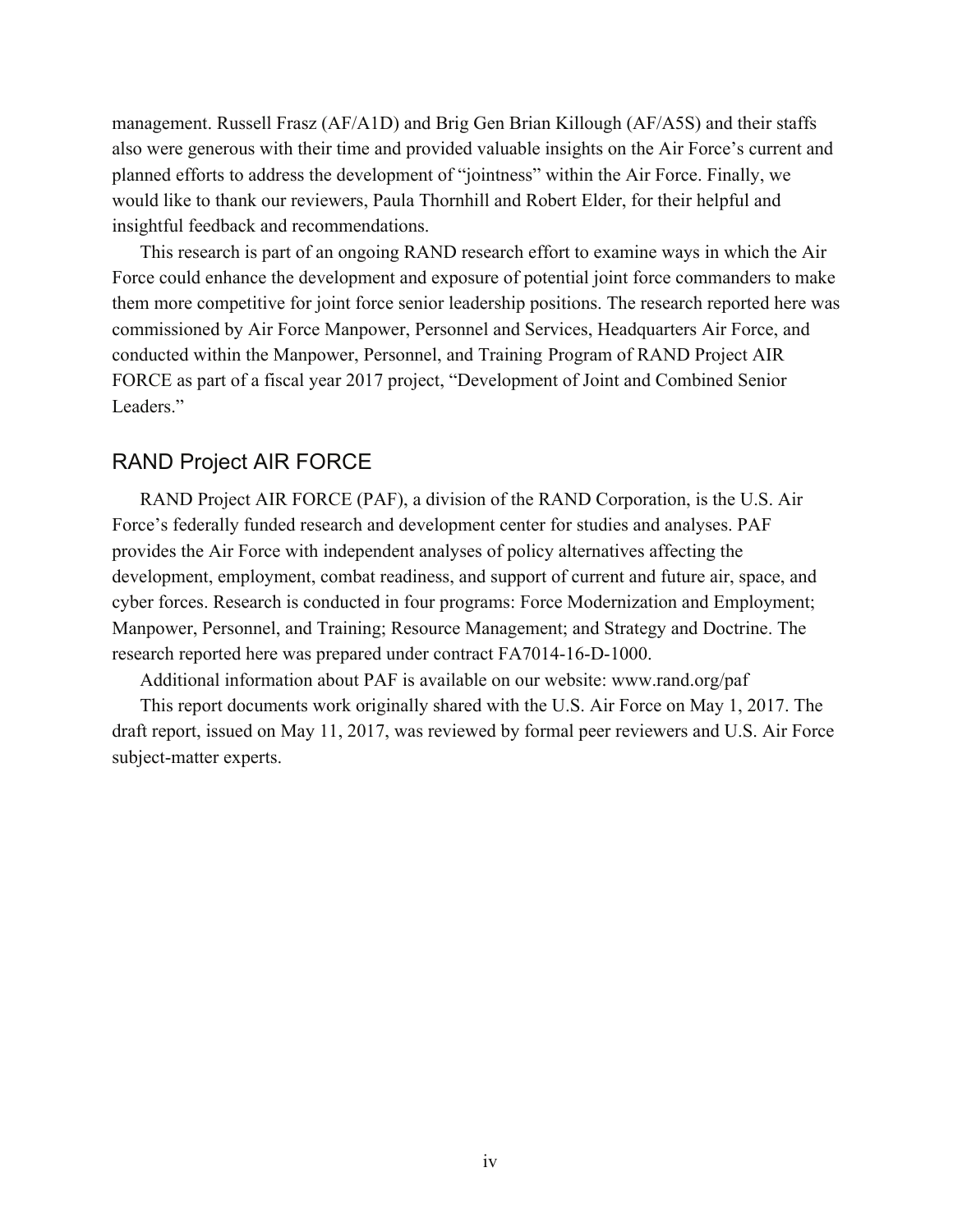management. Russell Frasz (AF/A1D) and Brig Gen Brian Killough (AF/A5S) and their staffs also were generous with their time and provided valuable insights on the Air Force's current and planned efforts to address the development of "jointness" within the Air Force. Finally, we would like to thank our reviewers, Paula Thornhill and Robert Elder, for their helpful and insightful feedback and recommendations.

This research is part of an ongoing RAND research effort to examine ways in which the Air Force could enhance the development and exposure of potential joint force commanders to make them more competitive for joint force senior leadership positions. The research reported here was commissioned by Air Force Manpower, Personnel and Services, Headquarters Air Force, and conducted within the Manpower, Personnel, and Training Program of RAND Project AIR FORCE as part of a fiscal year 2017 project, "Development of Joint and Combined Senior Leaders."

## RAND Project AIR FORCE

RAND Project AIR FORCE (PAF), a division of the RAND Corporation, is the U.S. Air Force's federally funded research and development center for studies and analyses. PAF provides the Air Force with independent analyses of policy alternatives affecting the development, employment, combat readiness, and support of current and future air, space, and cyber forces. Research is conducted in four programs: Force Modernization and Employment; Manpower, Personnel, and Training; Resource Management; and Strategy and Doctrine. The research reported here was prepared under contract FA7014-16-D-1000.

Additional information about PAF is available on our website: www.rand.org/paf

This report documents work originally shared with the U.S. Air Force on May 1, 2017. The draft report, issued on May 11, 2017, was reviewed by formal peer reviewers and U.S. Air Force subject-matter experts.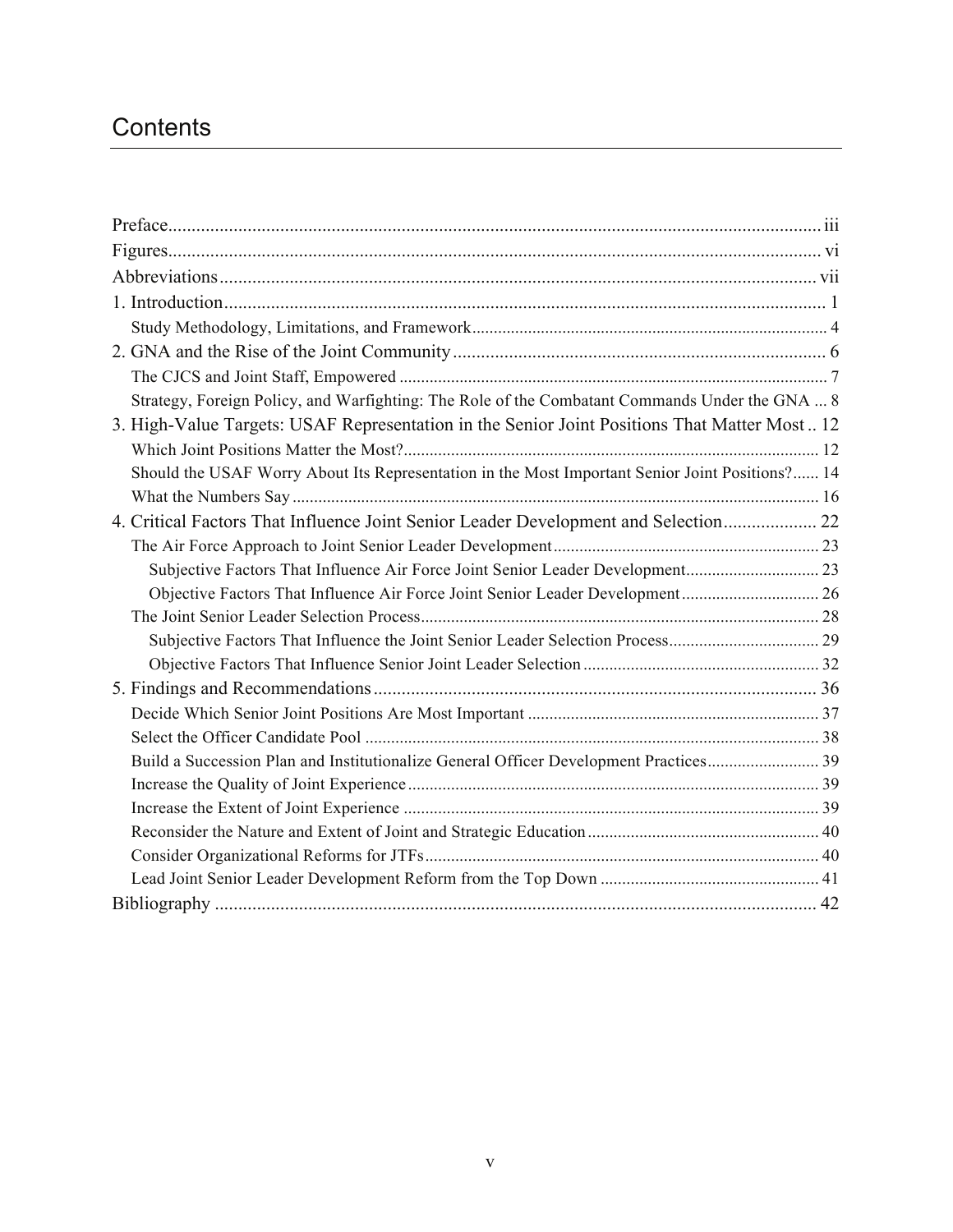# Contents

Preface ........................................................................................................................................ iii
Figures ........................................................................................................................................ vi
Abbreviations ............................................................................................................................. vii
1. Introduction ............................................................................................................................. 1
    Study Methodology, Limitations, and Framework ................................................................. 4
2. GNA and the Rise of the Joint Community ................................................................................ 6
    The CJCS and Joint Staff, Empowered .................................................................................. 7
    Strategy, Foreign Policy, and Warfighting: The Role of the Combatant Commands Under the GNA ... 8
3. High-Value Targets: USAF Representation in the Senior Joint Positions That Matter Most .. 12
    Which Joint Positions Matter the Most? ................................................................................ 12
    Should the USAF Worry About Its Representation in the Most Important Senior Joint Positions? ...... 14
    What the Numbers Say .......................................................................................................... 16
4. Critical Factors That Influence Joint Senior Leader Development and Selection .................... 22
    The Air Force Approach to Joint Senior Leader Development .............................................. 23
        Subjective Factors That Influence Air Force Joint Senior Leader Development ............... 23
        Objective Factors That Influence Air Force Joint Senior Leader Development ................ 26
    The Joint Senior Leader Selection Process ............................................................................ 28
        Subjective Factors That Influence the Joint Senior Leader Selection Process ................... 29
        Objective Factors That Influence Senior Joint Leader Selection ....................................... 32
5. Findings and Recommendations ............................................................................................... 36
    Decide Which Senior Joint Positions Are Most Important ................................................... 37
    Select the Officer Candidate Pool ......................................................................................... 38
    Build a Succession Plan and Institutionalize General Officer Development Practices .......................... 39
    Increase the Quality of Joint Experience ............................................................................... 39
    Increase the Extent of Joint Experience ................................................................................ 39
    Reconsider the Nature and Extent of Joint and Strategic Education ...................................... 40
    Consider Organizational Reforms for JTFs ........................................................................... 40
    Lead Joint Senior Leader Development Reform from the Top Down .................................. 41
Bibliography ................................................................................................................................. 42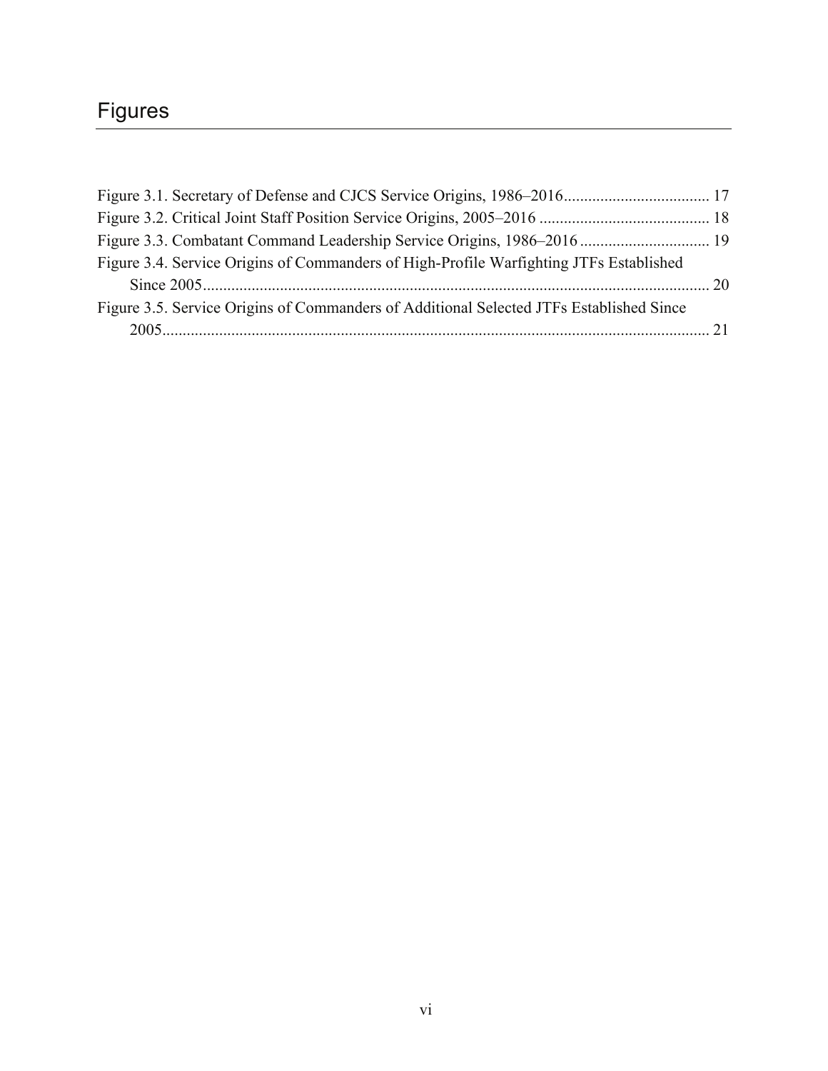# Figures

Figure 3.1. Secretary of Defense and CJCS Service Origins, 1986–2016 .................................... 17
Figure 3.2. Critical Joint Staff Position Service Origins, 2005–2016 .......................................... 18
Figure 3.3. Combatant Command Leadership Service Origins, 1986–2016 ................................ 19
Figure 3.4. Service Origins of Commanders of High-Profile Warfighting JTFs Established Since 2005 ........................................................................................................................... 20
Figure 3.5. Service Origins of Commanders of Additional Selected JTFs Established Since 2005 ....................................................................................................................................... 21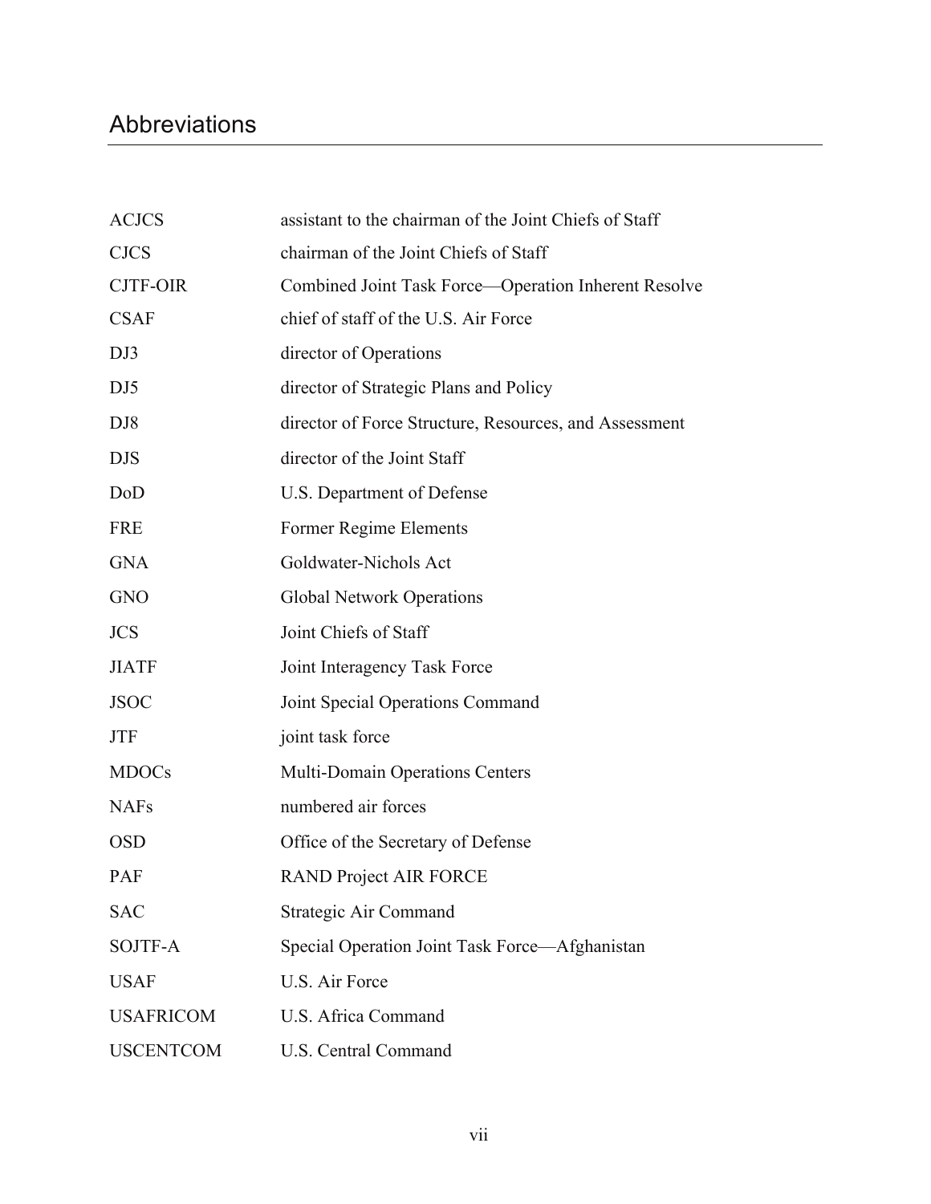## Abbreviations

| | |
|---|---|
| ACJCS | assistant to the chairman of the Joint Chiefs of Staff |
| CJCS | chairman of the Joint Chiefs of Staff |
| CJTF-OIR | Combined Joint Task Force—Operation Inherent Resolve |
| CSAF | chief of staff of the U.S. Air Force |
| DJ3 | director of Operations |
| DJ5 | director of Strategic Plans and Policy |
| DJ8 | director of Force Structure, Resources, and Assessment |
| DJS | director of the Joint Staff |
| DoD | U.S. Department of Defense |
| FRE | Former Regime Elements |
| GNA | Goldwater-Nichols Act |
| GNO | Global Network Operations |
| JCS | Joint Chiefs of Staff |
| JIATF | Joint Interagency Task Force |
| JSOC | Joint Special Operations Command |
| JTF | joint task force |
| MDOCs | Multi-Domain Operations Centers |
| NAFs | numbered air forces |
| OSD | Office of the Secretary of Defense |
| PAF | RAND Project AIR FORCE |
| SAC | Strategic Air Command |
| SOJTF-A | Special Operation Joint Task Force—Afghanistan |
| USAF | U.S. Air Force |
| USAFRICOM | U.S. Africa Command |
| USCENTCOM | U.S. Central Command |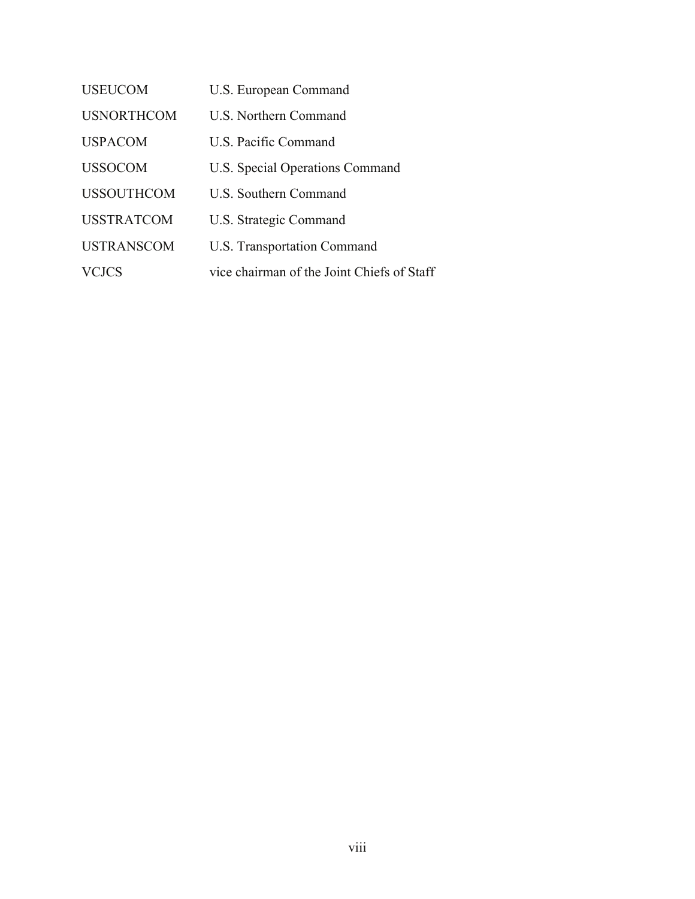| | |
|---|---|
| USEUCOM | U.S. European Command |
| USNORTHCOM | U.S. Northern Command |
| USPACOM | U.S. Pacific Command |
| USSOCOM | U.S. Special Operations Command |
| USSOUTHCOM | U.S. Southern Command |
| USSTRATCOM | U.S. Strategic Command |
| USTRANSCOM | U.S. Transportation Command |
| VCJCS | vice chairman of the Joint Chiefs of Staff |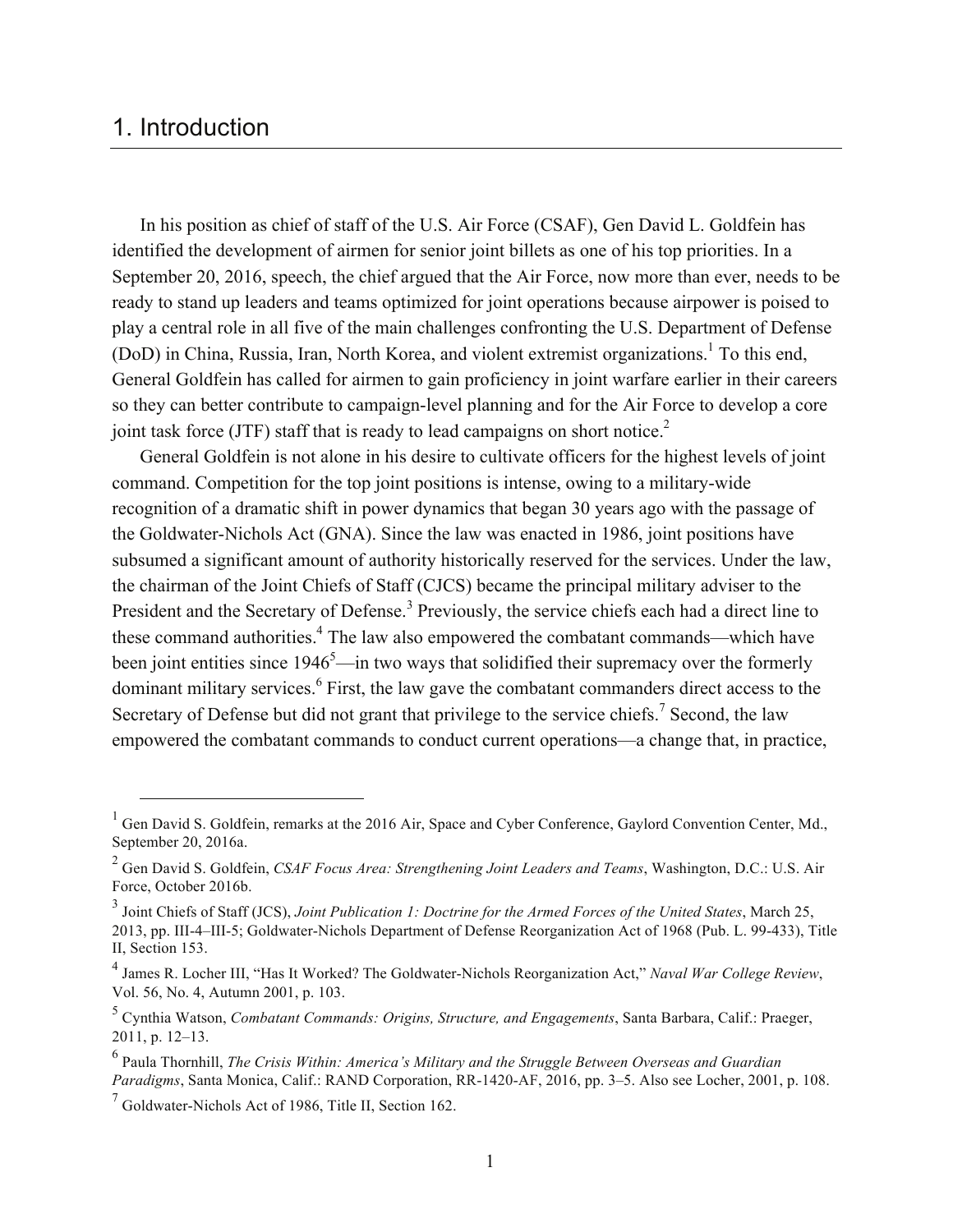# 1. Introduction

In his position as chief of staff of the U.S. Air Force (CSAF), Gen David L. Goldfein has identified the development of airmen for senior joint billets as one of his top priorities. In a September 20, 2016, speech, the chief argued that the Air Force, now more than ever, needs to be ready to stand up leaders and teams optimized for joint operations because airpower is poised to play a central role in all five of the main challenges confronting the U.S. Department of Defense (DoD) in China, Russia, Iran, North Korea, and violent extremist organizations.[1] To this end, General Goldfein has called for airmen to gain proficiency in joint warfare earlier in their careers so they can better contribute to campaign-level planning and for the Air Force to develop a core joint task force (JTF) staff that is ready to lead campaigns on short notice.[2]

General Goldfein is not alone in his desire to cultivate officers for the highest levels of joint command. Competition for the top joint positions is intense, owing to a military-wide recognition of a dramatic shift in power dynamics that began 30 years ago with the passage of the Goldwater-Nichols Act (GNA). Since the law was enacted in 1986, joint positions have subsumed a significant amount of authority historically reserved for the services. Under the law, the chairman of the Joint Chiefs of Staff (CJCS) became the principal military adviser to the President and the Secretary of Defense.[3] Previously, the service chiefs each had a direct line to these command authorities.[4] The law also empowered the combatant commands—which have been joint entities since 1946[5]—in two ways that solidified their supremacy over the formerly dominant military services.[6] First, the law gave the combatant commanders direct access to the Secretary of Defense but did not grant that privilege to the service chiefs.[7] Second, the law empowered the combatant commands to conduct current operations—a change that, in practice,

---

[1] Gen David S. Goldfein, remarks at the 2016 Air, Space and Cyber Conference, Gaylord Convention Center, Md., September 20, 2016a.

[2] Gen David S. Goldfein, *CSAF Focus Area: Strengthening Joint Leaders and Teams*, Washington, D.C.: U.S. Air Force, October 2016b.

[3] Joint Chiefs of Staff (JCS), *Joint Publication 1: Doctrine for the Armed Forces of the United States*, March 25, 2013, pp. III-4–III-5; Goldwater-Nichols Department of Defense Reorganization Act of 1968 (Pub. L. 99-433), Title II, Section 153.

[4] James R. Locher III, "Has It Worked? The Goldwater-Nichols Reorganization Act," *Naval War College Review*, Vol. 56, No. 4, Autumn 2001, p. 103.

[5] Cynthia Watson, *Combatant Commands: Origins, Structure, and Engagements*, Santa Barbara, Calif.: Praeger, 2011, p. 12–13.

[6] Paula Thornhill, *The Crisis Within: America's Military and the Struggle Between Overseas and Guardian Paradigms*, Santa Monica, Calif.: RAND Corporation, RR-1420-AF, 2016, pp. 3–5. Also see Locher, 2001, p. 108.

[7] Goldwater-Nichols Act of 1986, Title II, Section 162.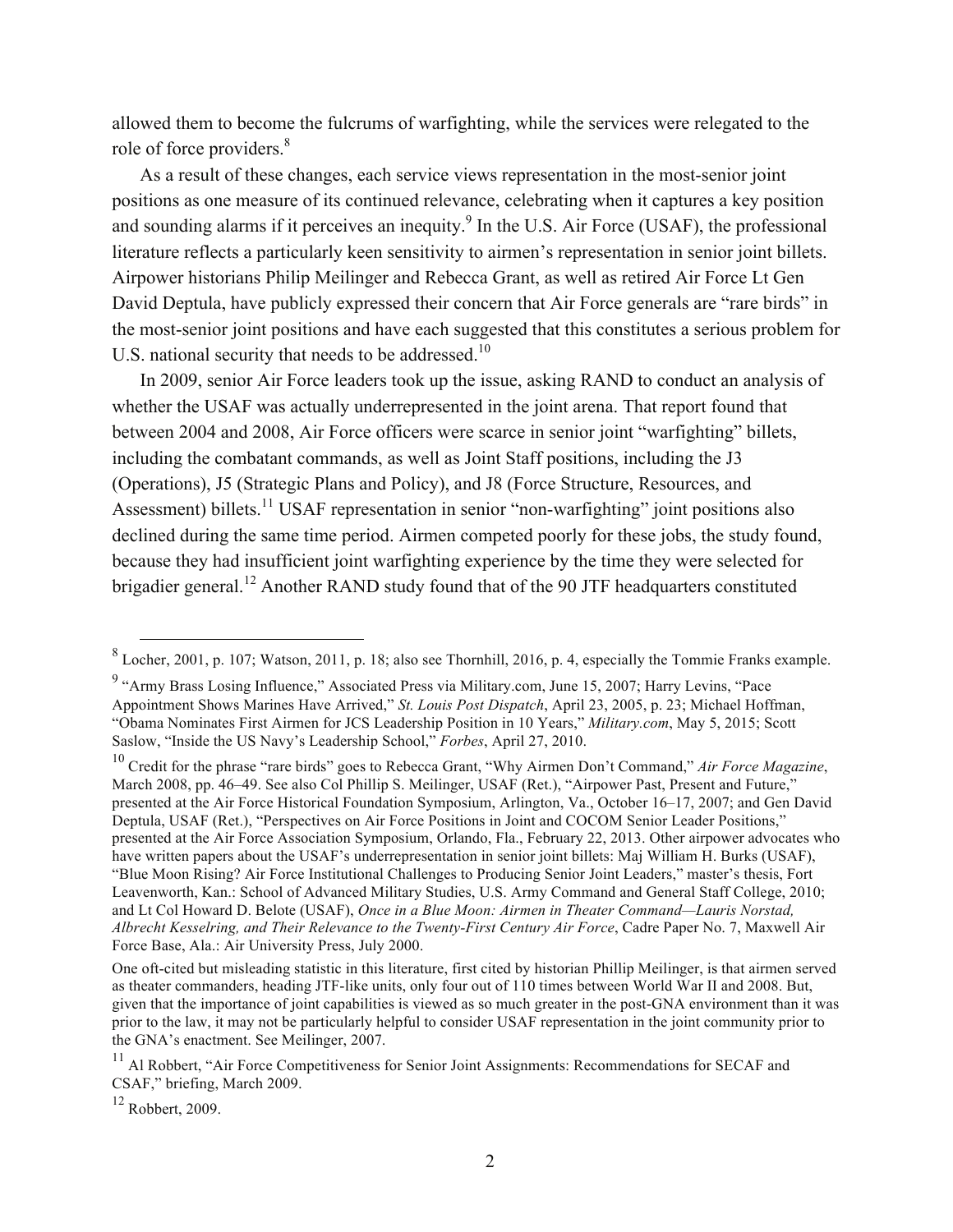allowed them to become the fulcrums of warfighting, while the services were relegated to the role of force providers.[8]

As a result of these changes, each service views representation in the most-senior joint positions as one measure of its continued relevance, celebrating when it captures a key position and sounding alarms if it perceives an inequity.[9] In the U.S. Air Force (USAF), the professional literature reflects a particularly keen sensitivity to airmen's representation in senior joint billets. Airpower historians Philip Meilinger and Rebecca Grant, as well as retired Air Force Lt Gen David Deptula, have publicly expressed their concern that Air Force generals are "rare birds" in the most-senior joint positions and have each suggested that this constitutes a serious problem for U.S. national security that needs to be addressed.[10]

In 2009, senior Air Force leaders took up the issue, asking RAND to conduct an analysis of whether the USAF was actually underrepresented in the joint arena. That report found that between 2004 and 2008, Air Force officers were scarce in senior joint "warfighting" billets, including the combatant commands, as well as Joint Staff positions, including the J3 (Operations), J5 (Strategic Plans and Policy), and J8 (Force Structure, Resources, and Assessment) billets.[11] USAF representation in senior "non-warfighting" joint positions also declined during the same time period. Airmen competed poorly for these jobs, the study found, because they had insufficient joint warfighting experience by the time they were selected for brigadier general.[12] Another RAND study found that of the 90 JTF headquarters constituted

---

[8] Locher, 2001, p. 107; Watson, 2011, p. 18; also see Thornhill, 2016, p. 4, especially the Tommie Franks example.

[9] "Army Brass Losing Influence," Associated Press via Military.com, June 15, 2007; Harry Levins, "Pace Appointment Shows Marines Have Arrived," *St. Louis Post Dispatch*, April 23, 2005, p. 23; Michael Hoffman, "Obama Nominates First Airmen for JCS Leadership Position in 10 Years," *Military.com*, May 5, 2015; Scott Saslow, "Inside the US Navy's Leadership School," *Forbes*, April 27, 2010.

[10] Credit for the phrase "rare birds" goes to Rebecca Grant, "Why Airmen Don't Command," *Air Force Magazine*, March 2008, pp. 46–49. See also Col Phillip S. Meilinger, USAF (Ret.), "Airpower Past, Present and Future," presented at the Air Force Historical Foundation Symposium, Arlington, Va., October 16–17, 2007; and Gen David Deptula, USAF (Ret.), "Perspectives on Air Force Positions in Joint and COCOM Senior Leader Positions," presented at the Air Force Association Symposium, Orlando, Fla., February 22, 2013. Other airpower advocates who have written papers about the USAF's underrepresentation in senior joint billets: Maj William H. Burks (USAF), "Blue Moon Rising? Air Force Institutional Challenges to Producing Senior Joint Leaders," master's thesis, Fort Leavenworth, Kan.: School of Advanced Military Studies, U.S. Army Command and General Staff College, 2010; and Lt Col Howard D. Belote (USAF), *Once in a Blue Moon: Airmen in Theater Command—Lauris Norstad, Albrecht Kesselring, and Their Relevance to the Twenty-First Century Air Force*, Cadre Paper No. 7, Maxwell Air Force Base, Ala.: Air University Press, July 2000.

One oft-cited but misleading statistic in this literature, first cited by historian Phillip Meilinger, is that airmen served as theater commanders, heading JTF-like units, only four out of 110 times between World War II and 2008. But, given that the importance of joint capabilities is viewed as so much greater in the post-GNA environment than it was prior to the law, it may not be particularly helpful to consider USAF representation in the joint community prior to the GNA's enactment. See Meilinger, 2007.

[11] Al Robbert, "Air Force Competitiveness for Senior Joint Assignments: Recommendations for SECAF and CSAF," briefing, March 2009.

[12] Robbert, 2009.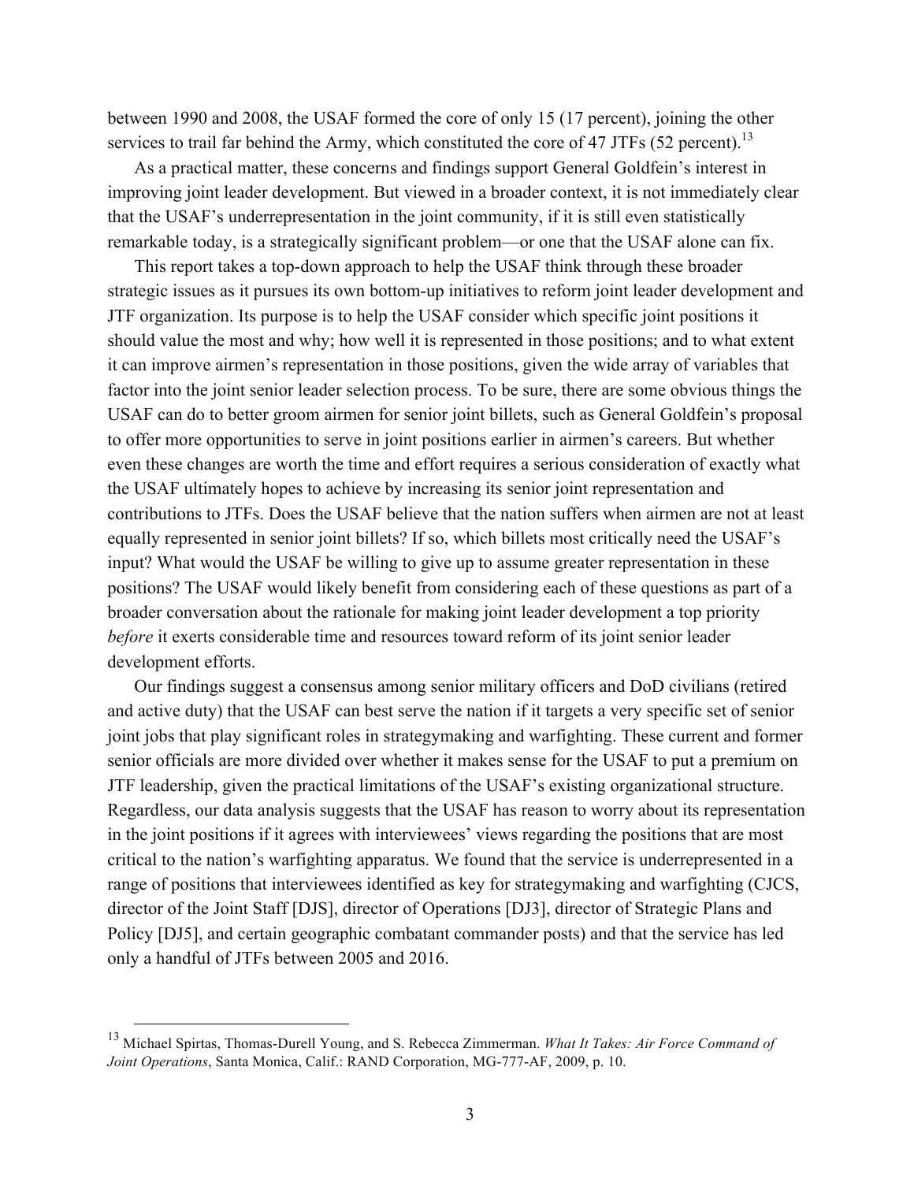between 1990 and 2008, the USAF formed the core of only 15 (17 percent), joining the other services to trail far behind the Army, which constituted the core of 47 JTFs (52 percent).[13]

As a practical matter, these concerns and findings support General Goldfein's interest in improving joint leader development. But viewed in a broader context, it is not immediately clear that the USAF's underrepresentation in the joint community, if it is still even statistically remarkable today, is a strategically significant problem—or one that the USAF alone can fix.

This report takes a top-down approach to help the USAF think through these broader strategic issues as it pursues its own bottom-up initiatives to reform joint leader development and JTF organization. Its purpose is to help the USAF consider which specific joint positions it should value the most and why; how well it is represented in those positions; and to what extent it can improve airmen's representation in those positions, given the wide array of variables that factor into the joint senior leader selection process. To be sure, there are some obvious things the USAF can do to better groom airmen for senior joint billets, such as General Goldfein's proposal to offer more opportunities to serve in joint positions earlier in airmen's careers. But whether even these changes are worth the time and effort requires a serious consideration of exactly what the USAF ultimately hopes to achieve by increasing its senior joint representation and contributions to JTFs. Does the USAF believe that the nation suffers when airmen are not at least equally represented in senior joint billets? If so, which billets most critically need the USAF's input? What would the USAF be willing to give up to assume greater representation in these positions? The USAF would likely benefit from considering each of these questions as part of a broader conversation about the rationale for making joint leader development a top priority *before* it exerts considerable time and resources toward reform of its joint senior leader development efforts.

Our findings suggest a consensus among senior military officers and DoD civilians (retired and active duty) that the USAF can best serve the nation if it targets a very specific set of senior joint jobs that play significant roles in strategymaking and warfighting. These current and former senior officials are more divided over whether it makes sense for the USAF to put a premium on JTF leadership, given the practical limitations of the USAF's existing organizational structure. Regardless, our data analysis suggests that the USAF has reason to worry about its representation in the joint positions if it agrees with interviewees' views regarding the positions that are most critical to the nation's warfighting apparatus. We found that the service is underrepresented in a range of positions that interviewees identified as key for strategymaking and warfighting (CJCS, director of the Joint Staff [DJS], director of Operations [DJ3], director of Strategic Plans and Policy [DJ5], and certain geographic combatant commander posts) and that the service has led only a handful of JTFs between 2005 and 2016.

---

[13] Michael Spirtas, Thomas-Durell Young, and S. Rebecca Zimmerman. *What It Takes: Air Force Command of Joint Operations*, Santa Monica, Calif.: RAND Corporation, MG-777-AF, 2009, p. 10.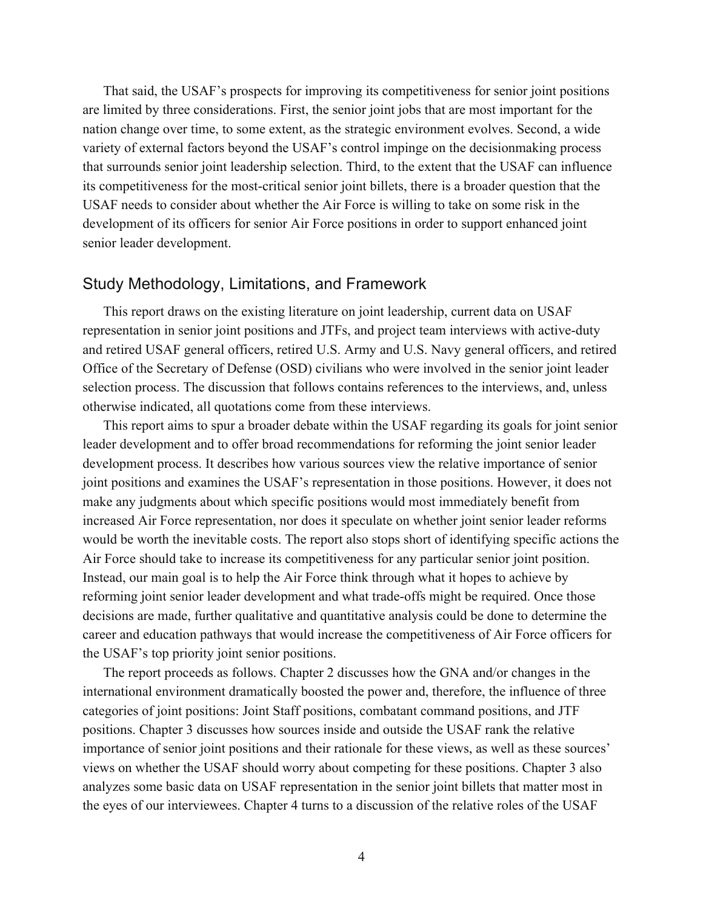That said, the USAF's prospects for improving its competitiveness for senior joint positions are limited by three considerations. First, the senior joint jobs that are most important for the nation change over time, to some extent, as the strategic environment evolves. Second, a wide variety of external factors beyond the USAF's control impinge on the decisionmaking process that surrounds senior joint leadership selection. Third, to the extent that the USAF can influence its competitiveness for the most-critical senior joint billets, there is a broader question that the USAF needs to consider about whether the Air Force is willing to take on some risk in the development of its officers for senior Air Force positions in order to support enhanced joint senior leader development.

## Study Methodology, Limitations, and Framework

This report draws on the existing literature on joint leadership, current data on USAF representation in senior joint positions and JTFs, and project team interviews with active-duty and retired USAF general officers, retired U.S. Army and U.S. Navy general officers, and retired Office of the Secretary of Defense (OSD) civilians who were involved in the senior joint leader selection process. The discussion that follows contains references to the interviews, and, unless otherwise indicated, all quotations come from these interviews.

This report aims to spur a broader debate within the USAF regarding its goals for joint senior leader development and to offer broad recommendations for reforming the joint senior leader development process. It describes how various sources view the relative importance of senior joint positions and examines the USAF's representation in those positions. However, it does not make any judgments about which specific positions would most immediately benefit from increased Air Force representation, nor does it speculate on whether joint senior leader reforms would be worth the inevitable costs. The report also stops short of identifying specific actions the Air Force should take to increase its competitiveness for any particular senior joint position. Instead, our main goal is to help the Air Force think through what it hopes to achieve by reforming joint senior leader development and what trade-offs might be required. Once those decisions are made, further qualitative and quantitative analysis could be done to determine the career and education pathways that would increase the competitiveness of Air Force officers for the USAF's top priority joint senior positions.

The report proceeds as follows. Chapter 2 discusses how the GNA and/or changes in the international environment dramatically boosted the power and, therefore, the influence of three categories of joint positions: Joint Staff positions, combatant command positions, and JTF positions. Chapter 3 discusses how sources inside and outside the USAF rank the relative importance of senior joint positions and their rationale for these views, as well as these sources' views on whether the USAF should worry about competing for these positions. Chapter 3 also analyzes some basic data on USAF representation in the senior joint billets that matter most in the eyes of our interviewees. Chapter 4 turns to a discussion of the relative roles of the USAF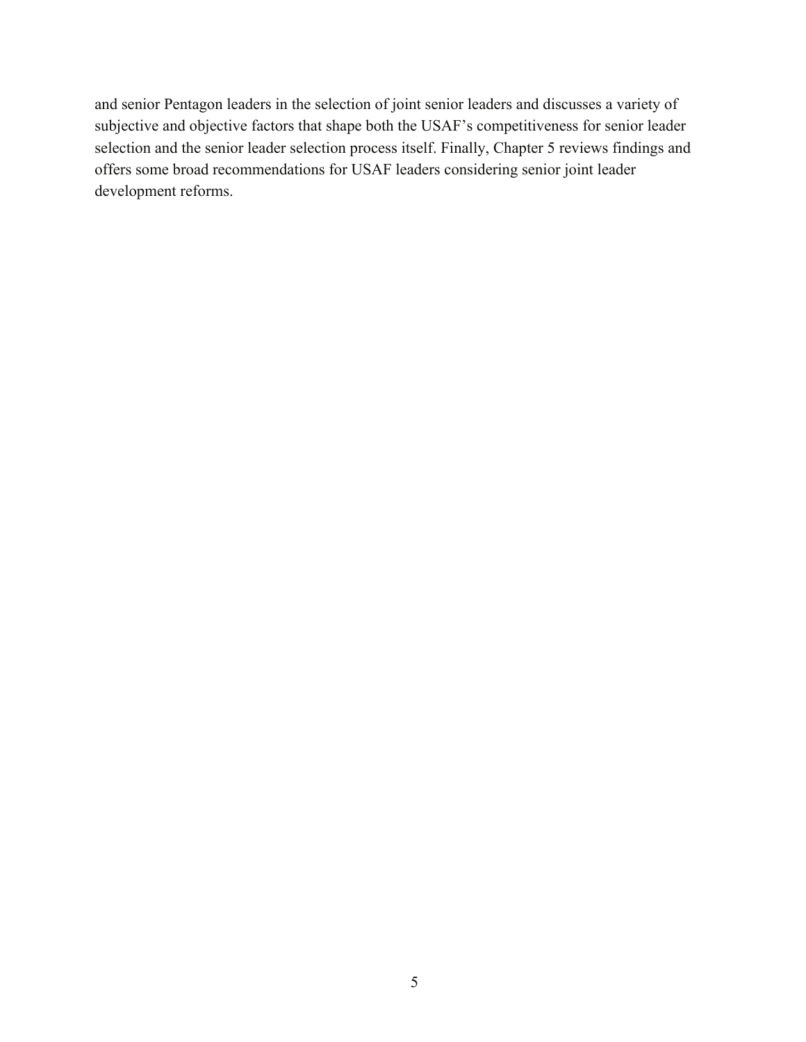and senior Pentagon leaders in the selection of joint senior leaders and discusses a variety of subjective and objective factors that shape both the USAF's competitiveness for senior leader selection and the senior leader selection process itself. Finally, Chapter 5 reviews findings and offers some broad recommendations for USAF leaders considering senior joint leader development reforms.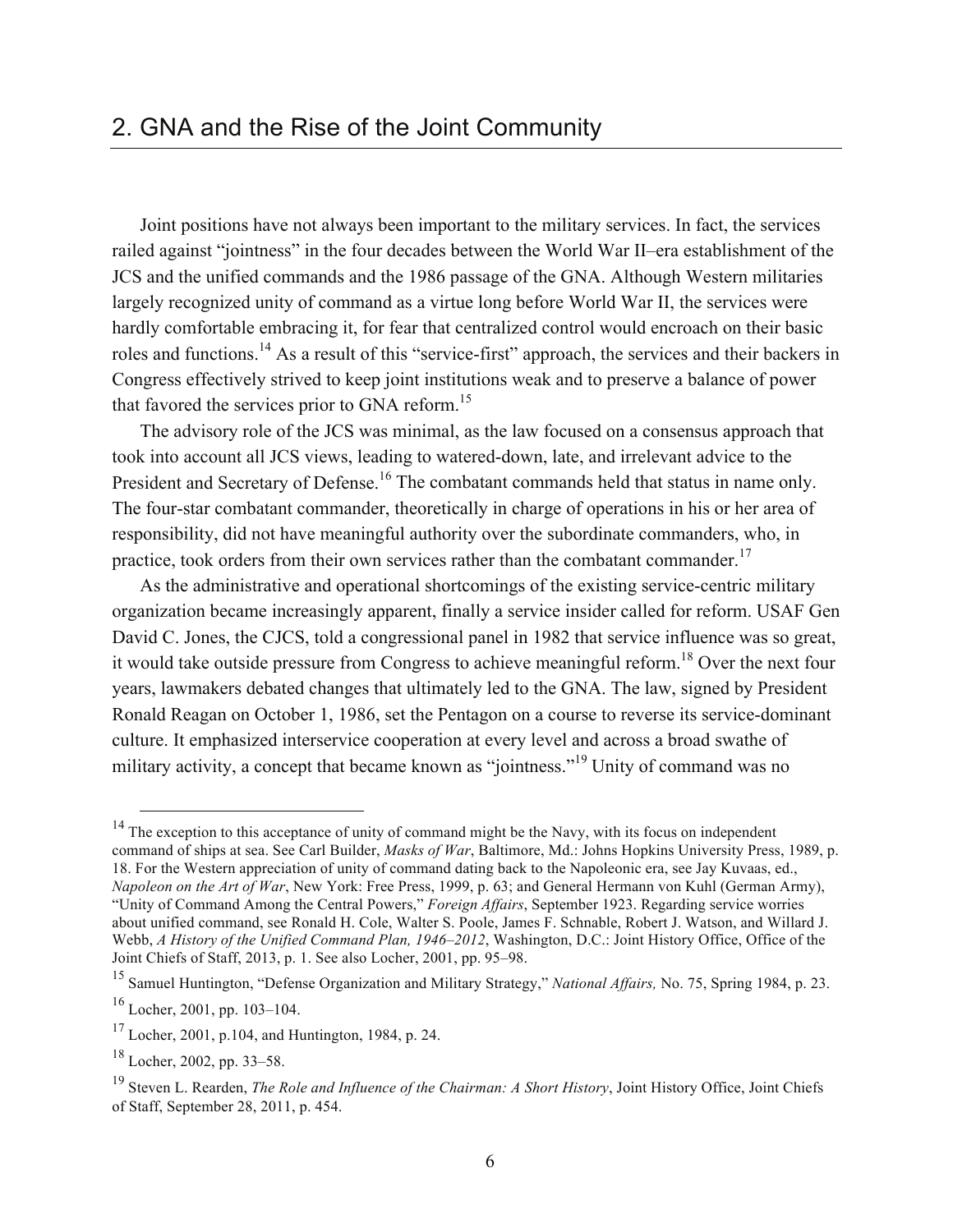## 2. GNA and the Rise of the Joint Community

Joint positions have not always been important to the military services. In fact, the services railed against "jointness" in the four decades between the World War II–era establishment of the JCS and the unified commands and the 1986 passage of the GNA. Although Western militaries largely recognized unity of command as a virtue long before World War II, the services were hardly comfortable embracing it, for fear that centralized control would encroach on their basic roles and functions.[14] As a result of this "service-first" approach, the services and their backers in Congress effectively strived to keep joint institutions weak and to preserve a balance of power that favored the services prior to GNA reform.[15]

The advisory role of the JCS was minimal, as the law focused on a consensus approach that took into account all JCS views, leading to watered-down, late, and irrelevant advice to the President and Secretary of Defense.[16] The combatant commands held that status in name only. The four-star combatant commander, theoretically in charge of operations in his or her area of responsibility, did not have meaningful authority over the subordinate commanders, who, in practice, took orders from their own services rather than the combatant commander.[17]

As the administrative and operational shortcomings of the existing service-centric military organization became increasingly apparent, finally a service insider called for reform. USAF Gen David C. Jones, the CJCS, told a congressional panel in 1982 that service influence was so great, it would take outside pressure from Congress to achieve meaningful reform.[18] Over the next four years, lawmakers debated changes that ultimately led to the GNA. The law, signed by President Ronald Reagan on October 1, 1986, set the Pentagon on a course to reverse its service-dominant culture. It emphasized interservice cooperation at every level and across a broad swathe of military activity, a concept that became known as "jointness."[19] Unity of command was no

---

[14] The exception to this acceptance of unity of command might be the Navy, with its focus on independent command of ships at sea. See Carl Builder, *Masks of War*, Baltimore, Md.: Johns Hopkins University Press, 1989, p. 18. For the Western appreciation of unity of command dating back to the Napoleonic era, see Jay Kuvaas, ed., *Napoleon on the Art of War*, New York: Free Press, 1999, p. 63; and General Hermann von Kuhl (German Army), "Unity of Command Among the Central Powers," *Foreign Affairs*, September 1923. Regarding service worries about unified command, see Ronald H. Cole, Walter S. Poole, James F. Schnable, Robert J. Watson, and Willard J. Webb, *A History of the Unified Command Plan, 1946–2012*, Washington, D.C.: Joint History Office, Office of the Joint Chiefs of Staff, 2013, p. 1. See also Locher, 2001, pp. 95–98.

[15] Samuel Huntington, "Defense Organization and Military Strategy," *National Affairs,* No. 75, Spring 1984, p. 23.

[16] Locher, 2001, pp. 103–104.

[17] Locher, 2001, p.104, and Huntington, 1984, p. 24.

[18] Locher, 2002, pp. 33–58.

[19] Steven L. Rearden, *The Role and Influence of the Chairman: A Short History*, Joint History Office, Joint Chiefs of Staff, September 28, 2011, p. 454.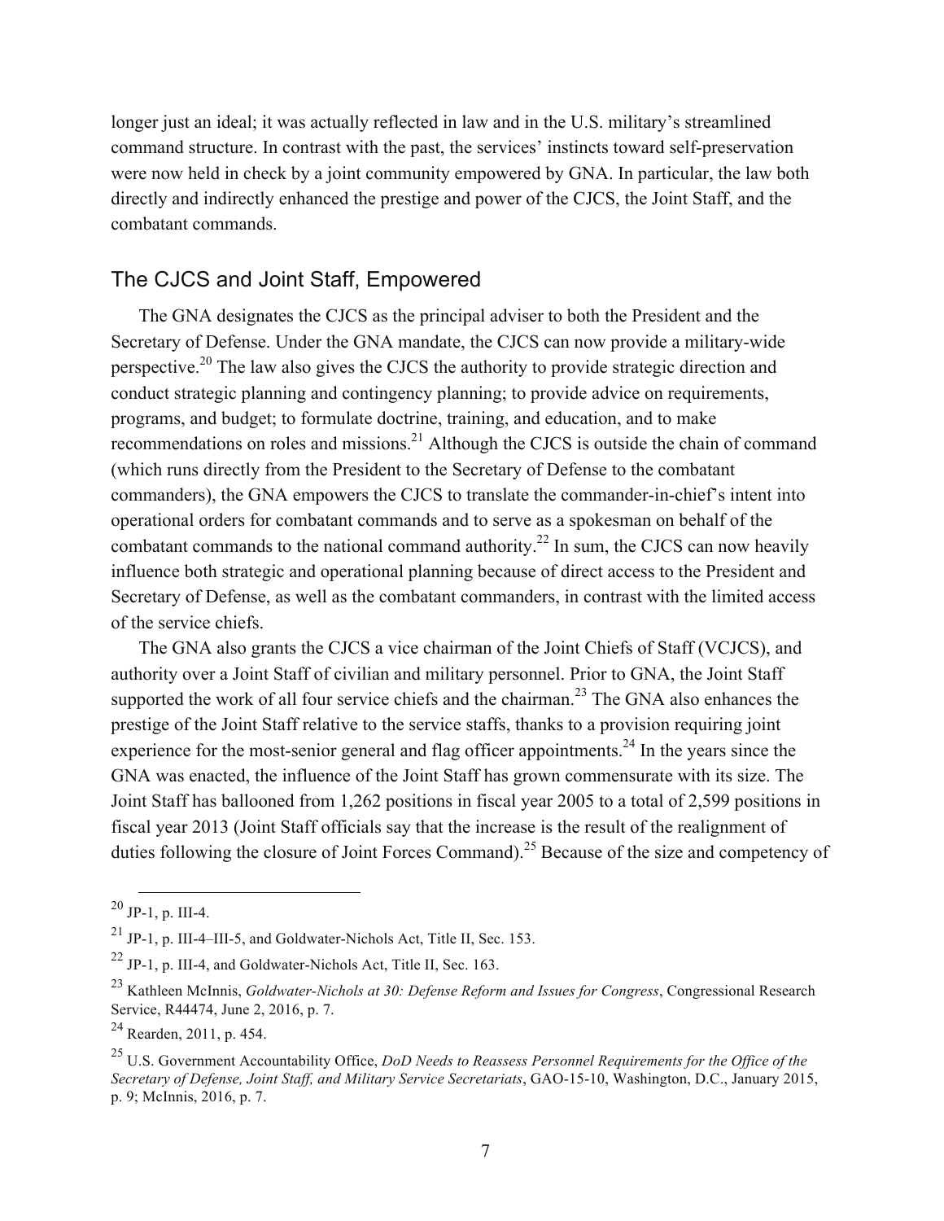longer just an ideal; it was actually reflected in law and in the U.S. military's streamlined command structure. In contrast with the past, the services' instincts toward self-preservation were now held in check by a joint community empowered by GNA. In particular, the law both directly and indirectly enhanced the prestige and power of the CJCS, the Joint Staff, and the combatant commands.

## The CJCS and Joint Staff, Empowered

The GNA designates the CJCS as the principal adviser to both the President and the Secretary of Defense. Under the GNA mandate, the CJCS can now provide a military-wide perspective.[20] The law also gives the CJCS the authority to provide strategic direction and conduct strategic planning and contingency planning; to provide advice on requirements, programs, and budget; to formulate doctrine, training, and education, and to make recommendations on roles and missions.[21] Although the CJCS is outside the chain of command (which runs directly from the President to the Secretary of Defense to the combatant commanders), the GNA empowers the CJCS to translate the commander-in-chief's intent into operational orders for combatant commands and to serve as a spokesman on behalf of the combatant commands to the national command authority.[22] In sum, the CJCS can now heavily influence both strategic and operational planning because of direct access to the President and Secretary of Defense, as well as the combatant commanders, in contrast with the limited access of the service chiefs.

The GNA also grants the CJCS a vice chairman of the Joint Chiefs of Staff (VCJCS), and authority over a Joint Staff of civilian and military personnel. Prior to GNA, the Joint Staff supported the work of all four service chiefs and the chairman.[23] The GNA also enhances the prestige of the Joint Staff relative to the service staffs, thanks to a provision requiring joint experience for the most-senior general and flag officer appointments.[24] In the years since the GNA was enacted, the influence of the Joint Staff has grown commensurate with its size. The Joint Staff has ballooned from 1,262 positions in fiscal year 2005 to a total of 2,599 positions in fiscal year 2013 (Joint Staff officials say that the increase is the result of the realignment of duties following the closure of Joint Forces Command).[25] Because of the size and competency of

---

[20] JP-1, p. III-4.

[21] JP-1, p. III-4–III-5, and Goldwater-Nichols Act, Title II, Sec. 153.

[22] JP-1, p. III-4, and Goldwater-Nichols Act, Title II, Sec. 163.

[23] Kathleen McInnis, *Goldwater-Nichols at 30: Defense Reform and Issues for Congress*, Congressional Research Service, R44474, June 2, 2016, p. 7.

[24] Rearden, 2011, p. 454.

[25] U.S. Government Accountability Office, *DoD Needs to Reassess Personnel Requirements for the Office of the Secretary of Defense, Joint Staff, and Military Service Secretariats*, GAO-15-10, Washington, D.C., January 2015, p. 9; McInnis, 2016, p. 7.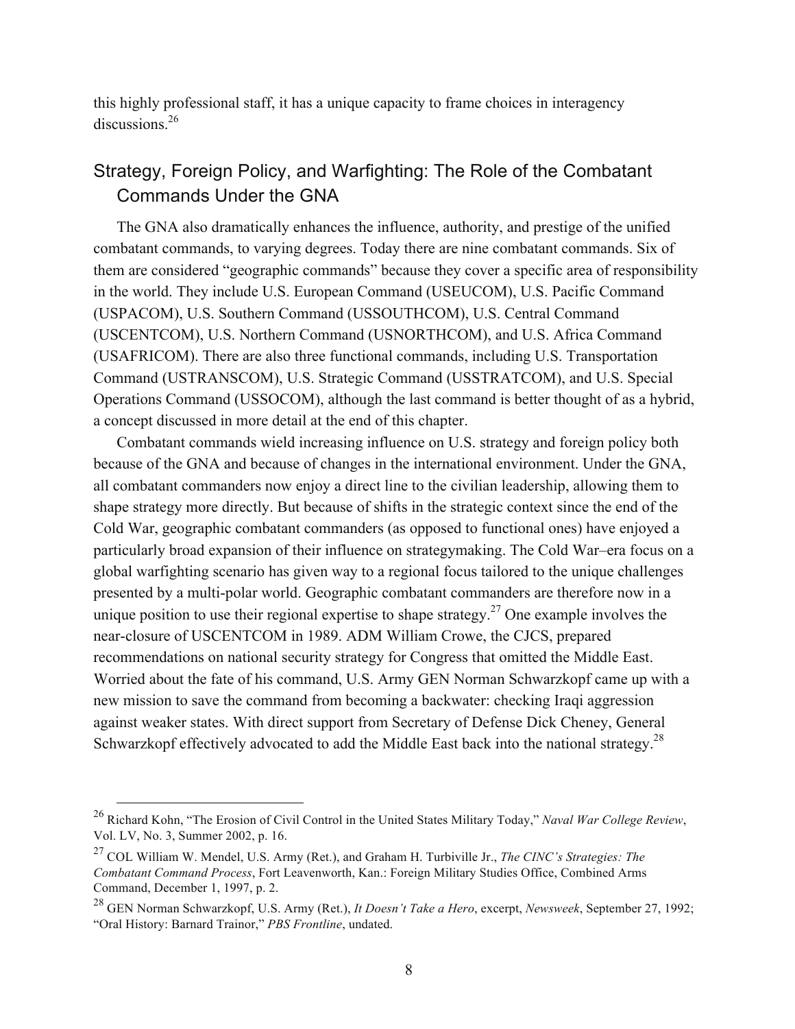this highly professional staff, it has a unique capacity to frame choices in interagency discussions.[26]

## Strategy, Foreign Policy, and Warfighting: The Role of the Combatant Commands Under the GNA

The GNA also dramatically enhances the influence, authority, and prestige of the unified combatant commands, to varying degrees. Today there are nine combatant commands. Six of them are considered "geographic commands" because they cover a specific area of responsibility in the world. They include U.S. European Command (USEUCOM), U.S. Pacific Command (USPACOM), U.S. Southern Command (USSOUTHCOM), U.S. Central Command (USCENTCOM), U.S. Northern Command (USNORTHCOM), and U.S. Africa Command (USAFRICOM). There are also three functional commands, including U.S. Transportation Command (USTRANSCOM), U.S. Strategic Command (USSTRATCOM), and U.S. Special Operations Command (USSOCOM), although the last command is better thought of as a hybrid, a concept discussed in more detail at the end of this chapter.

Combatant commands wield increasing influence on U.S. strategy and foreign policy both because of the GNA and because of changes in the international environment. Under the GNA, all combatant commanders now enjoy a direct line to the civilian leadership, allowing them to shape strategy more directly. But because of shifts in the strategic context since the end of the Cold War, geographic combatant commanders (as opposed to functional ones) have enjoyed a particularly broad expansion of their influence on strategymaking. The Cold War–era focus on a global warfighting scenario has given way to a regional focus tailored to the unique challenges presented by a multi-polar world. Geographic combatant commanders are therefore now in a unique position to use their regional expertise to shape strategy.[27] One example involves the near-closure of USCENTCOM in 1989. ADM William Crowe, the CJCS, prepared recommendations on national security strategy for Congress that omitted the Middle East. Worried about the fate of his command, U.S. Army GEN Norman Schwarzkopf came up with a new mission to save the command from becoming a backwater: checking Iraqi aggression against weaker states. With direct support from Secretary of Defense Dick Cheney, General Schwarzkopf effectively advocated to add the Middle East back into the national strategy.[28]

---

[26] Richard Kohn, "The Erosion of Civil Control in the United States Military Today," *Naval War College Review*, Vol. LV, No. 3, Summer 2002, p. 16.

[27] COL William W. Mendel, U.S. Army (Ret.), and Graham H. Turbiville Jr., *The CINC's Strategies: The Combatant Command Process*, Fort Leavenworth, Kan.: Foreign Military Studies Office, Combined Arms Command, December 1, 1997, p. 2.

[28] GEN Norman Schwarzkopf, U.S. Army (Ret.), *It Doesn't Take a Hero*, excerpt, *Newsweek*, September 27, 1992; "Oral History: Barnard Trainor," *PBS Frontline*, undated.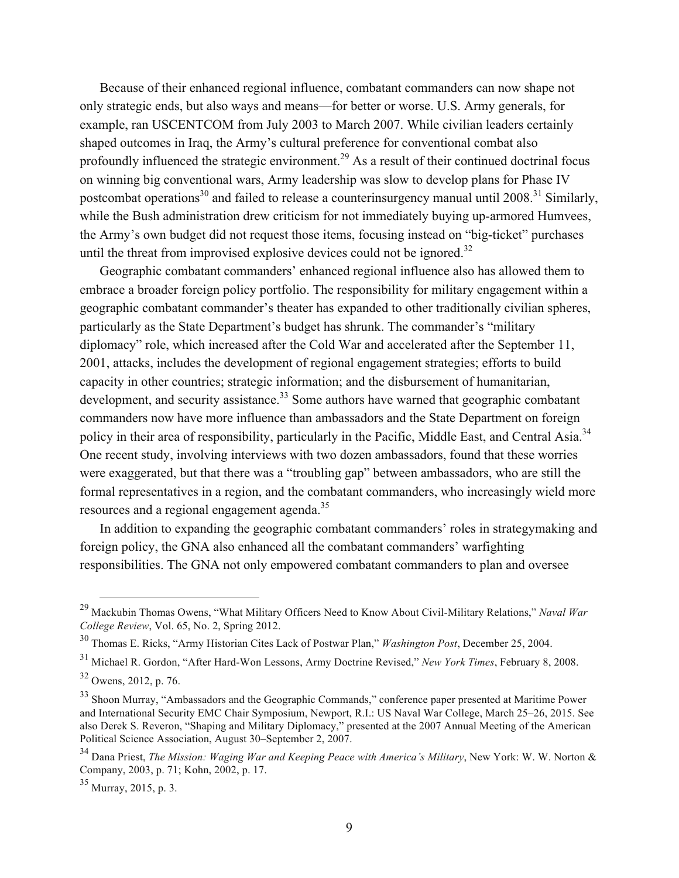Because of their enhanced regional influence, combatant commanders can now shape not only strategic ends, but also ways and means—for better or worse. U.S. Army generals, for example, ran USCENTCOM from July 2003 to March 2007. While civilian leaders certainly shaped outcomes in Iraq, the Army's cultural preference for conventional combat also profoundly influenced the strategic environment.[29] As a result of their continued doctrinal focus on winning big conventional wars, Army leadership was slow to develop plans for Phase IV postcombat operations[30] and failed to release a counterinsurgency manual until 2008.[31] Similarly, while the Bush administration drew criticism for not immediately buying up-armored Humvees, the Army's own budget did not request those items, focusing instead on "big-ticket" purchases until the threat from improvised explosive devices could not be ignored.[32]

Geographic combatant commanders' enhanced regional influence also has allowed them to embrace a broader foreign policy portfolio. The responsibility for military engagement within a geographic combatant commander's theater has expanded to other traditionally civilian spheres, particularly as the State Department's budget has shrunk. The commander's "military diplomacy" role, which increased after the Cold War and accelerated after the September 11, 2001, attacks, includes the development of regional engagement strategies; efforts to build capacity in other countries; strategic information; and the disbursement of humanitarian, development, and security assistance.[33] Some authors have warned that geographic combatant commanders now have more influence than ambassadors and the State Department on foreign policy in their area of responsibility, particularly in the Pacific, Middle East, and Central Asia.[34] One recent study, involving interviews with two dozen ambassadors, found that these worries were exaggerated, but that there was a "troubling gap" between ambassadors, who are still the formal representatives in a region, and the combatant commanders, who increasingly wield more resources and a regional engagement agenda.[35]

In addition to expanding the geographic combatant commanders' roles in strategymaking and foreign policy, the GNA also enhanced all the combatant commanders' warfighting responsibilities. The GNA not only empowered combatant commanders to plan and oversee

---

[29] Mackubin Thomas Owens, "What Military Officers Need to Know About Civil-Military Relations," *Naval War College Review*, Vol. 65, No. 2, Spring 2012.

[30] Thomas E. Ricks, "Army Historian Cites Lack of Postwar Plan," *Washington Post*, December 25, 2004.

[31] Michael R. Gordon, "After Hard-Won Lessons, Army Doctrine Revised," *New York Times*, February 8, 2008.

[32] Owens, 2012, p. 76.

[33] Shoon Murray, "Ambassadors and the Geographic Commands," conference paper presented at Maritime Power and International Security EMC Chair Symposium, Newport, R.I.: US Naval War College, March 25–26, 2015. See also Derek S. Reveron, "Shaping and Military Diplomacy," presented at the 2007 Annual Meeting of the American Political Science Association, August 30–September 2, 2007.

[34] Dana Priest, *The Mission: Waging War and Keeping Peace with America's Military*, New York: W. W. Norton & Company, 2003, p. 71; Kohn, 2002, p. 17.

[35] Murray, 2015, p. 3.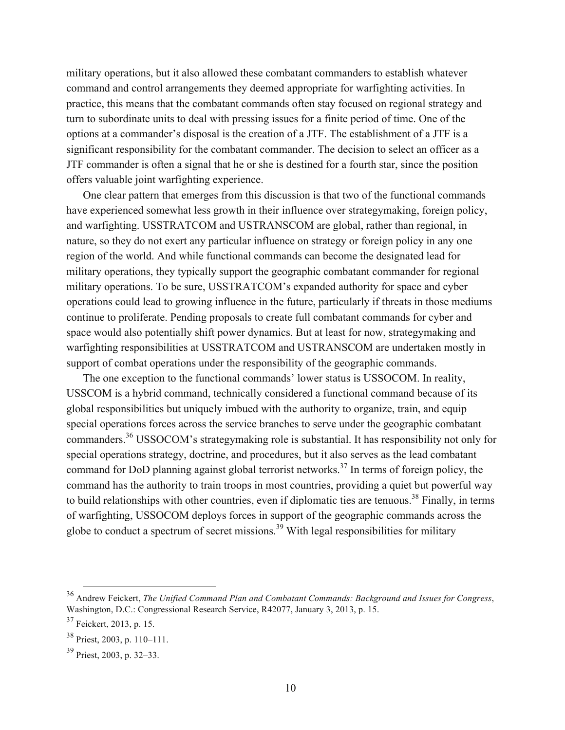military operations, but it also allowed these combatant commanders to establish whatever command and control arrangements they deemed appropriate for warfighting activities. In practice, this means that the combatant commands often stay focused on regional strategy and turn to subordinate units to deal with pressing issues for a finite period of time. One of the options at a commander's disposal is the creation of a JTF. The establishment of a JTF is a significant responsibility for the combatant commander. The decision to select an officer as a JTF commander is often a signal that he or she is destined for a fourth star, since the position offers valuable joint warfighting experience.

One clear pattern that emerges from this discussion is that two of the functional commands have experienced somewhat less growth in their influence over strategymaking, foreign policy, and warfighting. USSTRATCOM and USTRANSCOM are global, rather than regional, in nature, so they do not exert any particular influence on strategy or foreign policy in any one region of the world. And while functional commands can become the designated lead for military operations, they typically support the geographic combatant commander for regional military operations. To be sure, USSTRATCOM's expanded authority for space and cyber operations could lead to growing influence in the future, particularly if threats in those mediums continue to proliferate. Pending proposals to create full combatant commands for cyber and space would also potentially shift power dynamics. But at least for now, strategymaking and warfighting responsibilities at USSTRATCOM and USTRANSCOM are undertaken mostly in support of combat operations under the responsibility of the geographic commands.

The one exception to the functional commands' lower status is USSOCOM. In reality, USSCOM is a hybrid command, technically considered a functional command because of its global responsibilities but uniquely imbued with the authority to organize, train, and equip special operations forces across the service branches to serve under the geographic combatant commanders.[36] USSOCOM's strategymaking role is substantial. It has responsibility not only for special operations strategy, doctrine, and procedures, but it also serves as the lead combatant command for DoD planning against global terrorist networks.[37] In terms of foreign policy, the command has the authority to train troops in most countries, providing a quiet but powerful way to build relationships with other countries, even if diplomatic ties are tenuous.[38] Finally, in terms of warfighting, USSOCOM deploys forces in support of the geographic commands across the globe to conduct a spectrum of secret missions.[39] With legal responsibilities for military

---

[36] Andrew Feickert, *The Unified Command Plan and Combatant Commands: Background and Issues for Congress*, Washington, D.C.: Congressional Research Service, R42077, January 3, 2013, p. 15.

[37] Feickert, 2013, p. 15.

[38] Priest, 2003, p. 110–111.

[39] Priest, 2003, p. 32–33.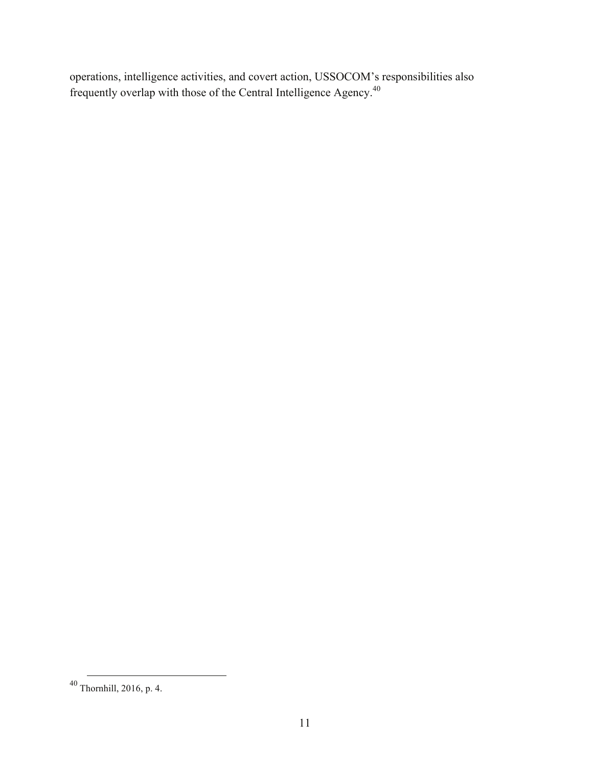operations, intelligence activities, and covert action, USSOCOM's responsibilities also frequently overlap with those of the Central Intelligence Agency.[40]

---

[40] Thornhill, 2016, p. 4.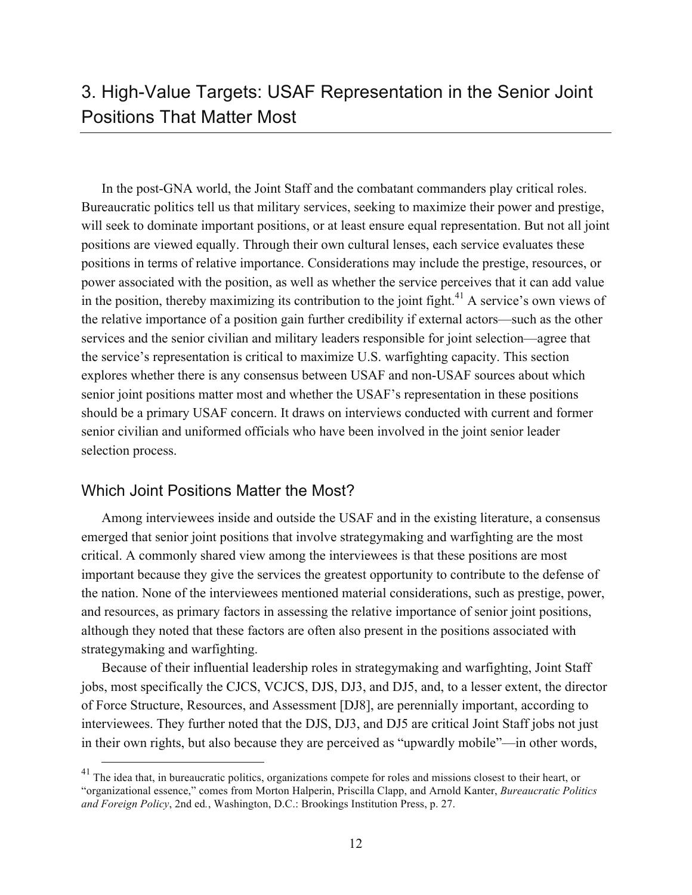# 3. High-Value Targets: USAF Representation in the Senior Joint Positions That Matter Most

In the post-GNA world, the Joint Staff and the combatant commanders play critical roles. Bureaucratic politics tell us that military services, seeking to maximize their power and prestige, will seek to dominate important positions, or at least ensure equal representation. But not all joint positions are viewed equally. Through their own cultural lenses, each service evaluates these positions in terms of relative importance. Considerations may include the prestige, resources, or power associated with the position, as well as whether the service perceives that it can add value in the position, thereby maximizing its contribution to the joint fight.[41] A service's own views of the relative importance of a position gain further credibility if external actors—such as the other services and the senior civilian and military leaders responsible for joint selection—agree that the service's representation is critical to maximize U.S. warfighting capacity. This section explores whether there is any consensus between USAF and non-USAF sources about which senior joint positions matter most and whether the USAF's representation in these positions should be a primary USAF concern. It draws on interviews conducted with current and former senior civilian and uniformed officials who have been involved in the joint senior leader selection process.

## Which Joint Positions Matter the Most?

Among interviewees inside and outside the USAF and in the existing literature, a consensus emerged that senior joint positions that involve strategymaking and warfighting are the most critical. A commonly shared view among the interviewees is that these positions are most important because they give the services the greatest opportunity to contribute to the defense of the nation. None of the interviewees mentioned material considerations, such as prestige, power, and resources, as primary factors in assessing the relative importance of senior joint positions, although they noted that these factors are often also present in the positions associated with strategymaking and warfighting.

Because of their influential leadership roles in strategymaking and warfighting, Joint Staff jobs, most specifically the CJCS, VCJCS, DJS, DJ3, and DJ5, and, to a lesser extent, the director of Force Structure, Resources, and Assessment [DJ8], are perennially important, according to interviewees. They further noted that the DJS, DJ3, and DJ5 are critical Joint Staff jobs not just in their own rights, but also because they are perceived as "upwardly mobile"—in other words,

[41] The idea that, in bureaucratic politics, organizations compete for roles and missions closest to their heart, or "organizational essence," comes from Morton Halperin, Priscilla Clapp, and Arnold Kanter, *Bureaucratic Politics and Foreign Policy*, 2nd ed., Washington, D.C.: Brookings Institution Press, p. 27.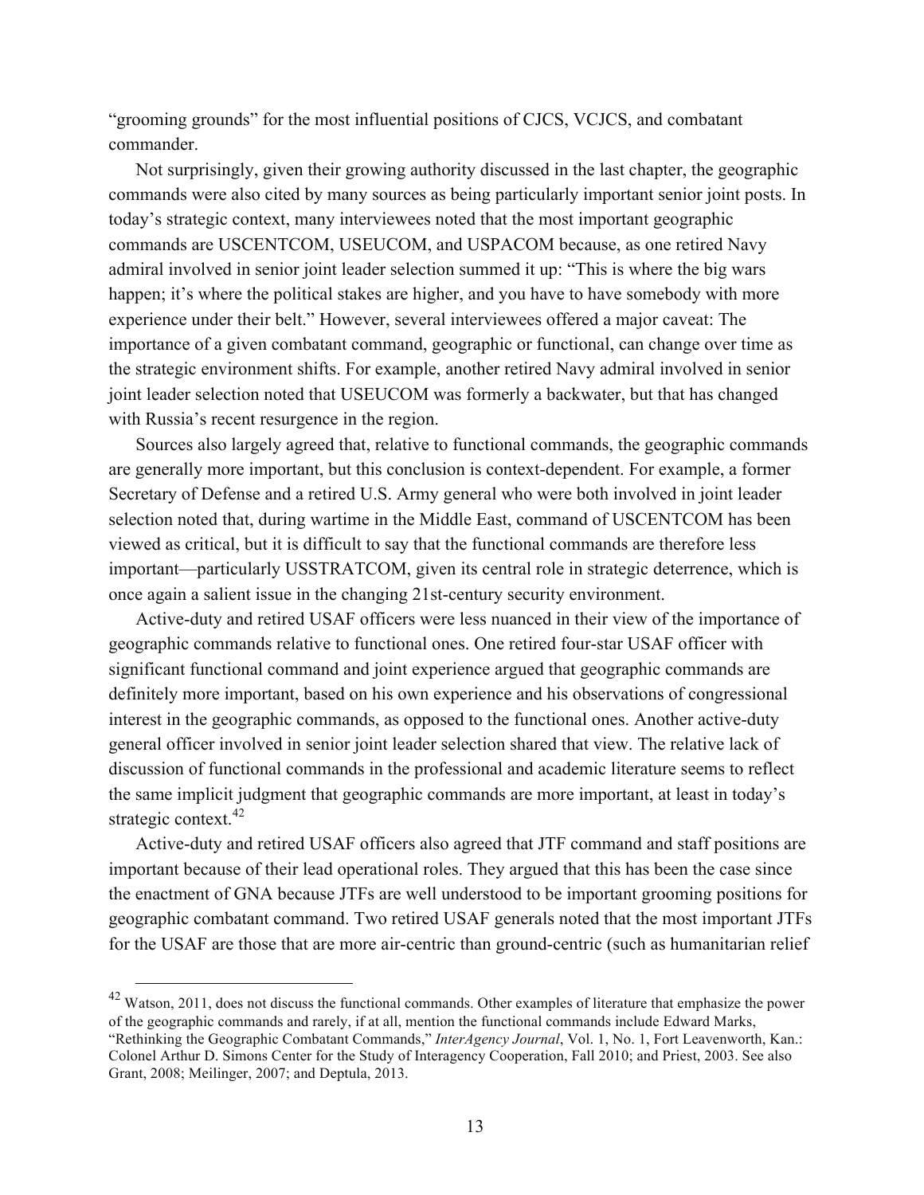"grooming grounds" for the most influential positions of CJCS, VCJCS, and combatant commander.

Not surprisingly, given their growing authority discussed in the last chapter, the geographic commands were also cited by many sources as being particularly important senior joint posts. In today's strategic context, many interviewees noted that the most important geographic commands are USCENTCOM, USEUCOM, and USPACOM because, as one retired Navy admiral involved in senior joint leader selection summed it up: "This is where the big wars happen; it's where the political stakes are higher, and you have to have somebody with more experience under their belt." However, several interviewees offered a major caveat: The importance of a given combatant command, geographic or functional, can change over time as the strategic environment shifts. For example, another retired Navy admiral involved in senior joint leader selection noted that USEUCOM was formerly a backwater, but that has changed with Russia's recent resurgence in the region.

Sources also largely agreed that, relative to functional commands, the geographic commands are generally more important, but this conclusion is context-dependent. For example, a former Secretary of Defense and a retired U.S. Army general who were both involved in joint leader selection noted that, during wartime in the Middle East, command of USCENTCOM has been viewed as critical, but it is difficult to say that the functional commands are therefore less important—particularly USSTRATCOM, given its central role in strategic deterrence, which is once again a salient issue in the changing 21st-century security environment.

Active-duty and retired USAF officers were less nuanced in their view of the importance of geographic commands relative to functional ones. One retired four-star USAF officer with significant functional command and joint experience argued that geographic commands are definitely more important, based on his own experience and his observations of congressional interest in the geographic commands, as opposed to the functional ones. Another active-duty general officer involved in senior joint leader selection shared that view. The relative lack of discussion of functional commands in the professional and academic literature seems to reflect the same implicit judgment that geographic commands are more important, at least in today's strategic context.[42]

Active-duty and retired USAF officers also agreed that JTF command and staff positions are important because of their lead operational roles. They argued that this has been the case since the enactment of GNA because JTFs are well understood to be important grooming positions for geographic combatant command. Two retired USAF generals noted that the most important JTFs for the USAF are those that are more air-centric than ground-centric (such as humanitarian relief

[42] Watson, 2011, does not discuss the functional commands. Other examples of literature that emphasize the power of the geographic commands and rarely, if at all, mention the functional commands include Edward Marks, "Rethinking the Geographic Combatant Commands," *InterAgency Journal*, Vol. 1, No. 1, Fort Leavenworth, Kan.: Colonel Arthur D. Simons Center for the Study of Interagency Cooperation, Fall 2010; and Priest, 2003. See also Grant, 2008; Meilinger, 2007; and Deptula, 2013.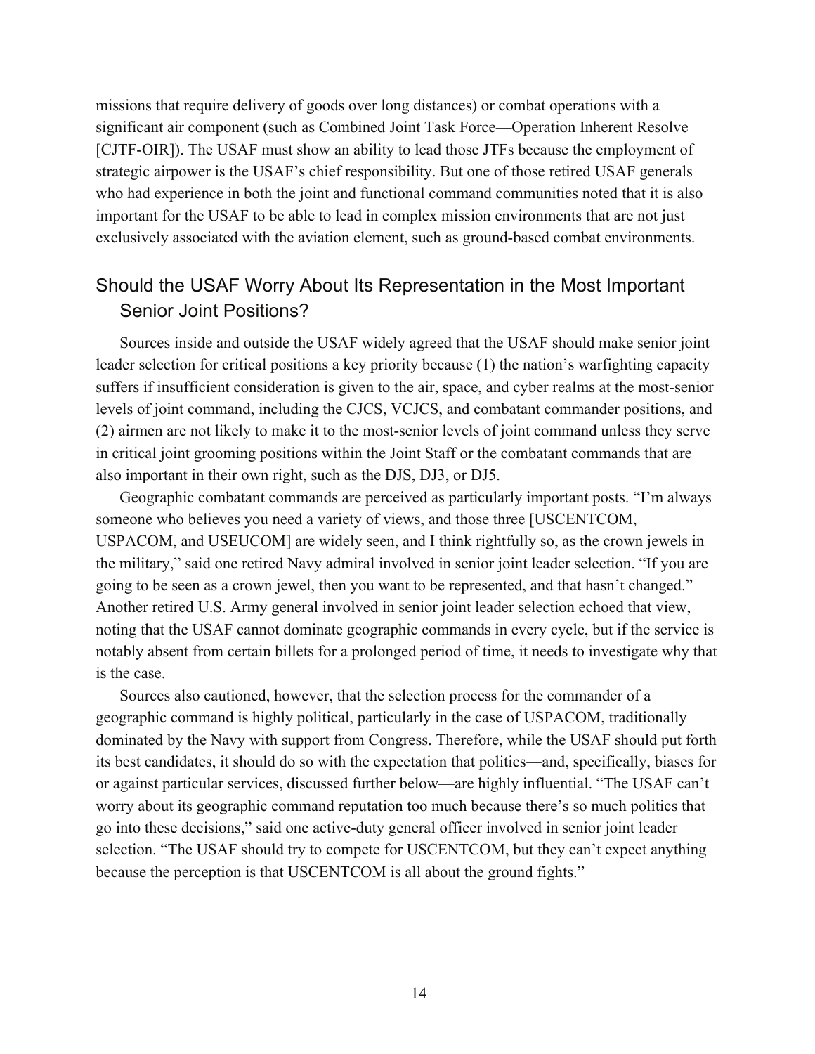missions that require delivery of goods over long distances) or combat operations with a significant air component (such as Combined Joint Task Force—Operation Inherent Resolve [CJTF-OIR]). The USAF must show an ability to lead those JTFs because the employment of strategic airpower is the USAF's chief responsibility. But one of those retired USAF generals who had experience in both the joint and functional command communities noted that it is also important for the USAF to be able to lead in complex mission environments that are not just exclusively associated with the aviation element, such as ground-based combat environments.

## Should the USAF Worry About Its Representation in the Most Important Senior Joint Positions?

Sources inside and outside the USAF widely agreed that the USAF should make senior joint leader selection for critical positions a key priority because (1) the nation's warfighting capacity suffers if insufficient consideration is given to the air, space, and cyber realms at the most-senior levels of joint command, including the CJCS, VCJCS, and combatant commander positions, and (2) airmen are not likely to make it to the most-senior levels of joint command unless they serve in critical joint grooming positions within the Joint Staff or the combatant commands that are also important in their own right, such as the DJS, DJ3, or DJ5.

Geographic combatant commands are perceived as particularly important posts. "I'm always someone who believes you need a variety of views, and those three [USCENTCOM, USPACOM, and USEUCOM] are widely seen, and I think rightfully so, as the crown jewels in the military," said one retired Navy admiral involved in senior joint leader selection. "If you are going to be seen as a crown jewel, then you want to be represented, and that hasn't changed." Another retired U.S. Army general involved in senior joint leader selection echoed that view, noting that the USAF cannot dominate geographic commands in every cycle, but if the service is notably absent from certain billets for a prolonged period of time, it needs to investigate why that is the case.

Sources also cautioned, however, that the selection process for the commander of a geographic command is highly political, particularly in the case of USPACOM, traditionally dominated by the Navy with support from Congress. Therefore, while the USAF should put forth its best candidates, it should do so with the expectation that politics—and, specifically, biases for or against particular services, discussed further below—are highly influential. "The USAF can't worry about its geographic command reputation too much because there's so much politics that go into these decisions," said one active-duty general officer involved in senior joint leader selection. "The USAF should try to compete for USCENTCOM, but they can't expect anything because the perception is that USCENTCOM is all about the ground fights."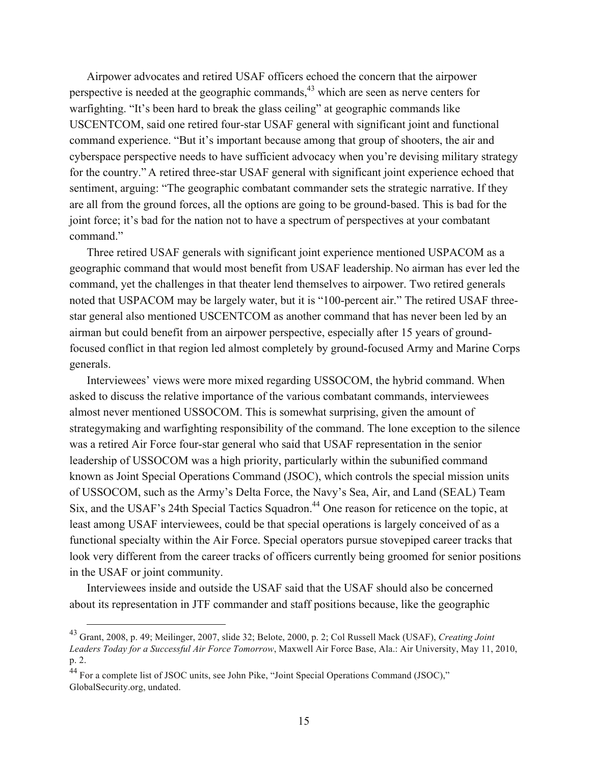Airpower advocates and retired USAF officers echoed the concern that the airpower perspective is needed at the geographic commands,[43] which are seen as nerve centers for warfighting. "It's been hard to break the glass ceiling" at geographic commands like USCENTCOM, said one retired four-star USAF general with significant joint and functional command experience. "But it's important because among that group of shooters, the air and cyberspace perspective needs to have sufficient advocacy when you're devising military strategy for the country." A retired three-star USAF general with significant joint experience echoed that sentiment, arguing: "The geographic combatant commander sets the strategic narrative. If they are all from the ground forces, all the options are going to be ground-based. This is bad for the joint force; it's bad for the nation not to have a spectrum of perspectives at your combatant command."

Three retired USAF generals with significant joint experience mentioned USPACOM as a geographic command that would most benefit from USAF leadership. No airman has ever led the command, yet the challenges in that theater lend themselves to airpower. Two retired generals noted that USPACOM may be largely water, but it is "100-percent air." The retired USAF three-star general also mentioned USCENTCOM as another command that has never been led by an airman but could benefit from an airpower perspective, especially after 15 years of ground-focused conflict in that region led almost completely by ground-focused Army and Marine Corps generals.

Interviewees' views were more mixed regarding USSOCOM, the hybrid command. When asked to discuss the relative importance of the various combatant commands, interviewees almost never mentioned USSOCOM. This is somewhat surprising, given the amount of strategymaking and warfighting responsibility of the command. The lone exception to the silence was a retired Air Force four-star general who said that USAF representation in the senior leadership of USSOCOM was a high priority, particularly within the subunified command known as Joint Special Operations Command (JSOC), which controls the special mission units of USSOCOM, such as the Army's Delta Force, the Navy's Sea, Air, and Land (SEAL) Team Six, and the USAF's 24th Special Tactics Squadron.[44] One reason for reticence on the topic, at least among USAF interviewees, could be that special operations is largely conceived of as a functional specialty within the Air Force. Special operators pursue stovepiped career tracks that look very different from the career tracks of officers currently being groomed for senior positions in the USAF or joint community.

Interviewees inside and outside the USAF said that the USAF should also be concerned about its representation in JTF commander and staff positions because, like the geographic

---

[43] Grant, 2008, p. 49; Meilinger, 2007, slide 32; Belote, 2000, p. 2; Col Russell Mack (USAF), *Creating Joint Leaders Today for a Successful Air Force Tomorrow*, Maxwell Air Force Base, Ala.: Air University, May 11, 2010, p. 2.

[44] For a complete list of JSOC units, see John Pike, "Joint Special Operations Command (JSOC)," GlobalSecurity.org, undated.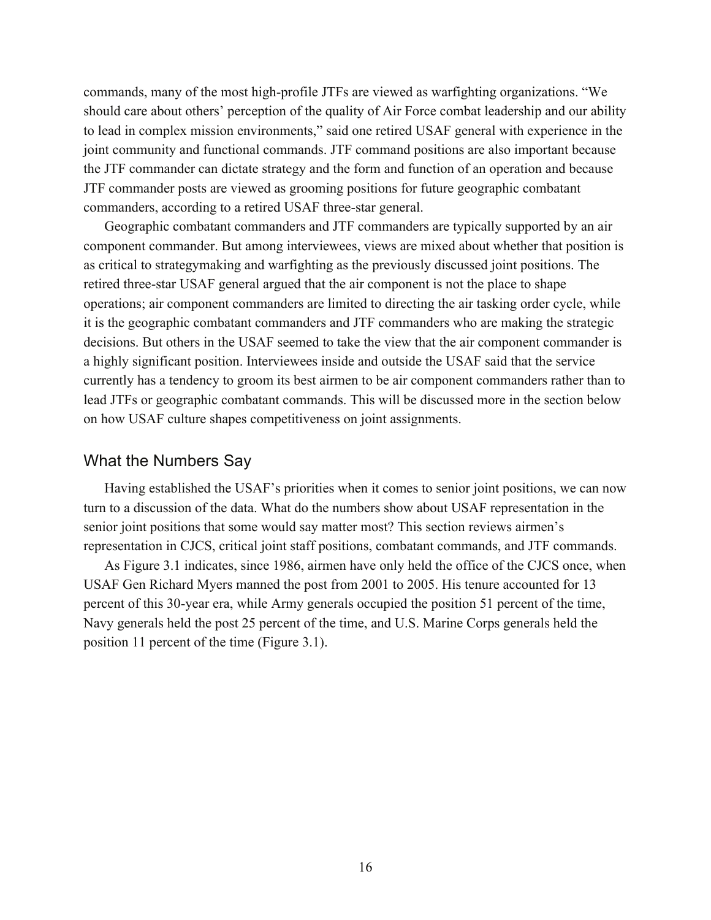commands, many of the most high-profile JTFs are viewed as warfighting organizations. "We should care about others' perception of the quality of Air Force combat leadership and our ability to lead in complex mission environments," said one retired USAF general with experience in the joint community and functional commands. JTF command positions are also important because the JTF commander can dictate strategy and the form and function of an operation and because JTF commander posts are viewed as grooming positions for future geographic combatant commanders, according to a retired USAF three-star general.

Geographic combatant commanders and JTF commanders are typically supported by an air component commander. But among interviewees, views are mixed about whether that position is as critical to strategymaking and warfighting as the previously discussed joint positions. The retired three-star USAF general argued that the air component is not the place to shape operations; air component commanders are limited to directing the air tasking order cycle, while it is the geographic combatant commanders and JTF commanders who are making the strategic decisions. But others in the USAF seemed to take the view that the air component commander is a highly significant position. Interviewees inside and outside the USAF said that the service currently has a tendency to groom its best airmen to be air component commanders rather than to lead JTFs or geographic combatant commands. This will be discussed more in the section below on how USAF culture shapes competitiveness on joint assignments.

## What the Numbers Say

Having established the USAF's priorities when it comes to senior joint positions, we can now turn to a discussion of the data. What do the numbers show about USAF representation in the senior joint positions that some would say matter most? This section reviews airmen's representation in CJCS, critical joint staff positions, combatant commands, and JTF commands.

As Figure 3.1 indicates, since 1986, airmen have only held the office of the CJCS once, when USAF Gen Richard Myers manned the post from 2001 to 2005. His tenure accounted for 13 percent of this 30-year era, while Army generals occupied the position 51 percent of the time, Navy generals held the post 25 percent of the time, and U.S. Marine Corps generals held the position 11 percent of the time (Figure 3.1).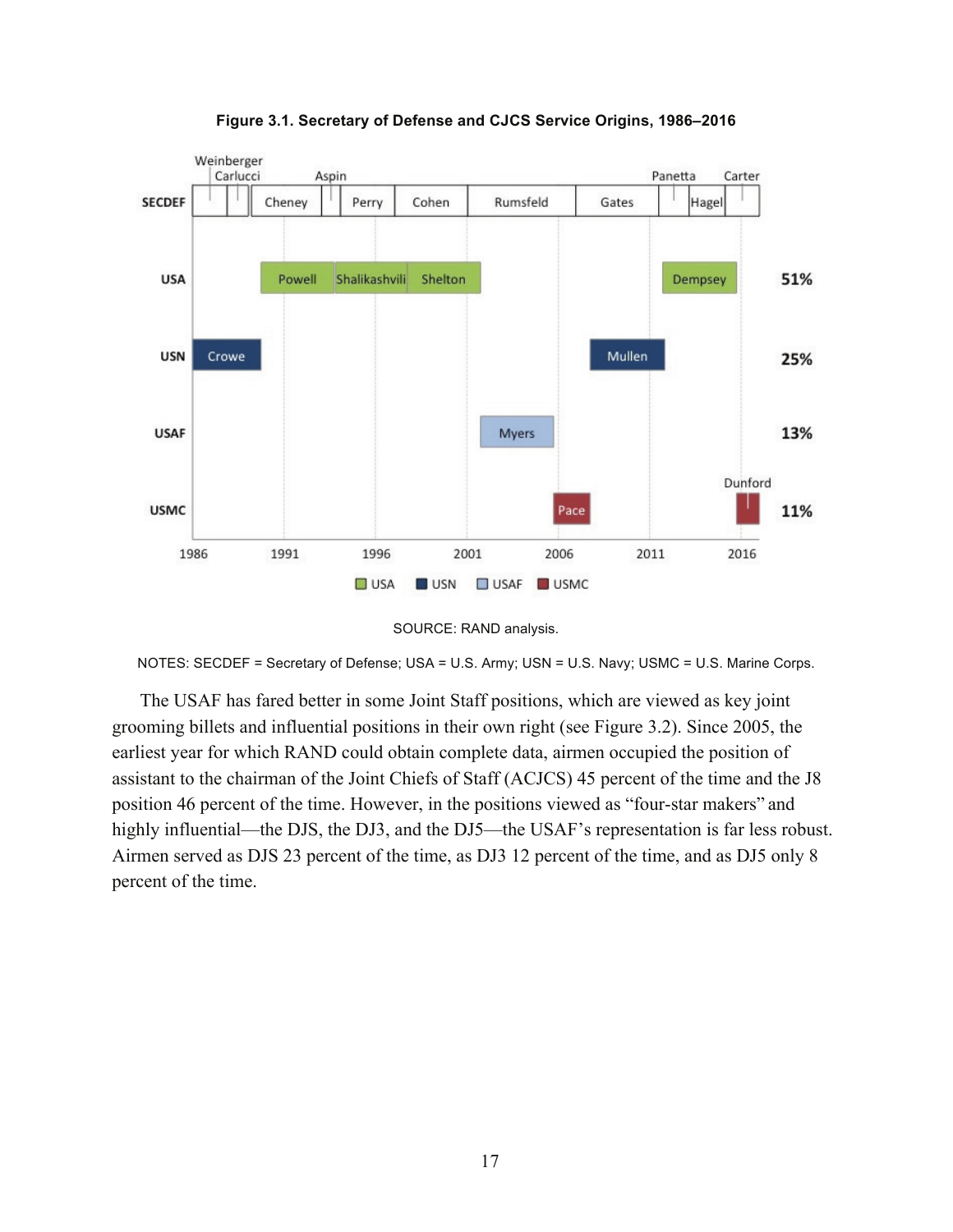**Figure 3.1. Secretary of Defense and CJCS Service Origins, 1986–2016**

SOURCE: RAND analysis.

NOTES: SECDEF = Secretary of Defense; USA = U.S. Army; USN = U.S. Navy; USMC = U.S. Marine Corps.

The USAF has fared better in some Joint Staff positions, which are viewed as key joint grooming billets and influential positions in their own right (see Figure 3.2). Since 2005, the earliest year for which RAND could obtain complete data, airmen occupied the position of assistant to the chairman of the Joint Chiefs of Staff (ACJCS) 45 percent of the time and the J8 position 46 percent of the time. However, in the positions viewed as "four-star makers" and highly influential—the DJS, the DJ3, and the DJ5—the USAF's representation is far less robust. Airmen served as DJS 23 percent of the time, as DJ3 12 percent of the time, and as DJ5 only 8 percent of the time.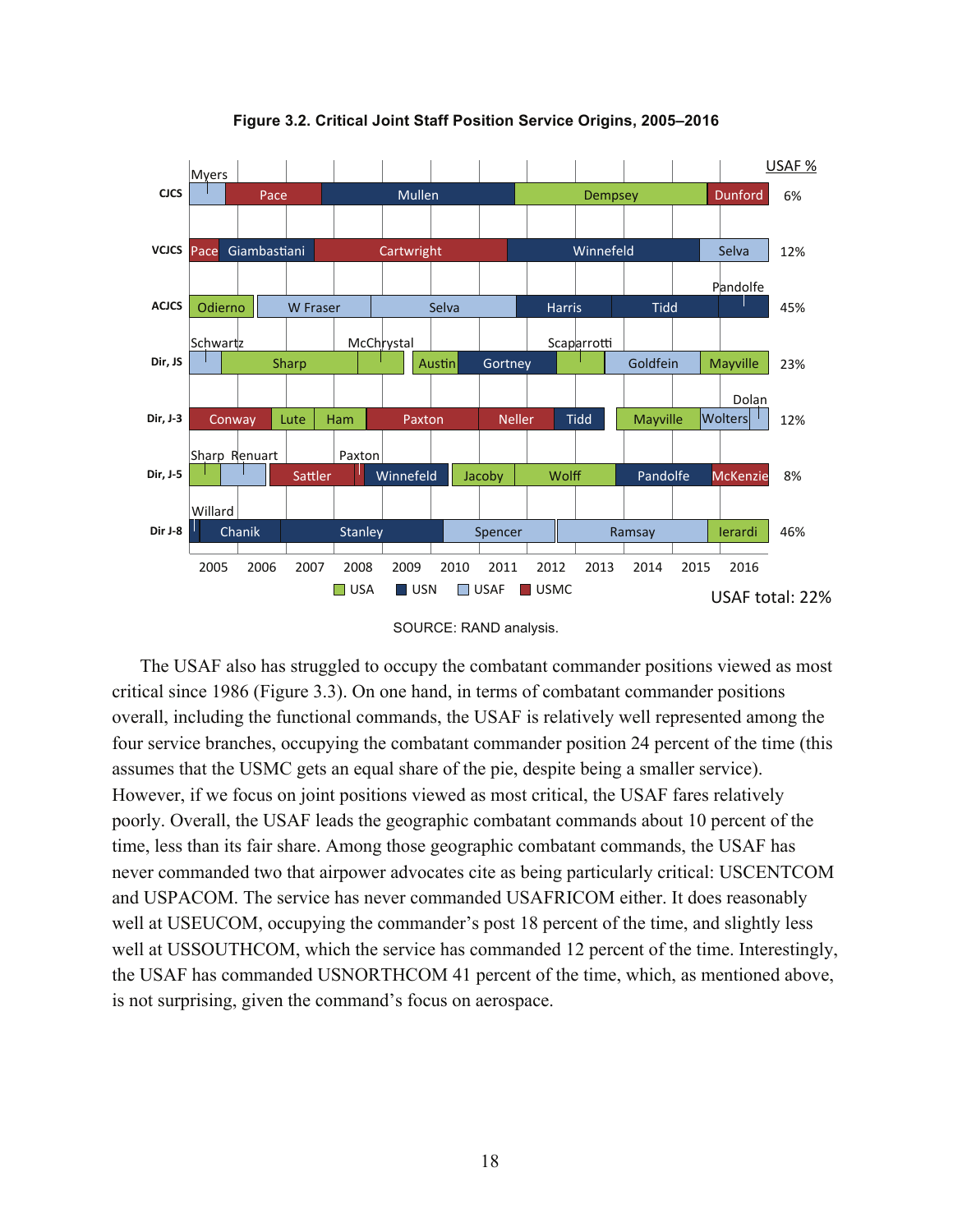**Figure 3.2. Critical Joint Staff Position Service Origins, 2005–2016**

| Position | Office holders (2005–2016) | USAF % |
|---|---|---|
| CJCS | Myers, Pace, Mullen, Dempsey, Dunford | 6% |
| VCJCS | Pace, Giambastiani, Cartwright, Winnefeld, Selva | 12% |
| ACJCS | Odierno, W Fraser, Selva, Harris, Tidd, Pandolfe | 45% |
| Dir, JS | Schwartz, Sharp, McChrystal, Austin, Gortney, Scaparrotti, Goldfein, Mayville | 23% |
| Dir, J-3 | Conway, Lute, Ham, Paxton, Neller, Tidd, Mayville, Wolters, Dolan | 12% |
| Dir, J-5 | Sharp, Renuart, Sattler, Paxton, Winnefeld, Jacoby, Wolff, Pandolfe, McKenzie | 8% |
| Dir J-8 | Willard, Chanik, Stanley, Spencer, Ramsay, Ierardi | 46% |

Legend: USA, USN, USAF, USMC

USAF total: 22%

SOURCE: RAND analysis.

The USAF also has struggled to occupy the combatant commander positions viewed as most critical since 1986 (Figure 3.3). On one hand, in terms of combatant commander positions overall, including the functional commands, the USAF is relatively well represented among the four service branches, occupying the combatant commander position 24 percent of the time (this assumes that the USMC gets an equal share of the pie, despite being a smaller service). However, if we focus on joint positions viewed as most critical, the USAF fares relatively poorly. Overall, the USAF leads the geographic combatant commands about 10 percent of the time, less than its fair share. Among those geographic combatant commands, the USAF has never commanded two that airpower advocates cite as being particularly critical: USCENTCOM and USPACOM. The service has never commanded USAFRICOM either. It does reasonably well at USEUCOM, occupying the commander's post 18 percent of the time, and slightly less well at USSOUTHCOM, which the service has commanded 12 percent of the time. Interestingly, the USAF has commanded USNORTHCOM 41 percent of the time, which, as mentioned above, is not surprising, given the command's focus on aerospace.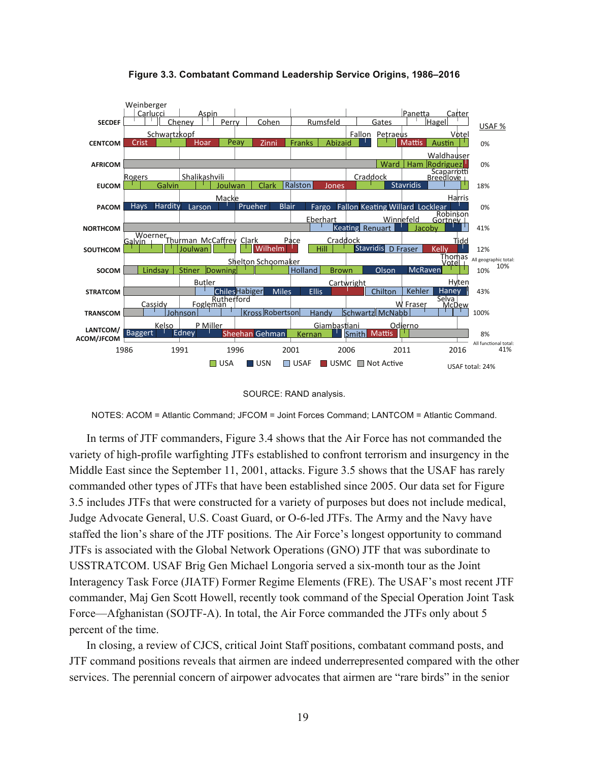**Figure 3.3. Combatant Command Leadership Service Origins, 1986–2016**

| Command | Leaders | USAF % |
|---|---|---|
| SECDEF | Weinberger, Carlucci, Cheney, Aspin, Perry, Cohen, Rumsfeld, Gates, Panetta, Hagel, Carter | |
| CENTCOM | Crist, Schwartzkopf, Hoar, Peay, Zinni, Franks, Abizaid, Fallon, Petraeus, Mattis, Austin, Votel | 0% |
| AFRICOM | Ward, Ham, Rodriguez, Waldhauser | 0% |
| EUCOM | Rogers, Galvin, Shalikashvili, Joulwan, Clark, Ralston, Jones, Craddock, Stavridis, Breedlove, Scaparrotti | 18% |
| PACOM | Hays, Hardity, Larson, Macke, Prueher, Blair, Fargo, Fallon, Keating, Willard, Locklear, Harris | 0% |
| NORTHCOM | Eberhart, Keating, Renuart, Winnefeld, Jacoby, Gortney, Robinson | 41% |
| SOUTHCOM | Galvin, Woerner, Thurman, Joulwan, McCaffrey, Clark, Wilhelm, Pace, Hill, Craddock, Stavridis, D Fraser, Kelly, Tidd | 12% |
| SOCOM | Lindsay, Stiner, Downing, Shelton, Schoomaker, Holland, Brown, Olson, McRaven, Thomas, Votel | 10% |
| STRATCOM | Butler, Chiles, Habiger, Miles, Ellis, Cartwright, Chilton, Kehler, Haney, Hyten | 43% |
| TRANSCOM | Cassidy, Johnson, Fogleman, Rutherford, Kross, Robertson, Handy, Schwartz, McNabb, W Fraser, Selva, McDew | 100% |
| LANTCOM/ACOM/JFCOM | Baggert, Kelso, Edney, P Miller, Sheehan, Gehman, Kernan, Giambastiani, Smith, Mattis, Odierno | 8% |

All geographic total: 10%

All functional total: 41%

USAF total: 24%

Timeline: 1986, 1991, 1996, 2001, 2006, 2011, 2016

Legend: USA, USN, USAF, USMC, Not Active

SOURCE: RAND analysis.

NOTES: ACOM = Atlantic Command; JFCOM = Joint Forces Command; LANTCOM = Atlantic Command.

In terms of JTF commanders, Figure 3.4 shows that the Air Force has not commanded the variety of high-profile warfighting JTFs established to confront terrorism and insurgency in the Middle East since the September 11, 2001, attacks. Figure 3.5 shows that the USAF has rarely commanded other types of JTFs that have been established since 2005. Our data set for Figure 3.5 includes JTFs that were constructed for a variety of purposes but does not include medical, Judge Advocate General, U.S. Coast Guard, or O-6-led JTFs. The Army and the Navy have staffed the lion's share of the JTF positions. The Air Force's longest opportunity to command JTFs is associated with the Global Network Operations (GNO) JTF that was subordinate to USSTRATCOM. USAF Brig Gen Michael Longoria served a six-month tour as the Joint Interagency Task Force (JIATF) Former Regime Elements (FRE). The USAF's most recent JTF commander, Maj Gen Scott Howell, recently took command of the Special Operation Joint Task Force—Afghanistan (SOJTF-A). In total, the Air Force commanded the JTFs only about 5 percent of the time.

In closing, a review of CJCS, critical Joint Staff positions, combatant command posts, and JTF command positions reveals that airmen are indeed underrepresented compared with the other services. The perennial concern of airpower advocates that airmen are "rare birds" in the senior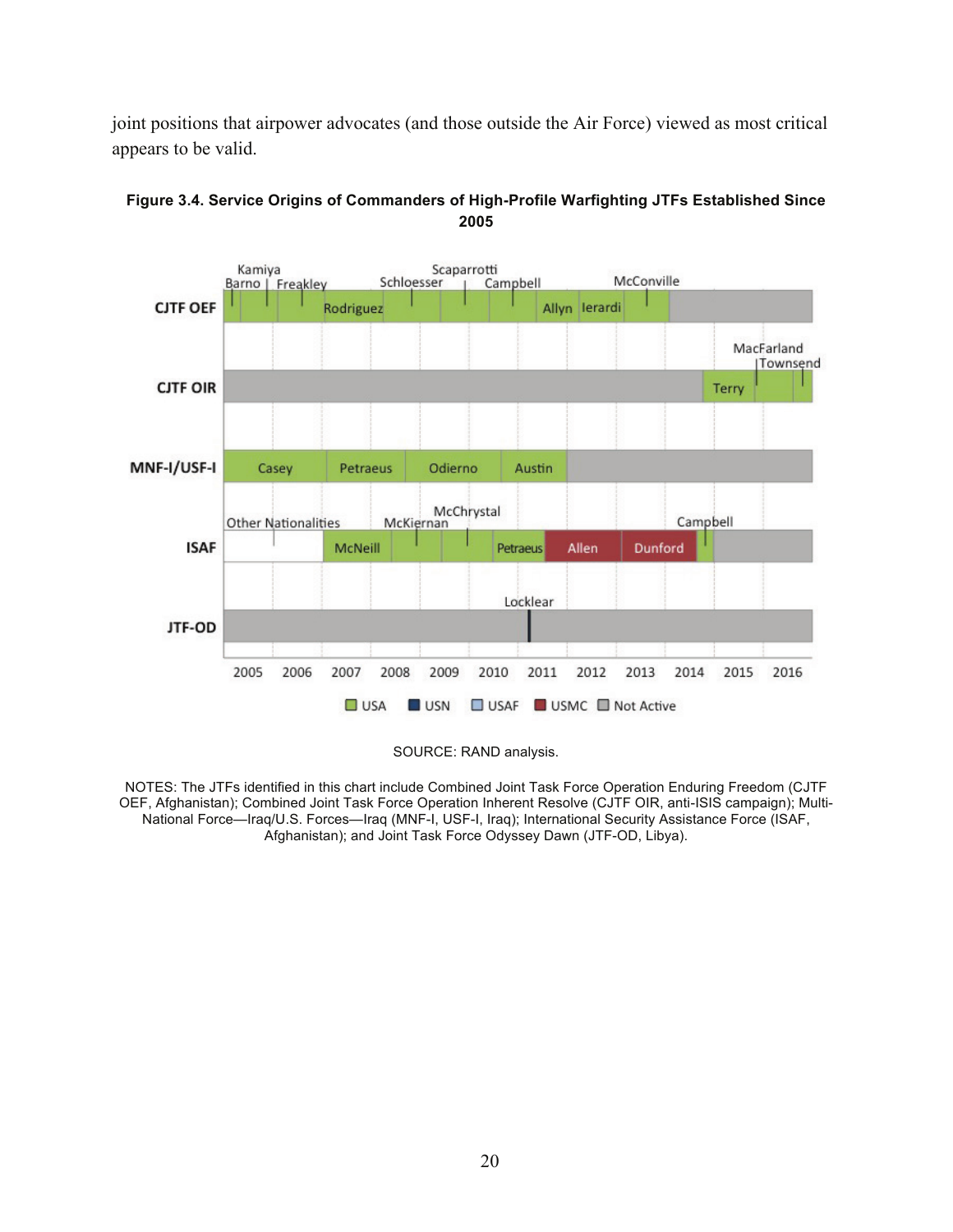joint positions that airpower advocates (and those outside the Air Force) viewed as most critical appears to be valid.

**Figure 3.4. Service Origins of Commanders of High-Profile Warfighting JTFs Established Since 2005**

SOURCE: RAND analysis.

NOTES: The JTFs identified in this chart include Combined Joint Task Force Operation Enduring Freedom (CJTF OEF, Afghanistan); Combined Joint Task Force Operation Inherent Resolve (CJTF OIR, anti-ISIS campaign); Multi-National Force—Iraq/U.S. Forces—Iraq (MNF-I, USF-I, Iraq); International Security Assistance Force (ISAF, Afghanistan); and Joint Task Force Odyssey Dawn (JTF-OD, Libya).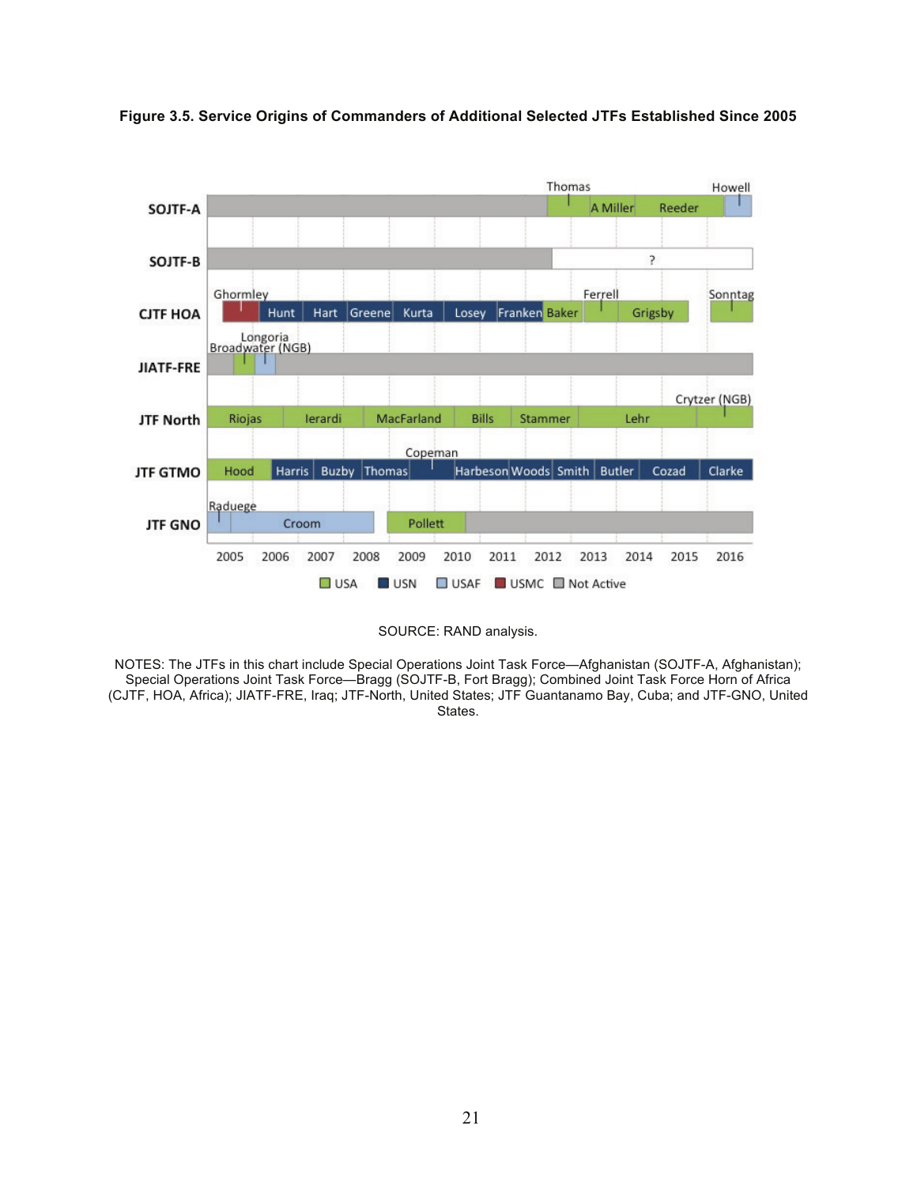**Figure 3.5. Service Origins of Commanders of Additional Selected JTFs Established Since 2005**

SOURCE: RAND analysis.

NOTES: The JTFs in this chart include Special Operations Joint Task Force—Afghanistan (SOJTF-A, Afghanistan); Special Operations Joint Task Force—Bragg (SOJTF-B, Fort Bragg); Combined Joint Task Force Horn of Africa (CJTF, HOA, Africa); JIATF-FRE, Iraq; JTF-North, United States; JTF Guantanamo Bay, Cuba; and JTF-GNO, United States.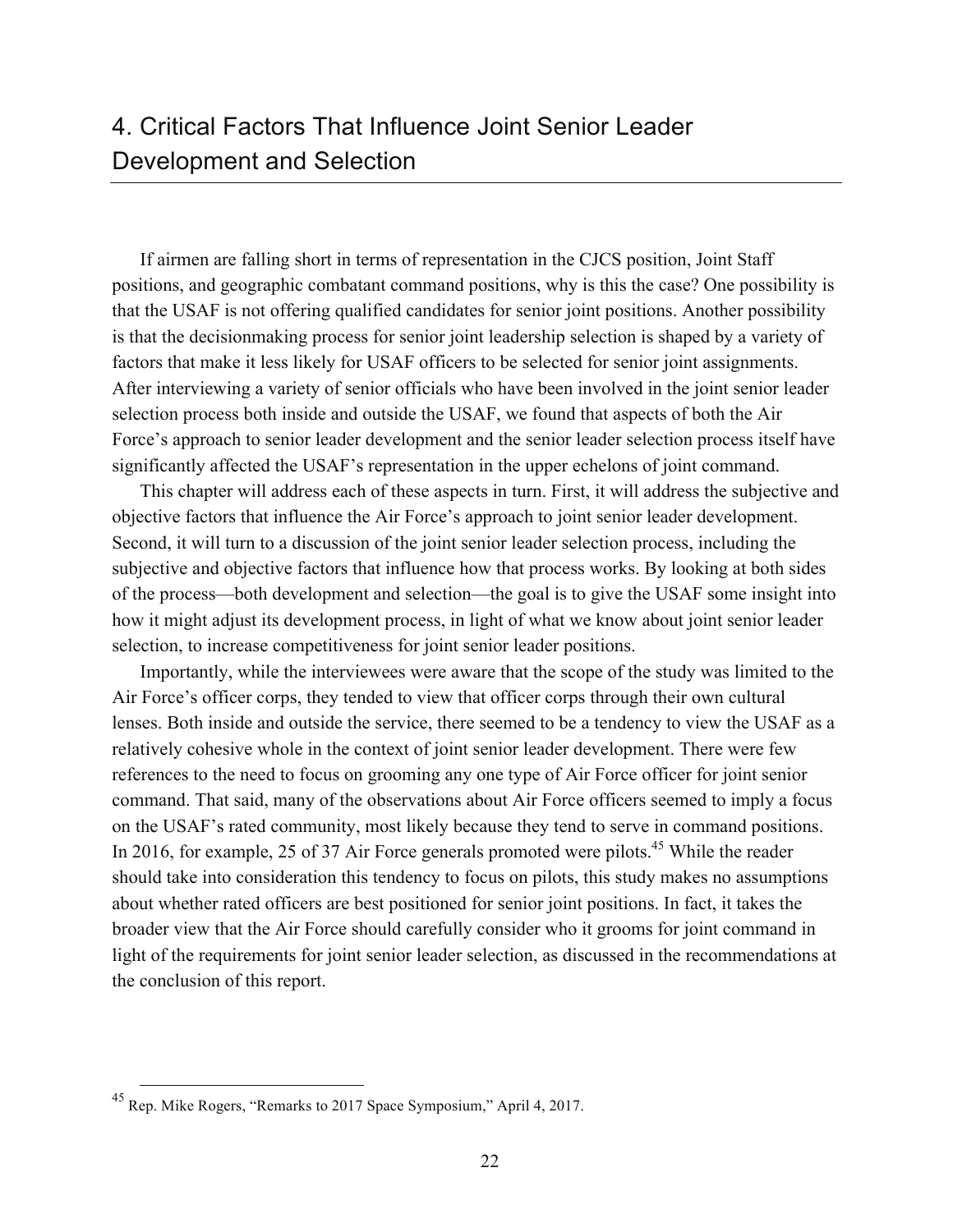# 4. Critical Factors That Influence Joint Senior Leader Development and Selection

If airmen are falling short in terms of representation in the CJCS position, Joint Staff positions, and geographic combatant command positions, why is this the case? One possibility is that the USAF is not offering qualified candidates for senior joint positions. Another possibility is that the decisionmaking process for senior joint leadership selection is shaped by a variety of factors that make it less likely for USAF officers to be selected for senior joint assignments. After interviewing a variety of senior officials who have been involved in the joint senior leader selection process both inside and outside the USAF, we found that aspects of both the Air Force's approach to senior leader development and the senior leader selection process itself have significantly affected the USAF's representation in the upper echelons of joint command.

This chapter will address each of these aspects in turn. First, it will address the subjective and objective factors that influence the Air Force's approach to joint senior leader development. Second, it will turn to a discussion of the joint senior leader selection process, including the subjective and objective factors that influence how that process works. By looking at both sides of the process—both development and selection—the goal is to give the USAF some insight into how it might adjust its development process, in light of what we know about joint senior leader selection, to increase competitiveness for joint senior leader positions.

Importantly, while the interviewees were aware that the scope of the study was limited to the Air Force's officer corps, they tended to view that officer corps through their own cultural lenses. Both inside and outside the service, there seemed to be a tendency to view the USAF as a relatively cohesive whole in the context of joint senior leader development. There were few references to the need to focus on grooming any one type of Air Force officer for joint senior command. That said, many of the observations about Air Force officers seemed to imply a focus on the USAF's rated community, most likely because they tend to serve in command positions. In 2016, for example, 25 of 37 Air Force generals promoted were pilots.[45] While the reader should take into consideration this tendency to focus on pilots, this study makes no assumptions about whether rated officers are best positioned for senior joint positions. In fact, it takes the broader view that the Air Force should carefully consider who it grooms for joint command in light of the requirements for joint senior leader selection, as discussed in the recommendations at the conclusion of this report.

[45] Rep. Mike Rogers, "Remarks to 2017 Space Symposium," April 4, 2017.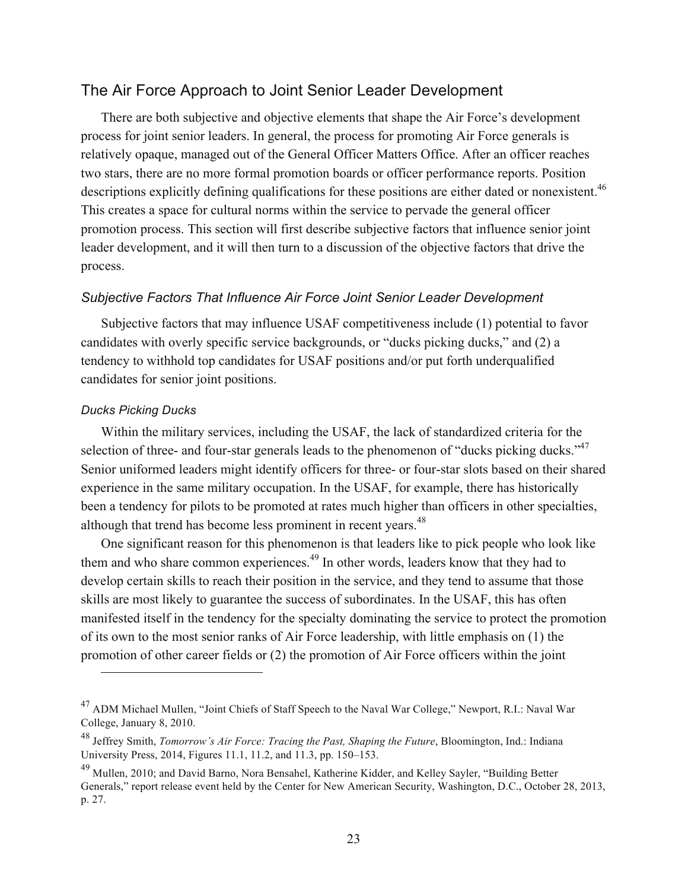## The Air Force Approach to Joint Senior Leader Development

There are both subjective and objective elements that shape the Air Force's development process for joint senior leaders. In general, the process for promoting Air Force generals is relatively opaque, managed out of the General Officer Matters Office. After an officer reaches two stars, there are no more formal promotion boards or officer performance reports. Position descriptions explicitly defining qualifications for these positions are either dated or nonexistent.[46] This creates a space for cultural norms within the service to pervade the general officer promotion process. This section will first describe subjective factors that influence senior joint leader development, and it will then turn to a discussion of the objective factors that drive the process.

### *Subjective Factors That Influence Air Force Joint Senior Leader Development*

Subjective factors that may influence USAF competitiveness include (1) potential to favor candidates with overly specific service backgrounds, or "ducks picking ducks," and (2) a tendency to withhold top candidates for USAF positions and/or put forth underqualified candidates for senior joint positions.

#### *Ducks Picking Ducks*

Within the military services, including the USAF, the lack of standardized criteria for the selection of three- and four-star generals leads to the phenomenon of "ducks picking ducks."[47] Senior uniformed leaders might identify officers for three- or four-star slots based on their shared experience in the same military occupation. In the USAF, for example, there has historically been a tendency for pilots to be promoted at rates much higher than officers in other specialties, although that trend has become less prominent in recent years.[48]

One significant reason for this phenomenon is that leaders like to pick people who look like them and who share common experiences.[49] In other words, leaders know that they had to develop certain skills to reach their position in the service, and they tend to assume that those skills are most likely to guarantee the success of subordinates. In the USAF, this has often manifested itself in the tendency for the specialty dominating the service to protect the promotion of its own to the most senior ranks of Air Force leadership, with little emphasis on (1) the promotion of other career fields or (2) the promotion of Air Force officers within the joint

---

[47] ADM Michael Mullen, "Joint Chiefs of Staff Speech to the Naval War College," Newport, R.I.: Naval War College, January 8, 2010.

[48] Jeffrey Smith, *Tomorrow's Air Force: Tracing the Past, Shaping the Future*, Bloomington, Ind.: Indiana University Press, 2014, Figures 11.1, 11.2, and 11.3, pp. 150–153.

[49] Mullen, 2010; and David Barno, Nora Bensahel, Katherine Kidder, and Kelley Sayler, "Building Better Generals," report release event held by the Center for New American Security, Washington, D.C., October 28, 2013, p. 27.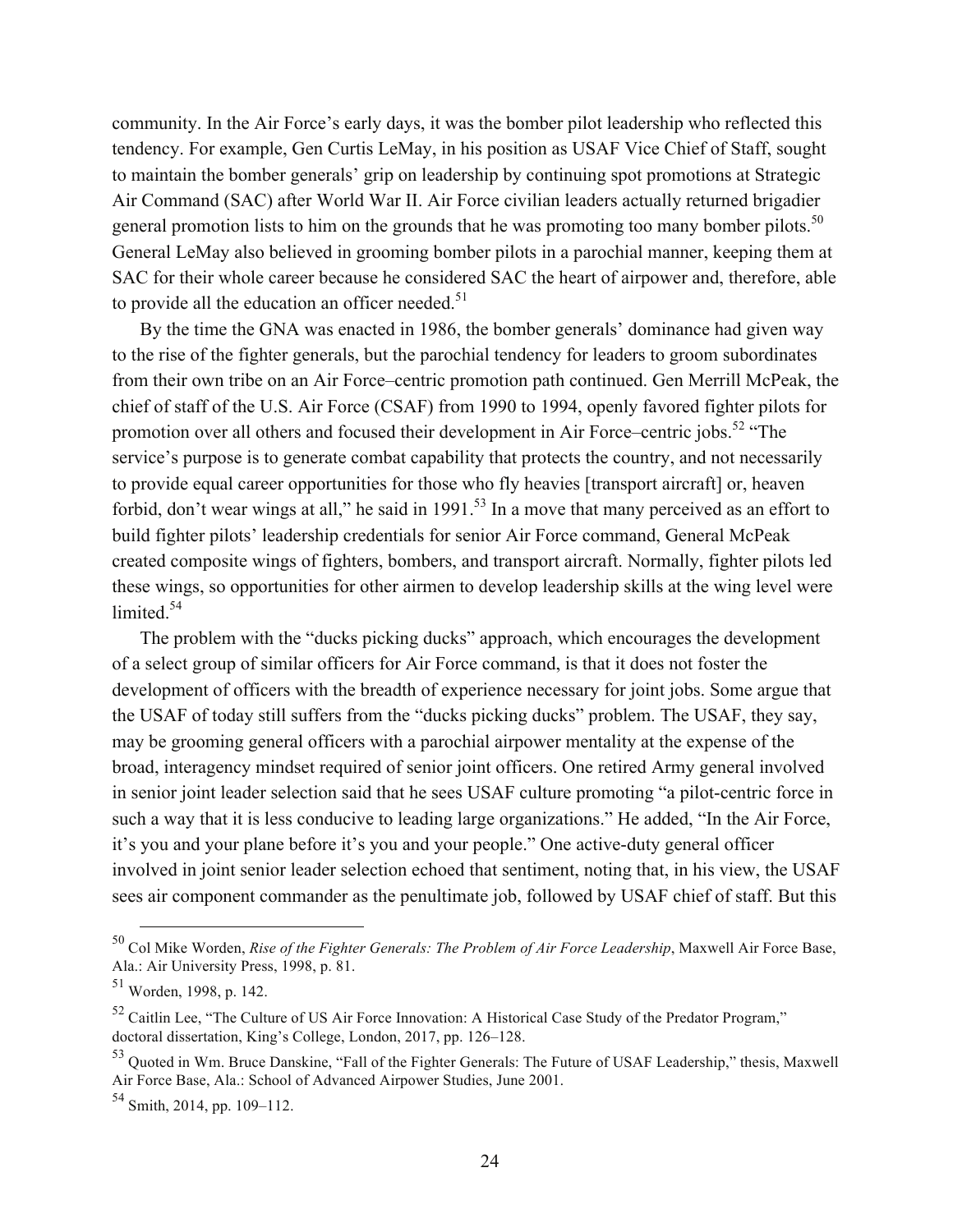community. In the Air Force's early days, it was the bomber pilot leadership who reflected this tendency. For example, Gen Curtis LeMay, in his position as USAF Vice Chief of Staff, sought to maintain the bomber generals' grip on leadership by continuing spot promotions at Strategic Air Command (SAC) after World War II. Air Force civilian leaders actually returned brigadier general promotion lists to him on the grounds that he was promoting too many bomber pilots.[50] General LeMay also believed in grooming bomber pilots in a parochial manner, keeping them at SAC for their whole career because he considered SAC the heart of airpower and, therefore, able to provide all the education an officer needed.[51]

By the time the GNA was enacted in 1986, the bomber generals' dominance had given way to the rise of the fighter generals, but the parochial tendency for leaders to groom subordinates from their own tribe on an Air Force–centric promotion path continued. Gen Merrill McPeak, the chief of staff of the U.S. Air Force (CSAF) from 1990 to 1994, openly favored fighter pilots for promotion over all others and focused their development in Air Force–centric jobs.[52] "The service's purpose is to generate combat capability that protects the country, and not necessarily to provide equal career opportunities for those who fly heavies [transport aircraft] or, heaven forbid, don't wear wings at all," he said in 1991.[53] In a move that many perceived as an effort to build fighter pilots' leadership credentials for senior Air Force command, General McPeak created composite wings of fighters, bombers, and transport aircraft. Normally, fighter pilots led these wings, so opportunities for other airmen to develop leadership skills at the wing level were limited.[54]

The problem with the "ducks picking ducks" approach, which encourages the development of a select group of similar officers for Air Force command, is that it does not foster the development of officers with the breadth of experience necessary for joint jobs. Some argue that the USAF of today still suffers from the "ducks picking ducks" problem. The USAF, they say, may be grooming general officers with a parochial airpower mentality at the expense of the broad, interagency mindset required of senior joint officers. One retired Army general involved in senior joint leader selection said that he sees USAF culture promoting "a pilot-centric force in such a way that it is less conducive to leading large organizations." He added, "In the Air Force, it's you and your plane before it's you and your people." One active-duty general officer involved in joint senior leader selection echoed that sentiment, noting that, in his view, the USAF sees air component commander as the penultimate job, followed by USAF chief of staff. But this

---

[50] Col Mike Worden, *Rise of the Fighter Generals: The Problem of Air Force Leadership*, Maxwell Air Force Base, Ala.: Air University Press, 1998, p. 81.

[51] Worden, 1998, p. 142.

[52] Caitlin Lee, "The Culture of US Air Force Innovation: A Historical Case Study of the Predator Program," doctoral dissertation, King's College, London, 2017, pp. 126–128.

[53] Quoted in Wm. Bruce Danskine, "Fall of the Fighter Generals: The Future of USAF Leadership," thesis, Maxwell Air Force Base, Ala.: School of Advanced Airpower Studies, June 2001.

[54] Smith, 2014, pp. 109–112.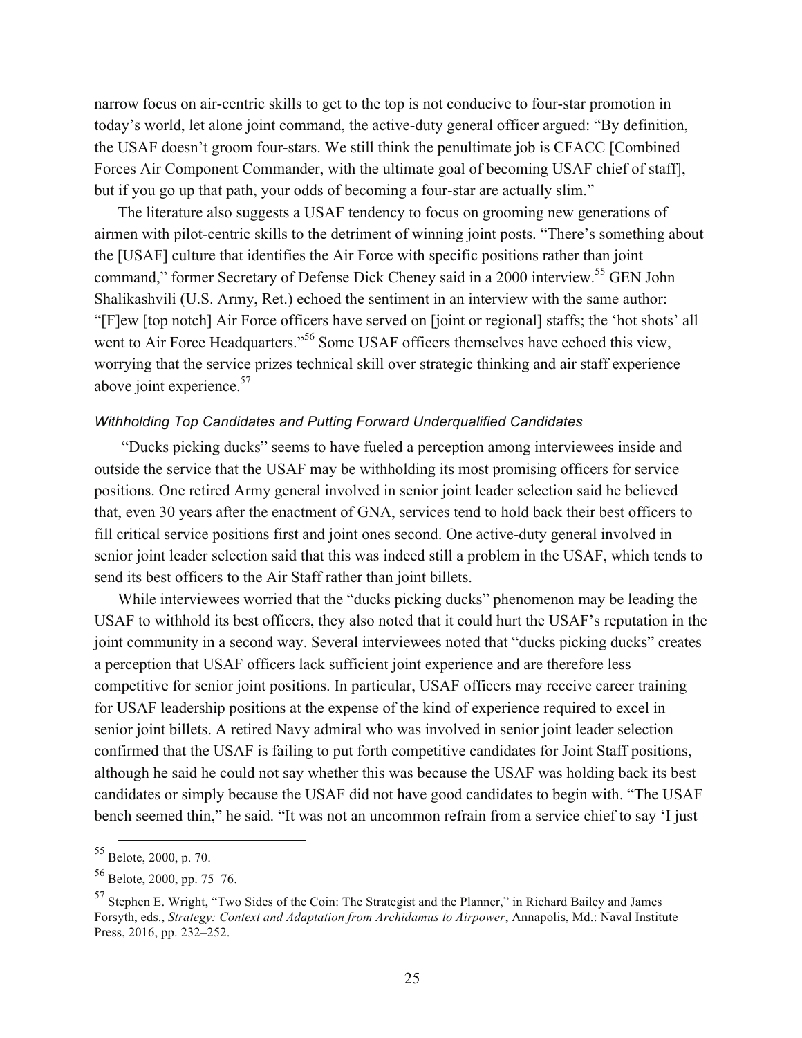narrow focus on air-centric skills to get to the top is not conducive to four-star promotion in today's world, let alone joint command, the active-duty general officer argued: "By definition, the USAF doesn't groom four-stars. We still think the penultimate job is CFACC [Combined Forces Air Component Commander, with the ultimate goal of becoming USAF chief of staff], but if you go up that path, your odds of becoming a four-star are actually slim."

The literature also suggests a USAF tendency to focus on grooming new generations of airmen with pilot-centric skills to the detriment of winning joint posts. "There's something about the [USAF] culture that identifies the Air Force with specific positions rather than joint command," former Secretary of Defense Dick Cheney said in a 2000 interview.[55] GEN John Shalikashvili (U.S. Army, Ret.) echoed the sentiment in an interview with the same author: "[F]ew [top notch] Air Force officers have served on [joint or regional] staffs; the 'hot shots' all went to Air Force Headquarters."[56] Some USAF officers themselves have echoed this view, worrying that the service prizes technical skill over strategic thinking and air staff experience above joint experience.[57]

#### *Withholding Top Candidates and Putting Forward Underqualified Candidates*

"Ducks picking ducks" seems to have fueled a perception among interviewees inside and outside the service that the USAF may be withholding its most promising officers for service positions. One retired Army general involved in senior joint leader selection said he believed that, even 30 years after the enactment of GNA, services tend to hold back their best officers to fill critical service positions first and joint ones second. One active-duty general involved in senior joint leader selection said that this was indeed still a problem in the USAF, which tends to send its best officers to the Air Staff rather than joint billets.

While interviewees worried that the "ducks picking ducks" phenomenon may be leading the USAF to withhold its best officers, they also noted that it could hurt the USAF's reputation in the joint community in a second way. Several interviewees noted that "ducks picking ducks" creates a perception that USAF officers lack sufficient joint experience and are therefore less competitive for senior joint positions. In particular, USAF officers may receive career training for USAF leadership positions at the expense of the kind of experience required to excel in senior joint billets. A retired Navy admiral who was involved in senior joint leader selection confirmed that the USAF is failing to put forth competitive candidates for Joint Staff positions, although he said he could not say whether this was because the USAF was holding back its best candidates or simply because the USAF did not have good candidates to begin with. "The USAF bench seemed thin," he said. "It was not an uncommon refrain from a service chief to say 'I just

---

[55] Belote, 2000, p. 70.

[56] Belote, 2000, pp. 75–76.

[57] Stephen E. Wright, "Two Sides of the Coin: The Strategist and the Planner," in Richard Bailey and James Forsyth, eds., *Strategy: Context and Adaptation from Archidamus to Airpower*, Annapolis, Md.: Naval Institute Press, 2016, pp. 232–252.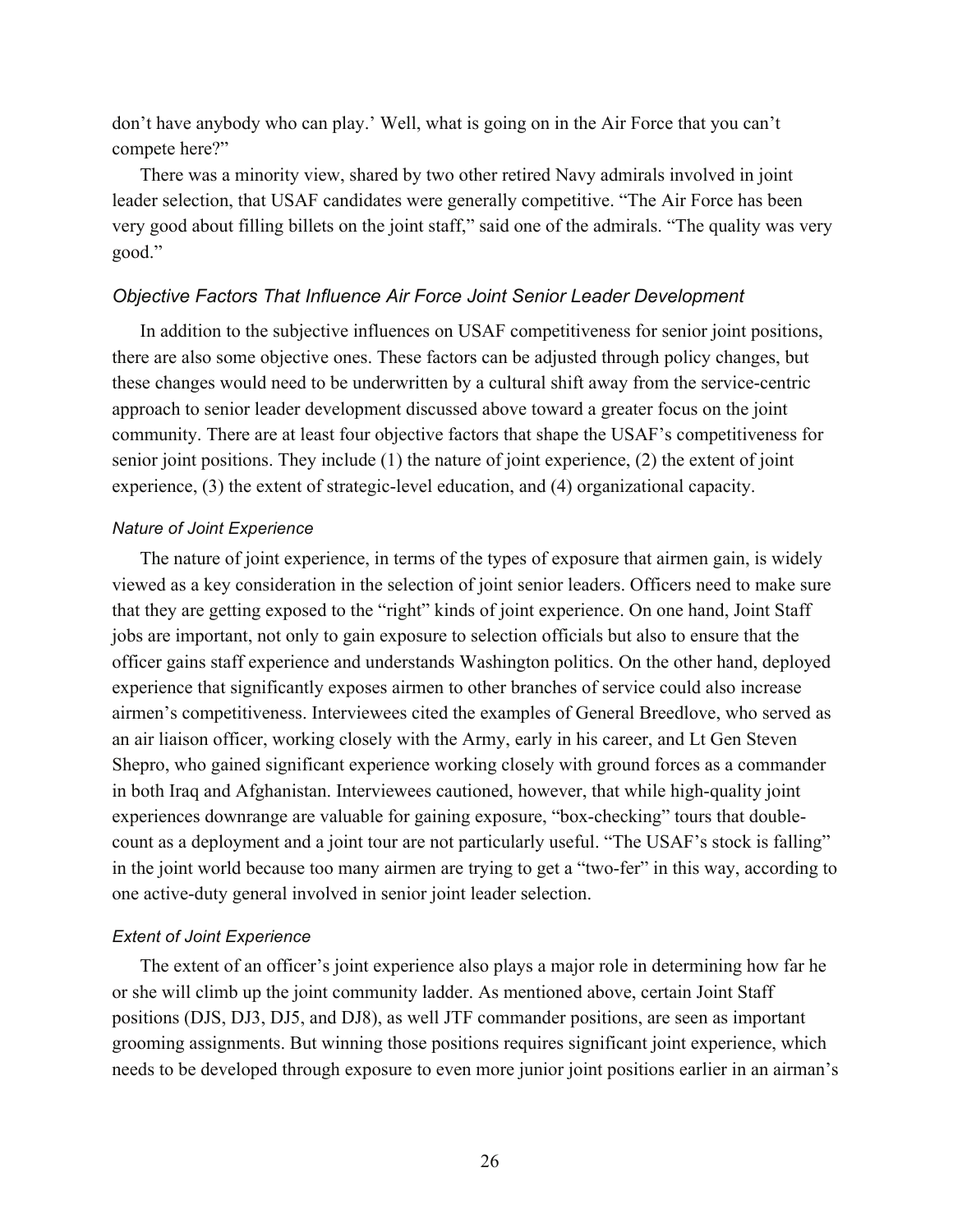don't have anybody who can play.' Well, what is going on in the Air Force that you can't compete here?"

There was a minority view, shared by two other retired Navy admirals involved in joint leader selection, that USAF candidates were generally competitive. "The Air Force has been very good about filling billets on the joint staff," said one of the admirals. "The quality was very good."

### *Objective Factors That Influence Air Force Joint Senior Leader Development*

In addition to the subjective influences on USAF competitiveness for senior joint positions, there are also some objective ones. These factors can be adjusted through policy changes, but these changes would need to be underwritten by a cultural shift away from the service-centric approach to senior leader development discussed above toward a greater focus on the joint community. There are at least four objective factors that shape the USAF's competitiveness for senior joint positions. They include (1) the nature of joint experience, (2) the extent of joint experience, (3) the extent of strategic-level education, and (4) organizational capacity.

#### *Nature of Joint Experience*

The nature of joint experience, in terms of the types of exposure that airmen gain, is widely viewed as a key consideration in the selection of joint senior leaders. Officers need to make sure that they are getting exposed to the "right" kinds of joint experience. On one hand, Joint Staff jobs are important, not only to gain exposure to selection officials but also to ensure that the officer gains staff experience and understands Washington politics. On the other hand, deployed experience that significantly exposes airmen to other branches of service could also increase airmen's competitiveness. Interviewees cited the examples of General Breedlove, who served as an air liaison officer, working closely with the Army, early in his career, and Lt Gen Steven Shepro, who gained significant experience working closely with ground forces as a commander in both Iraq and Afghanistan. Interviewees cautioned, however, that while high-quality joint experiences downrange are valuable for gaining exposure, "box-checking" tours that double-count as a deployment and a joint tour are not particularly useful. "The USAF's stock is falling" in the joint world because too many airmen are trying to get a "two-fer" in this way, according to one active-duty general involved in senior joint leader selection.

#### *Extent of Joint Experience*

The extent of an officer's joint experience also plays a major role in determining how far he or she will climb up the joint community ladder. As mentioned above, certain Joint Staff positions (DJS, DJ3, DJ5, and DJ8), as well JTF commander positions, are seen as important grooming assignments. But winning those positions requires significant joint experience, which needs to be developed through exposure to even more junior joint positions earlier in an airman's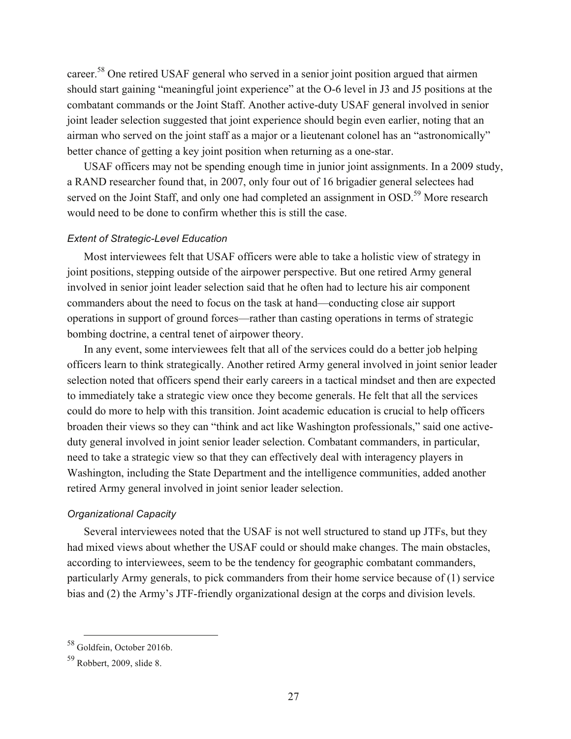career.[58] One retired USAF general who served in a senior joint position argued that airmen should start gaining "meaningful joint experience" at the O-6 level in J3 and J5 positions at the combatant commands or the Joint Staff. Another active-duty USAF general involved in senior joint leader selection suggested that joint experience should begin even earlier, noting that an airman who served on the joint staff as a major or a lieutenant colonel has an "astronomically" better chance of getting a key joint position when returning as a one-star.

USAF officers may not be spending enough time in junior joint assignments. In a 2009 study, a RAND researcher found that, in 2007, only four out of 16 brigadier general selectees had served on the Joint Staff, and only one had completed an assignment in OSD.[59] More research would need to be done to confirm whether this is still the case.

#### *Extent of Strategic-Level Education*

Most interviewees felt that USAF officers were able to take a holistic view of strategy in joint positions, stepping outside of the airpower perspective. But one retired Army general involved in senior joint leader selection said that he often had to lecture his air component commanders about the need to focus on the task at hand—conducting close air support operations in support of ground forces—rather than casting operations in terms of strategic bombing doctrine, a central tenet of airpower theory.

In any event, some interviewees felt that all of the services could do a better job helping officers learn to think strategically. Another retired Army general involved in joint senior leader selection noted that officers spend their early careers in a tactical mindset and then are expected to immediately take a strategic view once they become generals. He felt that all the services could do more to help with this transition. Joint academic education is crucial to help officers broaden their views so they can "think and act like Washington professionals," said one active-duty general involved in joint senior leader selection. Combatant commanders, in particular, need to take a strategic view so that they can effectively deal with interagency players in Washington, including the State Department and the intelligence communities, added another retired Army general involved in joint senior leader selection.

#### *Organizational Capacity*

Several interviewees noted that the USAF is not well structured to stand up JTFs, but they had mixed views about whether the USAF could or should make changes. The main obstacles, according to interviewees, seem to be the tendency for geographic combatant commanders, particularly Army generals, to pick commanders from their home service because of (1) service bias and (2) the Army's JTF-friendly organizational design at the corps and division levels.

---

[58] Goldfein, October 2016b.

[59] Robbert, 2009, slide 8.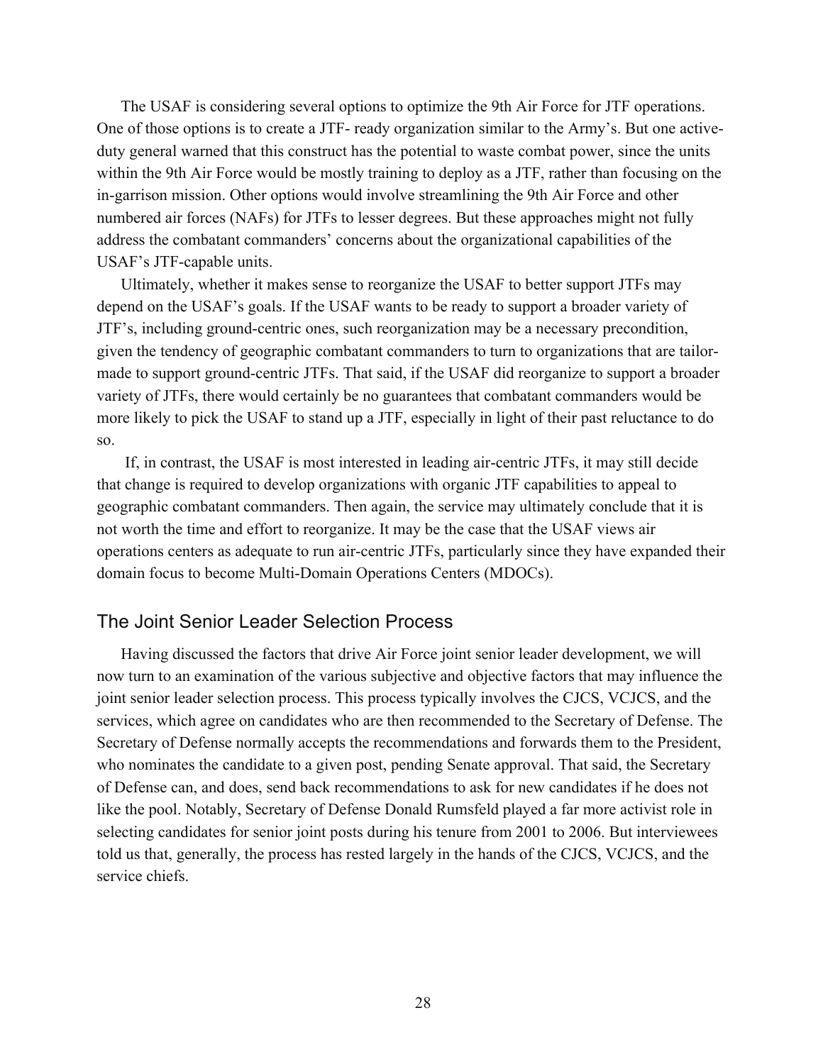The USAF is considering several options to optimize the 9th Air Force for JTF operations. One of those options is to create a JTF- ready organization similar to the Army's. But one active-duty general warned that this construct has the potential to waste combat power, since the units within the 9th Air Force would be mostly training to deploy as a JTF, rather than focusing on the in-garrison mission. Other options would involve streamlining the 9th Air Force and other numbered air forces (NAFs) for JTFs to lesser degrees. But these approaches might not fully address the combatant commanders' concerns about the organizational capabilities of the USAF's JTF-capable units.

Ultimately, whether it makes sense to reorganize the USAF to better support JTFs may depend on the USAF's goals. If the USAF wants to be ready to support a broader variety of JTF's, including ground-centric ones, such reorganization may be a necessary precondition, given the tendency of geographic combatant commanders to turn to organizations that are tailor-made to support ground-centric JTFs. That said, if the USAF did reorganize to support a broader variety of JTFs, there would certainly be no guarantees that combatant commanders would be more likely to pick the USAF to stand up a JTF, especially in light of their past reluctance to do so.

If, in contrast, the USAF is most interested in leading air-centric JTFs, it may still decide that change is required to develop organizations with organic JTF capabilities to appeal to geographic combatant commanders. Then again, the service may ultimately conclude that it is not worth the time and effort to reorganize. It may be the case that the USAF views air operations centers as adequate to run air-centric JTFs, particularly since they have expanded their domain focus to become Multi-Domain Operations Centers (MDOCs).

## The Joint Senior Leader Selection Process

Having discussed the factors that drive Air Force joint senior leader development, we will now turn to an examination of the various subjective and objective factors that may influence the joint senior leader selection process. This process typically involves the CJCS, VCJCS, and the services, which agree on candidates who are then recommended to the Secretary of Defense. The Secretary of Defense normally accepts the recommendations and forwards them to the President, who nominates the candidate to a given post, pending Senate approval. That said, the Secretary of Defense can, and does, send back recommendations to ask for new candidates if he does not like the pool. Notably, Secretary of Defense Donald Rumsfeld played a far more activist role in selecting candidates for senior joint posts during his tenure from 2001 to 2006. But interviewees told us that, generally, the process has rested largely in the hands of the CJCS, VCJCS, and the service chiefs.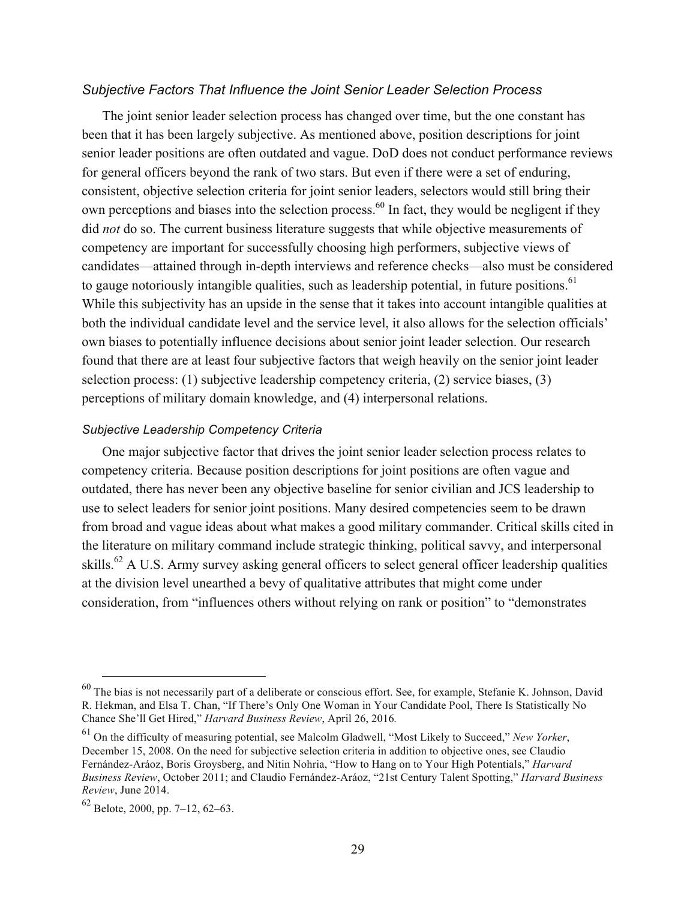### *Subjective Factors That Influence the Joint Senior Leader Selection Process*

The joint senior leader selection process has changed over time, but the one constant has been that it has been largely subjective. As mentioned above, position descriptions for joint senior leader positions are often outdated and vague. DoD does not conduct performance reviews for general officers beyond the rank of two stars. But even if there were a set of enduring, consistent, objective selection criteria for joint senior leaders, selectors would still bring their own perceptions and biases into the selection process.[60] In fact, they would be negligent if they did *not* do so. The current business literature suggests that while objective measurements of competency are important for successfully choosing high performers, subjective views of candidates—attained through in-depth interviews and reference checks—also must be considered to gauge notoriously intangible qualities, such as leadership potential, in future positions.[61] While this subjectivity has an upside in the sense that it takes into account intangible qualities at both the individual candidate level and the service level, it also allows for the selection officials' own biases to potentially influence decisions about senior joint leader selection. Our research found that there are at least four subjective factors that weigh heavily on the senior joint leader selection process: (1) subjective leadership competency criteria, (2) service biases, (3) perceptions of military domain knowledge, and (4) interpersonal relations.

#### *Subjective Leadership Competency Criteria*

One major subjective factor that drives the joint senior leader selection process relates to competency criteria. Because position descriptions for joint positions are often vague and outdated, there has never been any objective baseline for senior civilian and JCS leadership to use to select leaders for senior joint positions. Many desired competencies seem to be drawn from broad and vague ideas about what makes a good military commander. Critical skills cited in the literature on military command include strategic thinking, political savvy, and interpersonal skills.[62] A U.S. Army survey asking general officers to select general officer leadership qualities at the division level unearthed a bevy of qualitative attributes that might come under consideration, from "influences others without relying on rank or position" to "demonstrates

---

[60] The bias is not necessarily part of a deliberate or conscious effort. See, for example, Stefanie K. Johnson, David R. Hekman, and Elsa T. Chan, "If There's Only One Woman in Your Candidate Pool, There Is Statistically No Chance She'll Get Hired," *Harvard Business Review*, April 26, 2016.

[61] On the difficulty of measuring potential, see Malcolm Gladwell, "Most Likely to Succeed," *New Yorker*, December 15, 2008. On the need for subjective selection criteria in addition to objective ones, see Claudio Fernández-Aráoz, Boris Groysberg, and Nitin Nohria, "How to Hang on to Your High Potentials," *Harvard Business Review*, October 2011; and Claudio Fernández-Aráoz, "21st Century Talent Spotting," *Harvard Business Review*, June 2014.

[62] Belote, 2000, pp. 7–12, 62–63.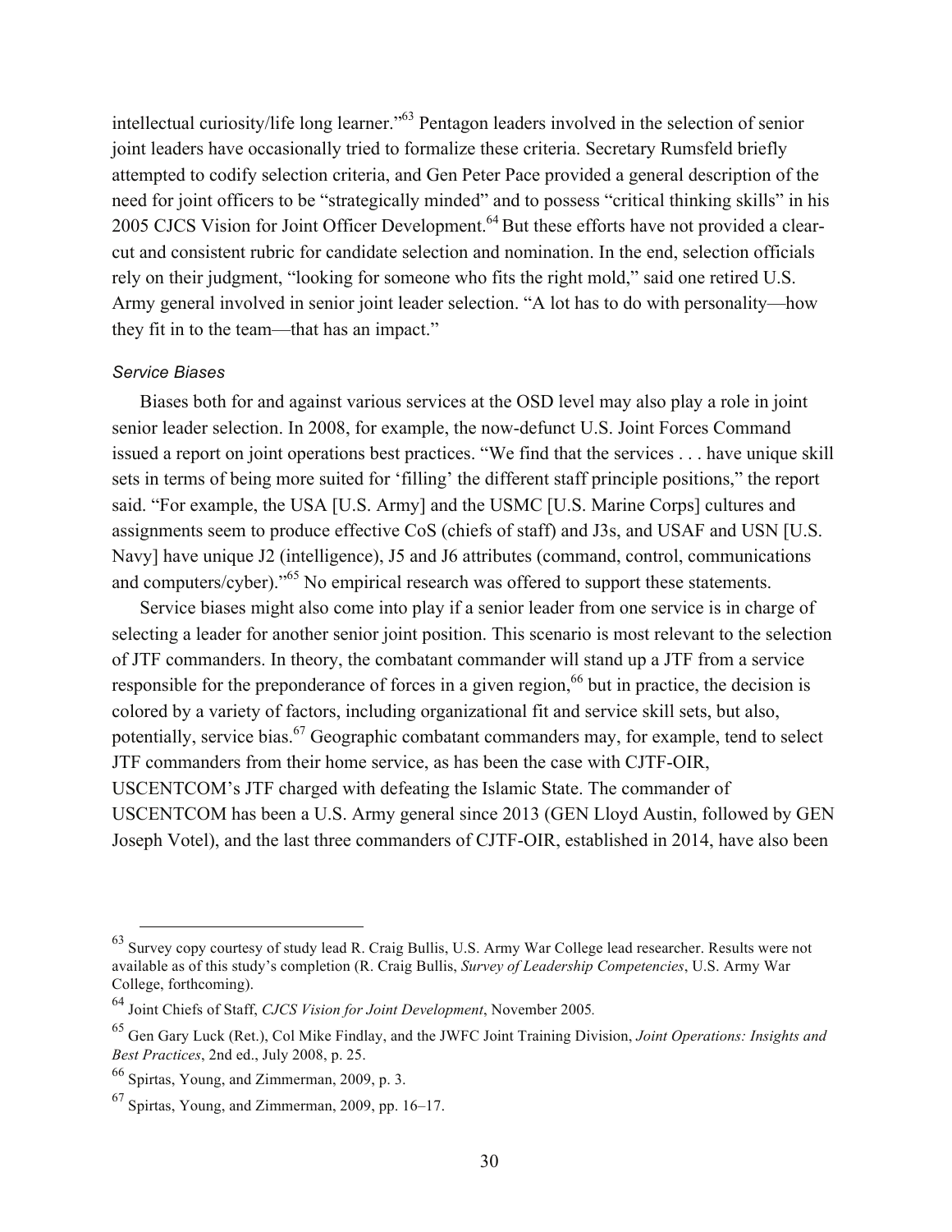intellectual curiosity/life long learner."[63] Pentagon leaders involved in the selection of senior joint leaders have occasionally tried to formalize these criteria. Secretary Rumsfeld briefly attempted to codify selection criteria, and Gen Peter Pace provided a general description of the need for joint officers to be "strategically minded" and to possess "critical thinking skills" in his 2005 CJCS Vision for Joint Officer Development.[64] But these efforts have not provided a clear-cut and consistent rubric for candidate selection and nomination. In the end, selection officials rely on their judgment, "looking for someone who fits the right mold," said one retired U.S. Army general involved in senior joint leader selection. "A lot has to do with personality—how they fit in to the team—that has an impact."

### *Service Biases*

Biases both for and against various services at the OSD level may also play a role in joint senior leader selection. In 2008, for example, the now-defunct U.S. Joint Forces Command issued a report on joint operations best practices. "We find that the services . . . have unique skill sets in terms of being more suited for 'filling' the different staff principle positions," the report said. "For example, the USA [U.S. Army] and the USMC [U.S. Marine Corps] cultures and assignments seem to produce effective CoS (chiefs of staff) and J3s, and USAF and USN [U.S. Navy] have unique J2 (intelligence), J5 and J6 attributes (command, control, communications and computers/cyber)."[65] No empirical research was offered to support these statements.

Service biases might also come into play if a senior leader from one service is in charge of selecting a leader for another senior joint position. This scenario is most relevant to the selection of JTF commanders. In theory, the combatant commander will stand up a JTF from a service responsible for the preponderance of forces in a given region,[66] but in practice, the decision is colored by a variety of factors, including organizational fit and service skill sets, but also, potentially, service bias.[67] Geographic combatant commanders may, for example, tend to select JTF commanders from their home service, as has been the case with CJTF-OIR, USCENTCOM's JTF charged with defeating the Islamic State. The commander of USCENTCOM has been a U.S. Army general since 2013 (GEN Lloyd Austin, followed by GEN Joseph Votel), and the last three commanders of CJTF-OIR, established in 2014, have also been

---

[63] Survey copy courtesy of study lead R. Craig Bullis, U.S. Army War College lead researcher. Results were not available as of this study's completion (R. Craig Bullis, *Survey of Leadership Competencies*, U.S. Army War College, forthcoming).

[64] Joint Chiefs of Staff, *CJCS Vision for Joint Development*, November 2005.

[65] Gen Gary Luck (Ret.), Col Mike Findlay, and the JWFC Joint Training Division, *Joint Operations: Insights and Best Practices*, 2nd ed., July 2008, p. 25.

[66] Spirtas, Young, and Zimmerman, 2009, p. 3.

[67] Spirtas, Young, and Zimmerman, 2009, pp. 16–17.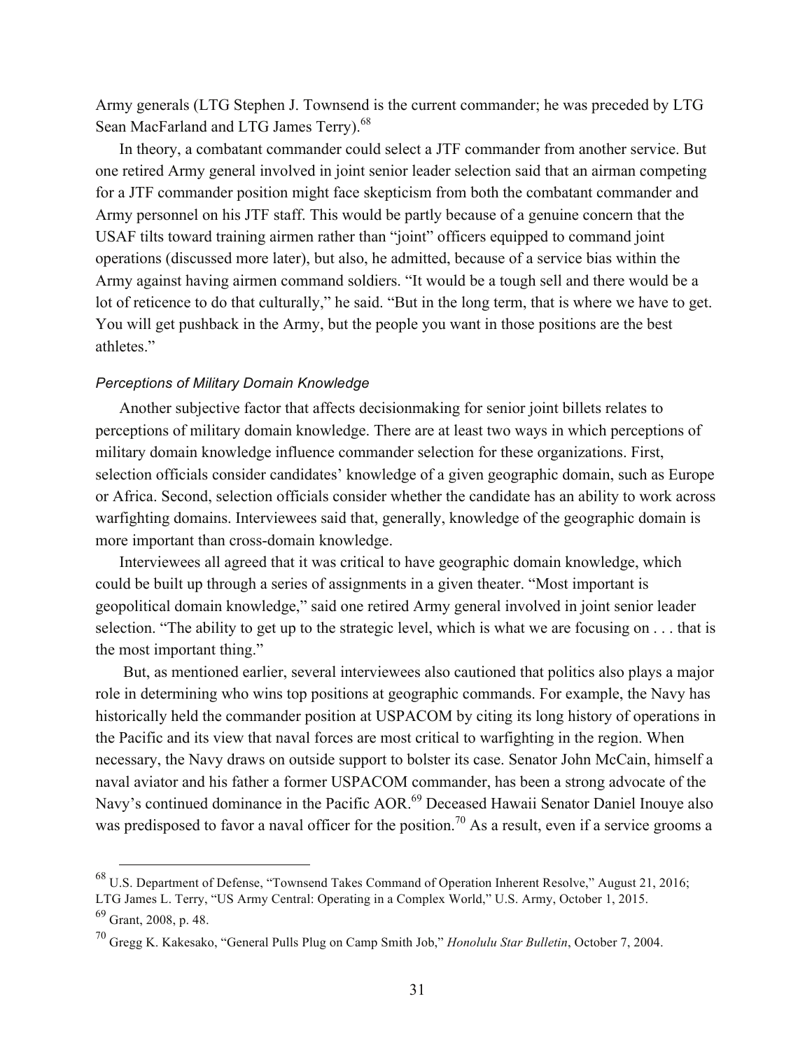Army generals (LTG Stephen J. Townsend is the current commander; he was preceded by LTG Sean MacFarland and LTG James Terry).[68]

In theory, a combatant commander could select a JTF commander from another service. But one retired Army general involved in joint senior leader selection said that an airman competing for a JTF commander position might face skepticism from both the combatant commander and Army personnel on his JTF staff. This would be partly because of a genuine concern that the USAF tilts toward training airmen rather than "joint" officers equipped to command joint operations (discussed more later), but also, he admitted, because of a service bias within the Army against having airmen command soldiers. "It would be a tough sell and there would be a lot of reticence to do that culturally," he said. "But in the long term, that is where we have to get. You will get pushback in the Army, but the people you want in those positions are the best athletes."

### *Perceptions of Military Domain Knowledge*

Another subjective factor that affects decisionmaking for senior joint billets relates to perceptions of military domain knowledge. There are at least two ways in which perceptions of military domain knowledge influence commander selection for these organizations. First, selection officials consider candidates' knowledge of a given geographic domain, such as Europe or Africa. Second, selection officials consider whether the candidate has an ability to work across warfighting domains. Interviewees said that, generally, knowledge of the geographic domain is more important than cross-domain knowledge.

Interviewees all agreed that it was critical to have geographic domain knowledge, which could be built up through a series of assignments in a given theater. "Most important is geopolitical domain knowledge," said one retired Army general involved in joint senior leader selection. "The ability to get up to the strategic level, which is what we are focusing on . . . that is the most important thing."

But, as mentioned earlier, several interviewees also cautioned that politics also plays a major role in determining who wins top positions at geographic commands. For example, the Navy has historically held the commander position at USPACOM by citing its long history of operations in the Pacific and its view that naval forces are most critical to warfighting in the region. When necessary, the Navy draws on outside support to bolster its case. Senator John McCain, himself a naval aviator and his father a former USPACOM commander, has been a strong advocate of the Navy's continued dominance in the Pacific AOR.[69] Deceased Hawaii Senator Daniel Inouye also was predisposed to favor a naval officer for the position.[70] As a result, even if a service grooms a

---

[68] U.S. Department of Defense, "Townsend Takes Command of Operation Inherent Resolve," August 21, 2016; LTG James L. Terry, "US Army Central: Operating in a Complex World," U.S. Army, October 1, 2015.

[69] Grant, 2008, p. 48.

[70] Gregg K. Kakesako, "General Pulls Plug on Camp Smith Job," *Honolulu Star Bulletin*, October 7, 2004.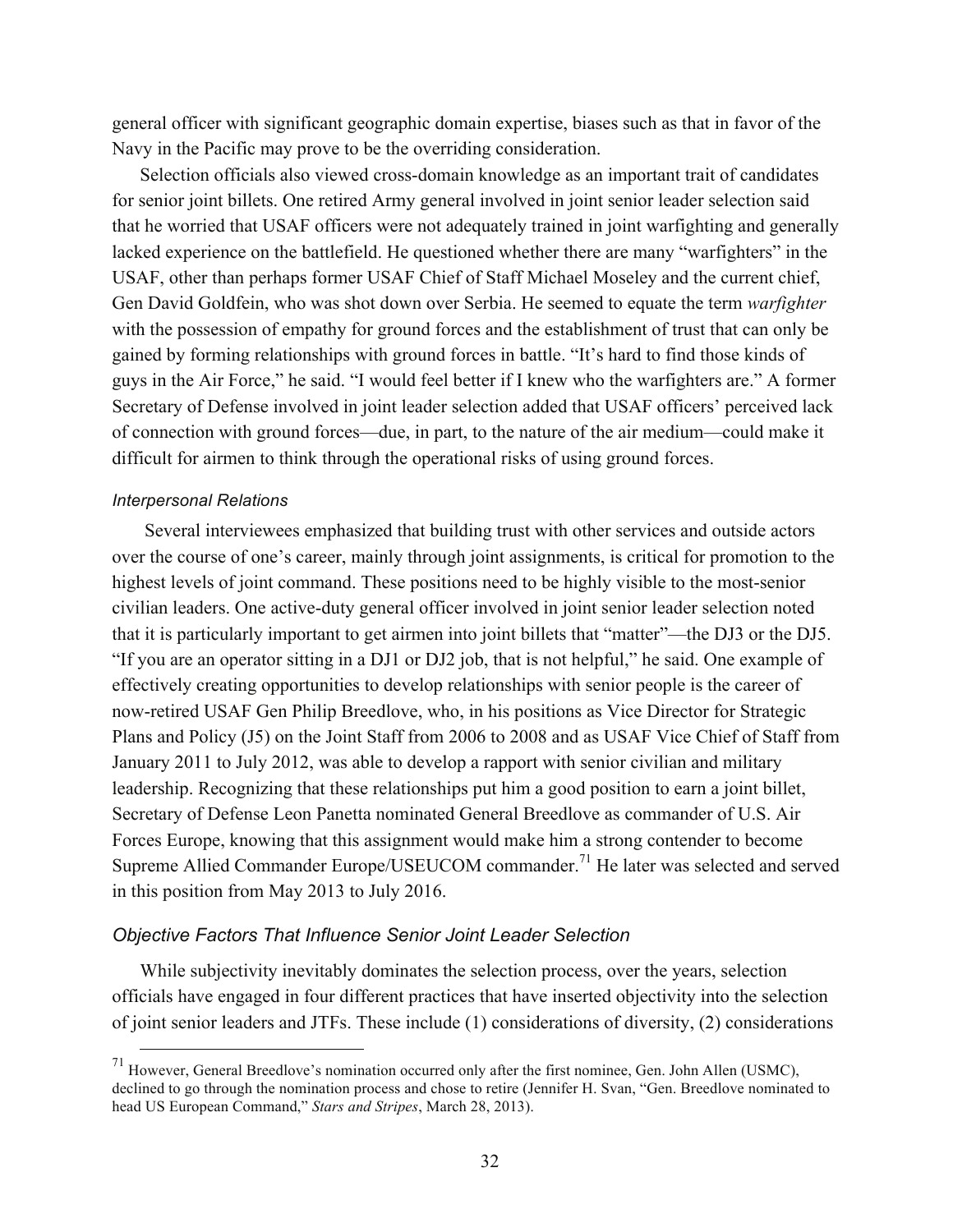general officer with significant geographic domain expertise, biases such as that in favor of the Navy in the Pacific may prove to be the overriding consideration.

Selection officials also viewed cross-domain knowledge as an important trait of candidates for senior joint billets. One retired Army general involved in joint senior leader selection said that he worried that USAF officers were not adequately trained in joint warfighting and generally lacked experience on the battlefield. He questioned whether there are many "warfighters" in the USAF, other than perhaps former USAF Chief of Staff Michael Moseley and the current chief, Gen David Goldfein, who was shot down over Serbia. He seemed to equate the term *warfighter* with the possession of empathy for ground forces and the establishment of trust that can only be gained by forming relationships with ground forces in battle. "It's hard to find those kinds of guys in the Air Force," he said. "I would feel better if I knew who the warfighters are." A former Secretary of Defense involved in joint leader selection added that USAF officers' perceived lack of connection with ground forces—due, in part, to the nature of the air medium—could make it difficult for airmen to think through the operational risks of using ground forces.

#### *Interpersonal Relations*

Several interviewees emphasized that building trust with other services and outside actors over the course of one's career, mainly through joint assignments, is critical for promotion to the highest levels of joint command. These positions need to be highly visible to the most-senior civilian leaders. One active-duty general officer involved in joint senior leader selection noted that it is particularly important to get airmen into joint billets that "matter"—the DJ3 or the DJ5. "If you are an operator sitting in a DJ1 or DJ2 job, that is not helpful," he said. One example of effectively creating opportunities to develop relationships with senior people is the career of now-retired USAF Gen Philip Breedlove, who, in his positions as Vice Director for Strategic Plans and Policy (J5) on the Joint Staff from 2006 to 2008 and as USAF Vice Chief of Staff from January 2011 to July 2012, was able to develop a rapport with senior civilian and military leadership. Recognizing that these relationships put him a good position to earn a joint billet, Secretary of Defense Leon Panetta nominated General Breedlove as commander of U.S. Air Forces Europe, knowing that this assignment would make him a strong contender to become Supreme Allied Commander Europe/USEUCOM commander.[71] He later was selected and served in this position from May 2013 to July 2016.

### *Objective Factors That Influence Senior Joint Leader Selection*

While subjectivity inevitably dominates the selection process, over the years, selection officials have engaged in four different practices that have inserted objectivity into the selection of joint senior leaders and JTFs. These include (1) considerations of diversity, (2) considerations

[71] However, General Breedlove's nomination occurred only after the first nominee, Gen. John Allen (USMC), declined to go through the nomination process and chose to retire (Jennifer H. Svan, "Gen. Breedlove nominated to head US European Command," *Stars and Stripes*, March 28, 2013).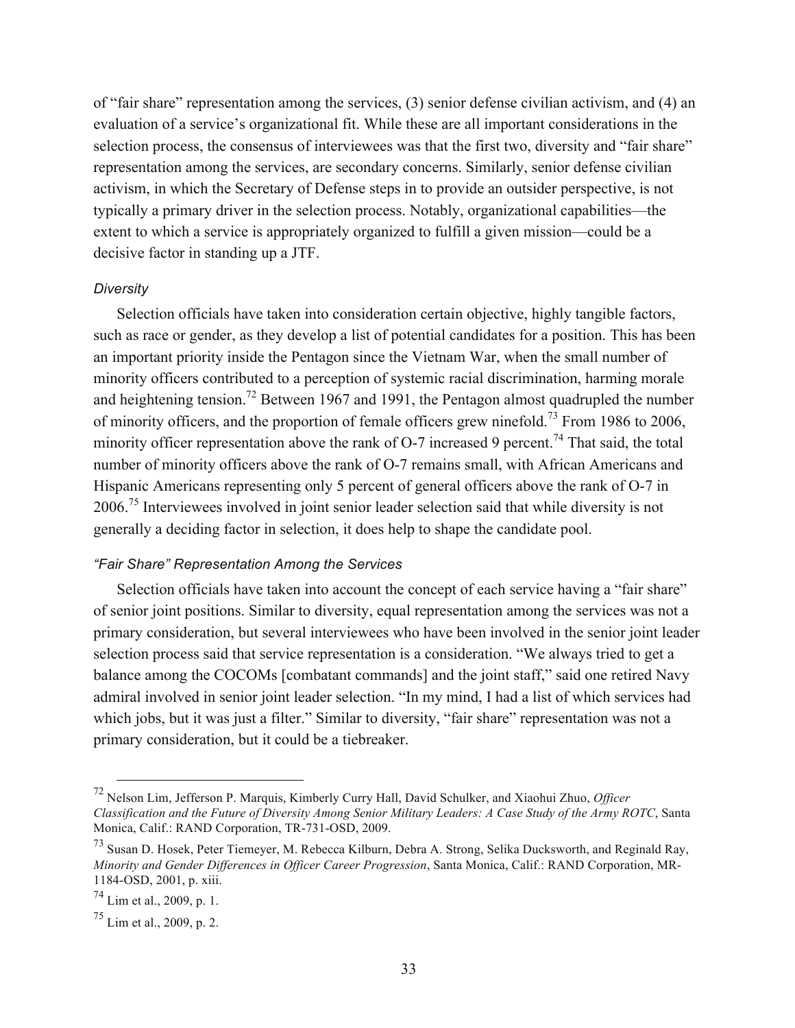of "fair share" representation among the services, (3) senior defense civilian activism, and (4) an evaluation of a service's organizational fit. While these are all important considerations in the selection process, the consensus of interviewees was that the first two, diversity and "fair share" representation among the services, are secondary concerns. Similarly, senior defense civilian activism, in which the Secretary of Defense steps in to provide an outsider perspective, is not typically a primary driver in the selection process. Notably, organizational capabilities—the extent to which a service is appropriately organized to fulfill a given mission—could be a decisive factor in standing up a JTF.

#### *Diversity*

Selection officials have taken into consideration certain objective, highly tangible factors, such as race or gender, as they develop a list of potential candidates for a position. This has been an important priority inside the Pentagon since the Vietnam War, when the small number of minority officers contributed to a perception of systemic racial discrimination, harming morale and heightening tension.[72] Between 1967 and 1991, the Pentagon almost quadrupled the number of minority officers, and the proportion of female officers grew ninefold.[73] From 1986 to 2006, minority officer representation above the rank of O-7 increased 9 percent.[74] That said, the total number of minority officers above the rank of O-7 remains small, with African Americans and Hispanic Americans representing only 5 percent of general officers above the rank of O-7 in 2006.[75] Interviewees involved in joint senior leader selection said that while diversity is not generally a deciding factor in selection, it does help to shape the candidate pool.

#### *"Fair Share" Representation Among the Services*

Selection officials have taken into account the concept of each service having a "fair share" of senior joint positions. Similar to diversity, equal representation among the services was not a primary consideration, but several interviewees who have been involved in the senior joint leader selection process said that service representation is a consideration. "We always tried to get a balance among the COCOMs [combatant commands] and the joint staff," said one retired Navy admiral involved in senior joint leader selection. "In my mind, I had a list of which services had which jobs, but it was just a filter." Similar to diversity, "fair share" representation was not a primary consideration, but it could be a tiebreaker.

---

[72] Nelson Lim, Jefferson P. Marquis, Kimberly Curry Hall, David Schulker, and Xiaohui Zhuo, *Officer Classification and the Future of Diversity Among Senior Military Leaders: A Case Study of the Army ROTC*, Santa Monica, Calif.: RAND Corporation, TR-731-OSD, 2009.

[73] Susan D. Hosek, Peter Tiemeyer, M. Rebecca Kilburn, Debra A. Strong, Selika Ducksworth, and Reginald Ray, *Minority and Gender Differences in Officer Career Progression*, Santa Monica, Calif.: RAND Corporation, MR-1184-OSD, 2001, p. xiii.

[74] Lim et al., 2009, p. 1.

[75] Lim et al., 2009, p. 2.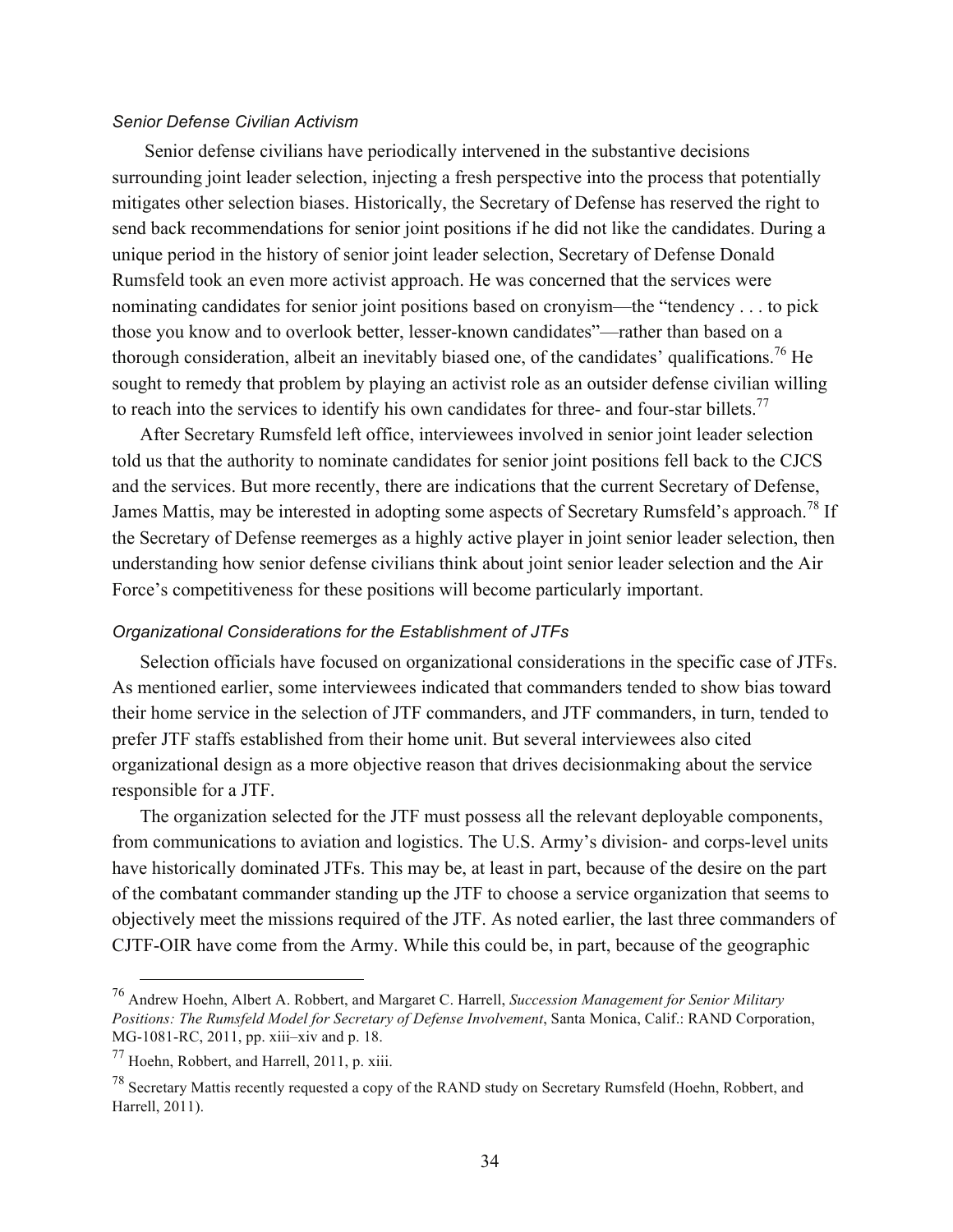### *Senior Defense Civilian Activism*

Senior defense civilians have periodically intervened in the substantive decisions surrounding joint leader selection, injecting a fresh perspective into the process that potentially mitigates other selection biases. Historically, the Secretary of Defense has reserved the right to send back recommendations for senior joint positions if he did not like the candidates. During a unique period in the history of senior joint leader selection, Secretary of Defense Donald Rumsfeld took an even more activist approach. He was concerned that the services were nominating candidates for senior joint positions based on cronyism—the "tendency . . . to pick those you know and to overlook better, lesser-known candidates"—rather than based on a thorough consideration, albeit an inevitably biased one, of the candidates' qualifications.[76] He sought to remedy that problem by playing an activist role as an outsider defense civilian willing to reach into the services to identify his own candidates for three- and four-star billets.[77]

After Secretary Rumsfeld left office, interviewees involved in senior joint leader selection told us that the authority to nominate candidates for senior joint positions fell back to the CJCS and the services. But more recently, there are indications that the current Secretary of Defense, James Mattis, may be interested in adopting some aspects of Secretary Rumsfeld's approach.[78] If the Secretary of Defense reemerges as a highly active player in joint senior leader selection, then understanding how senior defense civilians think about joint senior leader selection and the Air Force's competitiveness for these positions will become particularly important.

### *Organizational Considerations for the Establishment of JTFs*

Selection officials have focused on organizational considerations in the specific case of JTFs. As mentioned earlier, some interviewees indicated that commanders tended to show bias toward their home service in the selection of JTF commanders, and JTF commanders, in turn, tended to prefer JTF staffs established from their home unit. But several interviewees also cited organizational design as a more objective reason that drives decisionmaking about the service responsible for a JTF.

The organization selected for the JTF must possess all the relevant deployable components, from communications to aviation and logistics. The U.S. Army's division- and corps-level units have historically dominated JTFs. This may be, at least in part, because of the desire on the part of the combatant commander standing up the JTF to choose a service organization that seems to objectively meet the missions required of the JTF. As noted earlier, the last three commanders of CJTF-OIR have come from the Army. While this could be, in part, because of the geographic

---

[76] Andrew Hoehn, Albert A. Robbert, and Margaret C. Harrell, *Succession Management for Senior Military Positions: The Rumsfeld Model for Secretary of Defense Involvement*, Santa Monica, Calif.: RAND Corporation, MG-1081-RC, 2011, pp. xiii–xiv and p. 18.

[77] Hoehn, Robbert, and Harrell, 2011, p. xiii.

[78] Secretary Mattis recently requested a copy of the RAND study on Secretary Rumsfeld (Hoehn, Robbert, and Harrell, 2011).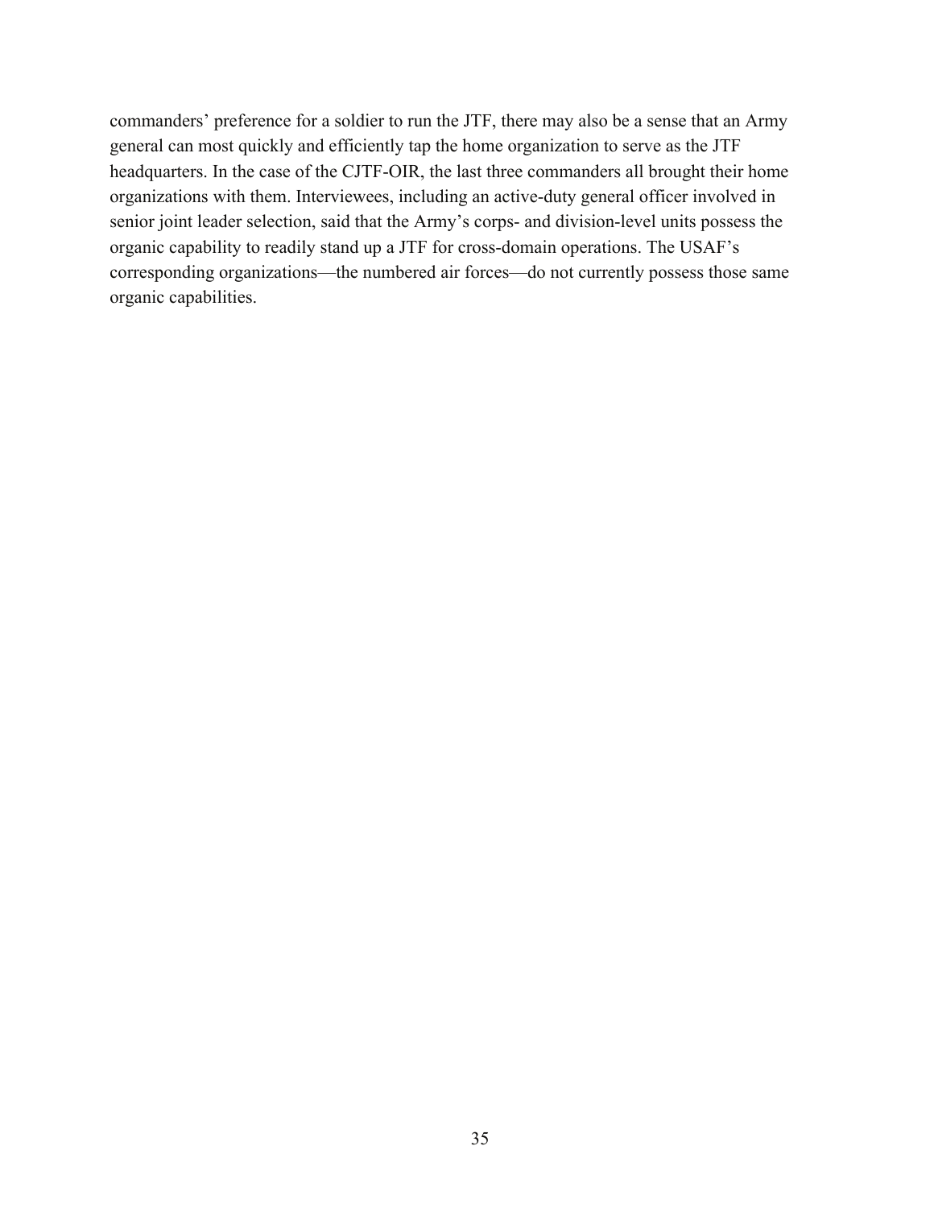commanders' preference for a soldier to run the JTF, there may also be a sense that an Army general can most quickly and efficiently tap the home organization to serve as the JTF headquarters. In the case of the CJTF-OIR, the last three commanders all brought their home organizations with them. Interviewees, including an active-duty general officer involved in senior joint leader selection, said that the Army's corps- and division-level units possess the organic capability to readily stand up a JTF for cross-domain operations. The USAF's corresponding organizations—the numbered air forces—do not currently possess those same organic capabilities.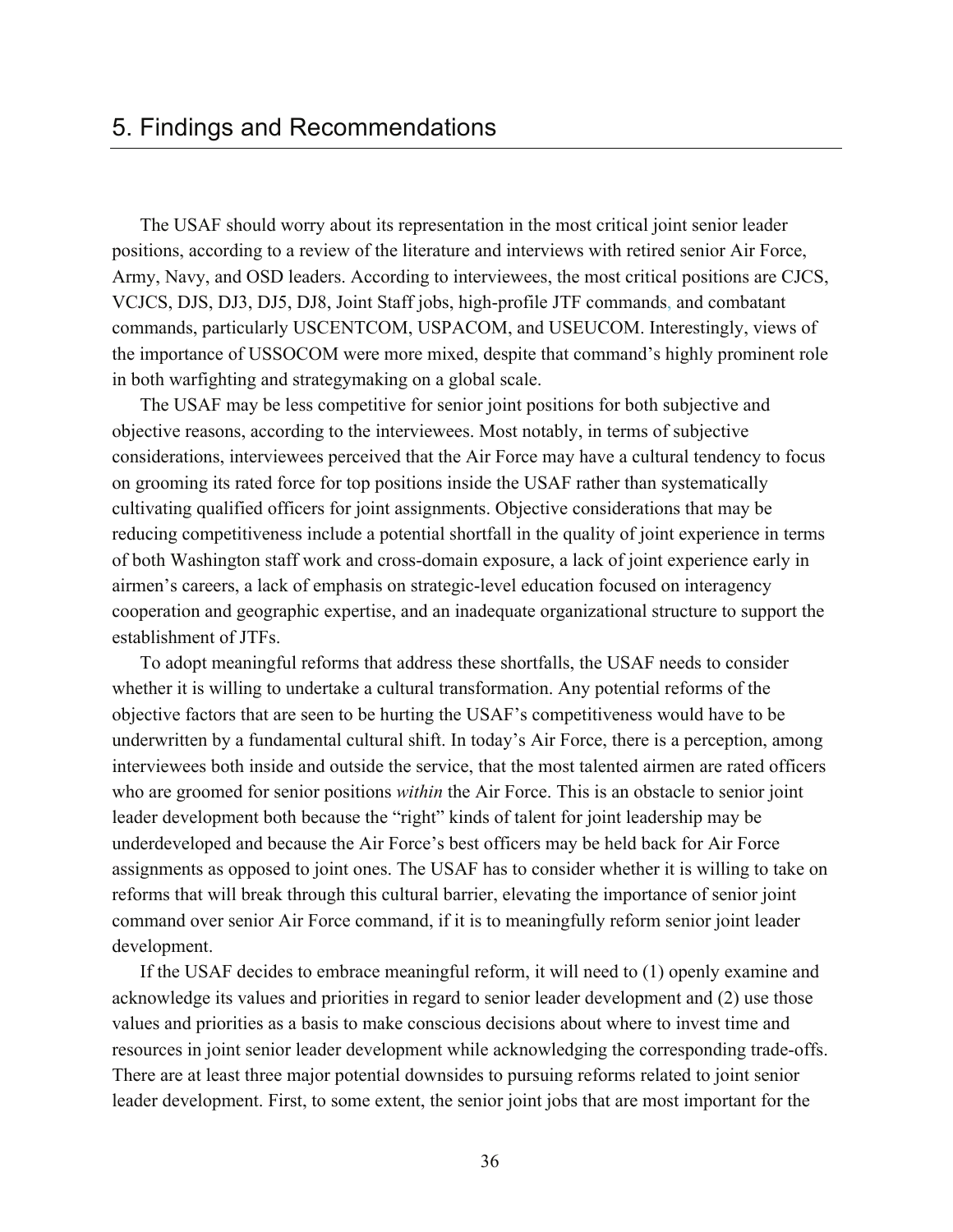# 5. Findings and Recommendations

The USAF should worry about its representation in the most critical joint senior leader positions, according to a review of the literature and interviews with retired senior Air Force, Army, Navy, and OSD leaders. According to interviewees, the most critical positions are CJCS, VCJCS, DJS, DJ3, DJ5, DJ8, Joint Staff jobs, high-profile JTF commands, and combatant commands, particularly USCENTCOM, USPACOM, and USEUCOM. Interestingly, views of the importance of USSOCOM were more mixed, despite that command's highly prominent role in both warfighting and strategymaking on a global scale.

The USAF may be less competitive for senior joint positions for both subjective and objective reasons, according to the interviewees. Most notably, in terms of subjective considerations, interviewees perceived that the Air Force may have a cultural tendency to focus on grooming its rated force for top positions inside the USAF rather than systematically cultivating qualified officers for joint assignments. Objective considerations that may be reducing competitiveness include a potential shortfall in the quality of joint experience in terms of both Washington staff work and cross-domain exposure, a lack of joint experience early in airmen's careers, a lack of emphasis on strategic-level education focused on interagency cooperation and geographic expertise, and an inadequate organizational structure to support the establishment of JTFs.

To adopt meaningful reforms that address these shortfalls, the USAF needs to consider whether it is willing to undertake a cultural transformation. Any potential reforms of the objective factors that are seen to be hurting the USAF's competitiveness would have to be underwritten by a fundamental cultural shift. In today's Air Force, there is a perception, among interviewees both inside and outside the service, that the most talented airmen are rated officers who are groomed for senior positions *within* the Air Force. This is an obstacle to senior joint leader development both because the "right" kinds of talent for joint leadership may be underdeveloped and because the Air Force's best officers may be held back for Air Force assignments as opposed to joint ones. The USAF has to consider whether it is willing to take on reforms that will break through this cultural barrier, elevating the importance of senior joint command over senior Air Force command, if it is to meaningfully reform senior joint leader development.

If the USAF decides to embrace meaningful reform, it will need to (1) openly examine and acknowledge its values and priorities in regard to senior leader development and (2) use those values and priorities as a basis to make conscious decisions about where to invest time and resources in joint senior leader development while acknowledging the corresponding trade-offs. There are at least three major potential downsides to pursuing reforms related to joint senior leader development. First, to some extent, the senior joint jobs that are most important for the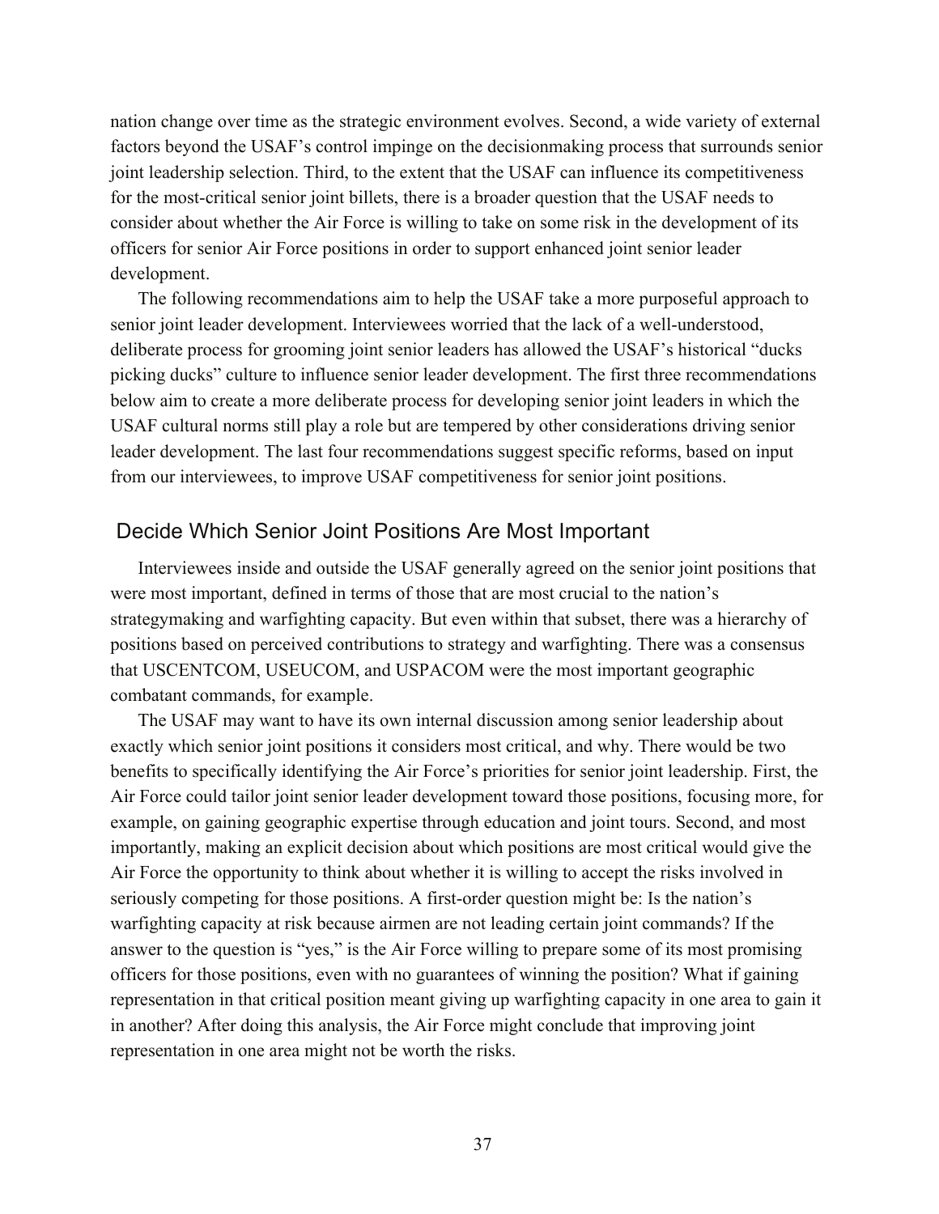nation change over time as the strategic environment evolves. Second, a wide variety of external factors beyond the USAF's control impinge on the decisionmaking process that surrounds senior joint leadership selection. Third, to the extent that the USAF can influence its competitiveness for the most-critical senior joint billets, there is a broader question that the USAF needs to consider about whether the Air Force is willing to take on some risk in the development of its officers for senior Air Force positions in order to support enhanced joint senior leader development.

The following recommendations aim to help the USAF take a more purposeful approach to senior joint leader development. Interviewees worried that the lack of a well-understood, deliberate process for grooming joint senior leaders has allowed the USAF's historical "ducks picking ducks" culture to influence senior leader development. The first three recommendations below aim to create a more deliberate process for developing senior joint leaders in which the USAF cultural norms still play a role but are tempered by other considerations driving senior leader development. The last four recommendations suggest specific reforms, based on input from our interviewees, to improve USAF competitiveness for senior joint positions.

## Decide Which Senior Joint Positions Are Most Important

Interviewees inside and outside the USAF generally agreed on the senior joint positions that were most important, defined in terms of those that are most crucial to the nation's strategymaking and warfighting capacity. But even within that subset, there was a hierarchy of positions based on perceived contributions to strategy and warfighting. There was a consensus that USCENTCOM, USEUCOM, and USPACOM were the most important geographic combatant commands, for example.

The USAF may want to have its own internal discussion among senior leadership about exactly which senior joint positions it considers most critical, and why. There would be two benefits to specifically identifying the Air Force's priorities for senior joint leadership. First, the Air Force could tailor joint senior leader development toward those positions, focusing more, for example, on gaining geographic expertise through education and joint tours. Second, and most importantly, making an explicit decision about which positions are most critical would give the Air Force the opportunity to think about whether it is willing to accept the risks involved in seriously competing for those positions. A first-order question might be: Is the nation's warfighting capacity at risk because airmen are not leading certain joint commands? If the answer to the question is "yes," is the Air Force willing to prepare some of its most promising officers for those positions, even with no guarantees of winning the position? What if gaining representation in that critical position meant giving up warfighting capacity in one area to gain it in another? After doing this analysis, the Air Force might conclude that improving joint representation in one area might not be worth the risks.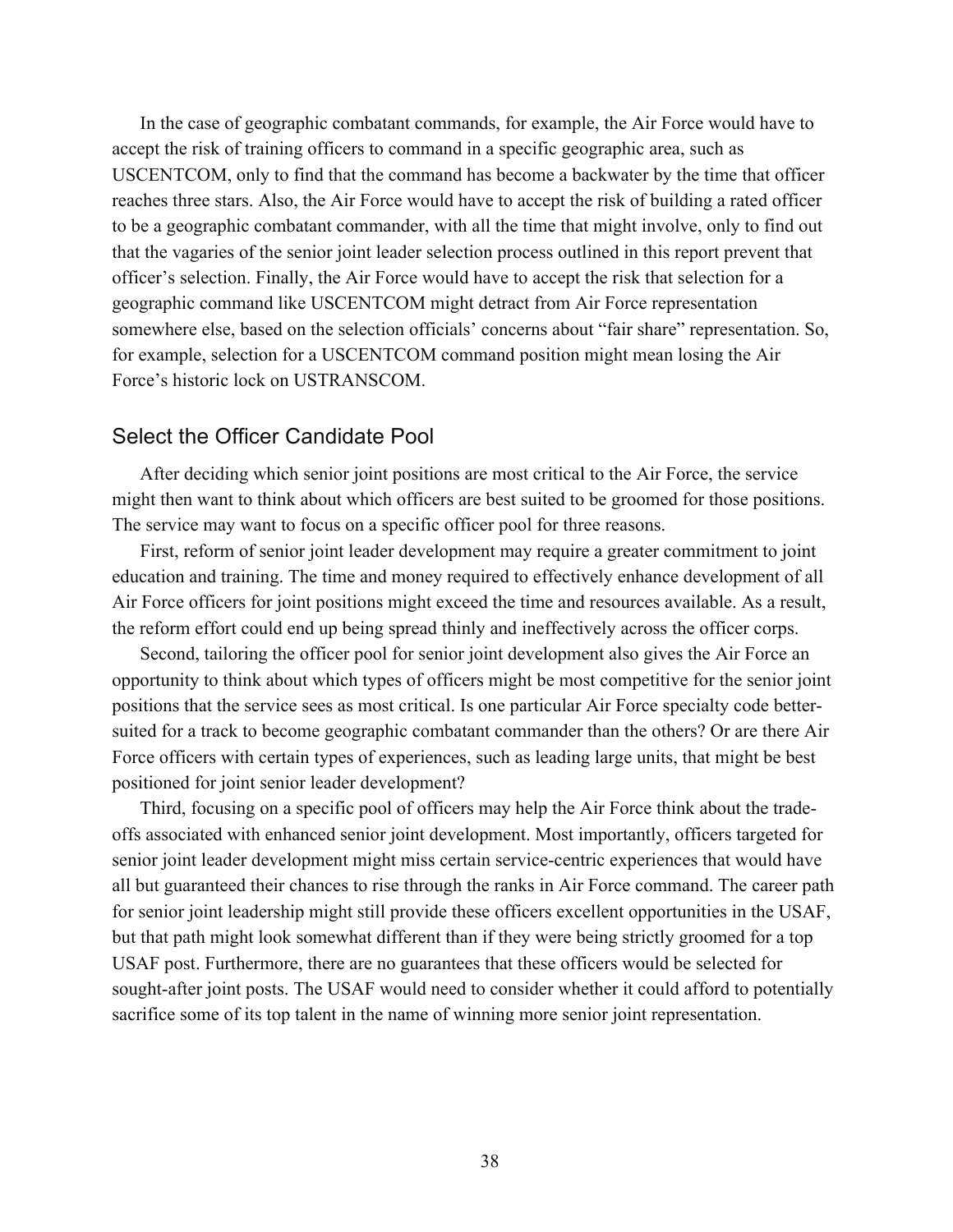In the case of geographic combatant commands, for example, the Air Force would have to accept the risk of training officers to command in a specific geographic area, such as USCENTCOM, only to find that the command has become a backwater by the time that officer reaches three stars. Also, the Air Force would have to accept the risk of building a rated officer to be a geographic combatant commander, with all the time that might involve, only to find out that the vagaries of the senior joint leader selection process outlined in this report prevent that officer's selection. Finally, the Air Force would have to accept the risk that selection for a geographic command like USCENTCOM might detract from Air Force representation somewhere else, based on the selection officials' concerns about "fair share" representation. So, for example, selection for a USCENTCOM command position might mean losing the Air Force's historic lock on USTRANSCOM.

## Select the Officer Candidate Pool

After deciding which senior joint positions are most critical to the Air Force, the service might then want to think about which officers are best suited to be groomed for those positions. The service may want to focus on a specific officer pool for three reasons.

First, reform of senior joint leader development may require a greater commitment to joint education and training. The time and money required to effectively enhance development of all Air Force officers for joint positions might exceed the time and resources available. As a result, the reform effort could end up being spread thinly and ineffectively across the officer corps.

Second, tailoring the officer pool for senior joint development also gives the Air Force an opportunity to think about which types of officers might be most competitive for the senior joint positions that the service sees as most critical. Is one particular Air Force specialty code better-suited for a track to become geographic combatant commander than the others? Or are there Air Force officers with certain types of experiences, such as leading large units, that might be best positioned for joint senior leader development?

Third, focusing on a specific pool of officers may help the Air Force think about the trade-offs associated with enhanced senior joint development. Most importantly, officers targeted for senior joint leader development might miss certain service-centric experiences that would have all but guaranteed their chances to rise through the ranks in Air Force command. The career path for senior joint leadership might still provide these officers excellent opportunities in the USAF, but that path might look somewhat different than if they were being strictly groomed for a top USAF post. Furthermore, there are no guarantees that these officers would be selected for sought-after joint posts. The USAF would need to consider whether it could afford to potentially sacrifice some of its top talent in the name of winning more senior joint representation.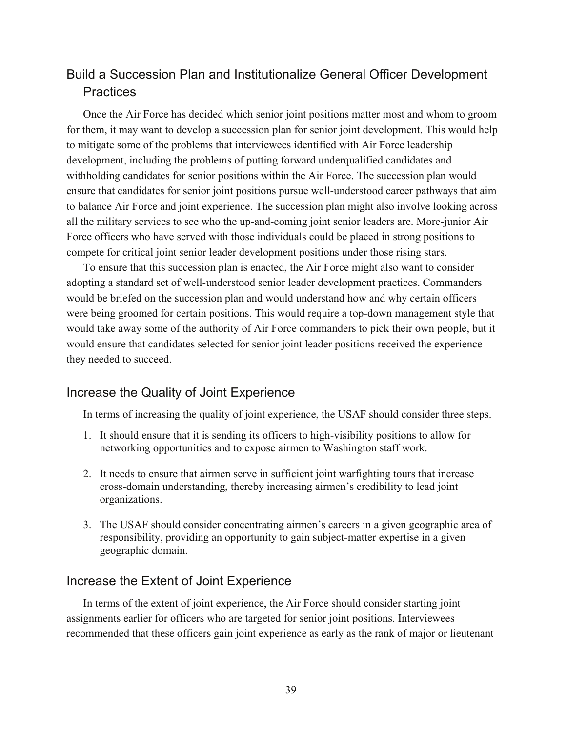## Build a Succession Plan and Institutionalize General Officer Development Practices

Once the Air Force has decided which senior joint positions matter most and whom to groom for them, it may want to develop a succession plan for senior joint development. This would help to mitigate some of the problems that interviewees identified with Air Force leadership development, including the problems of putting forward underqualified candidates and withholding candidates for senior positions within the Air Force. The succession plan would ensure that candidates for senior joint positions pursue well-understood career pathways that aim to balance Air Force and joint experience. The succession plan might also involve looking across all the military services to see who the up-and-coming joint senior leaders are. More-junior Air Force officers who have served with those individuals could be placed in strong positions to compete for critical joint senior leader development positions under those rising stars.

To ensure that this succession plan is enacted, the Air Force might also want to consider adopting a standard set of well-understood senior leader development practices. Commanders would be briefed on the succession plan and would understand how and why certain officers were being groomed for certain positions. This would require a top-down management style that would take away some of the authority of Air Force commanders to pick their own people, but it would ensure that candidates selected for senior joint leader positions received the experience they needed to succeed.

## Increase the Quality of Joint Experience

In terms of increasing the quality of joint experience, the USAF should consider three steps.

1. It should ensure that it is sending its officers to high-visibility positions to allow for networking opportunities and to expose airmen to Washington staff work.

2. It needs to ensure that airmen serve in sufficient joint warfighting tours that increase cross-domain understanding, thereby increasing airmen's credibility to lead joint organizations.

3. The USAF should consider concentrating airmen's careers in a given geographic area of responsibility, providing an opportunity to gain subject-matter expertise in a given geographic domain.

## Increase the Extent of Joint Experience

In terms of the extent of joint experience, the Air Force should consider starting joint assignments earlier for officers who are targeted for senior joint positions. Interviewees recommended that these officers gain joint experience as early as the rank of major or lieutenant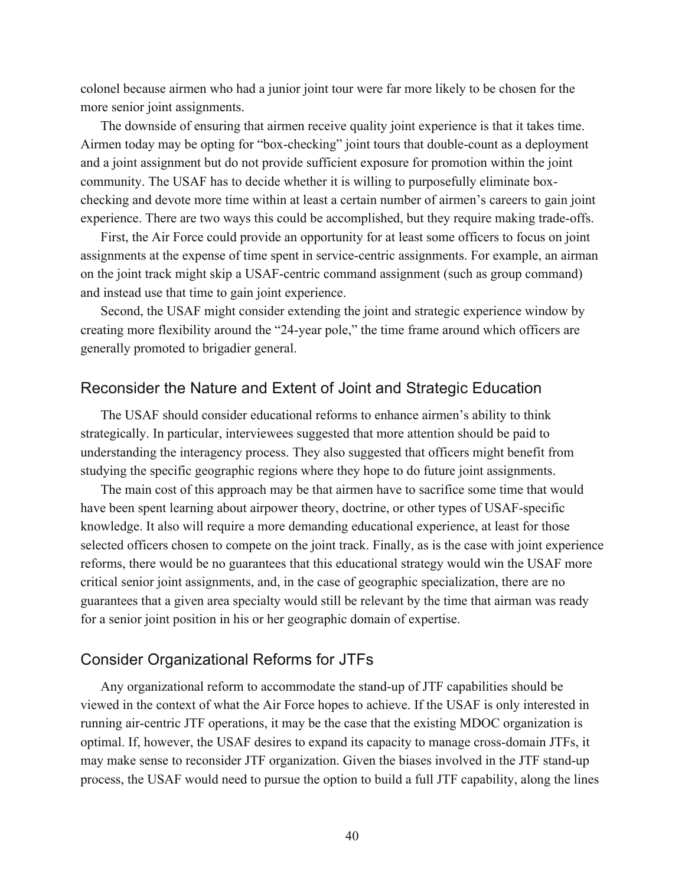colonel because airmen who had a junior joint tour were far more likely to be chosen for the more senior joint assignments.

The downside of ensuring that airmen receive quality joint experience is that it takes time. Airmen today may be opting for "box-checking" joint tours that double-count as a deployment and a joint assignment but do not provide sufficient exposure for promotion within the joint community. The USAF has to decide whether it is willing to purposefully eliminate box-checking and devote more time within at least a certain number of airmen's careers to gain joint experience. There are two ways this could be accomplished, but they require making trade-offs.

First, the Air Force could provide an opportunity for at least some officers to focus on joint assignments at the expense of time spent in service-centric assignments. For example, an airman on the joint track might skip a USAF-centric command assignment (such as group command) and instead use that time to gain joint experience.

Second, the USAF might consider extending the joint and strategic experience window by creating more flexibility around the "24-year pole," the time frame around which officers are generally promoted to brigadier general.

## Reconsider the Nature and Extent of Joint and Strategic Education

The USAF should consider educational reforms to enhance airmen's ability to think strategically. In particular, interviewees suggested that more attention should be paid to understanding the interagency process. They also suggested that officers might benefit from studying the specific geographic regions where they hope to do future joint assignments.

The main cost of this approach may be that airmen have to sacrifice some time that would have been spent learning about airpower theory, doctrine, or other types of USAF-specific knowledge. It also will require a more demanding educational experience, at least for those selected officers chosen to compete on the joint track. Finally, as is the case with joint experience reforms, there would be no guarantees that this educational strategy would win the USAF more critical senior joint assignments, and, in the case of geographic specialization, there are no guarantees that a given area specialty would still be relevant by the time that airman was ready for a senior joint position in his or her geographic domain of expertise.

## Consider Organizational Reforms for JTFs

Any organizational reform to accommodate the stand-up of JTF capabilities should be viewed in the context of what the Air Force hopes to achieve. If the USAF is only interested in running air-centric JTF operations, it may be the case that the existing MDOC organization is optimal. If, however, the USAF desires to expand its capacity to manage cross-domain JTFs, it may make sense to reconsider JTF organization. Given the biases involved in the JTF stand-up process, the USAF would need to pursue the option to build a full JTF capability, along the lines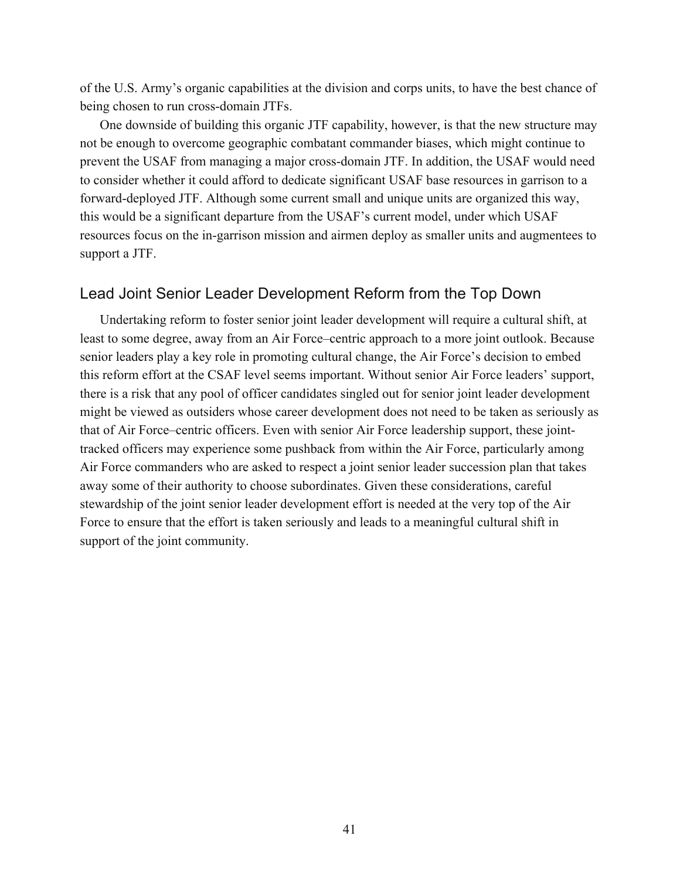of the U.S. Army's organic capabilities at the division and corps units, to have the best chance of being chosen to run cross-domain JTFs.

One downside of building this organic JTF capability, however, is that the new structure may not be enough to overcome geographic combatant commander biases, which might continue to prevent the USAF from managing a major cross-domain JTF. In addition, the USAF would need to consider whether it could afford to dedicate significant USAF base resources in garrison to a forward-deployed JTF. Although some current small and unique units are organized this way, this would be a significant departure from the USAF's current model, under which USAF resources focus on the in-garrison mission and airmen deploy as smaller units and augmentees to support a JTF.

## Lead Joint Senior Leader Development Reform from the Top Down

Undertaking reform to foster senior joint leader development will require a cultural shift, at least to some degree, away from an Air Force–centric approach to a more joint outlook. Because senior leaders play a key role in promoting cultural change, the Air Force's decision to embed this reform effort at the CSAF level seems important. Without senior Air Force leaders' support, there is a risk that any pool of officer candidates singled out for senior joint leader development might be viewed as outsiders whose career development does not need to be taken as seriously as that of Air Force–centric officers. Even with senior Air Force leadership support, these joint-tracked officers may experience some pushback from within the Air Force, particularly among Air Force commanders who are asked to respect a joint senior leader succession plan that takes away some of their authority to choose subordinates. Given these considerations, careful stewardship of the joint senior leader development effort is needed at the very top of the Air Force to ensure that the effort is taken seriously and leads to a meaningful cultural shift in support of the joint community.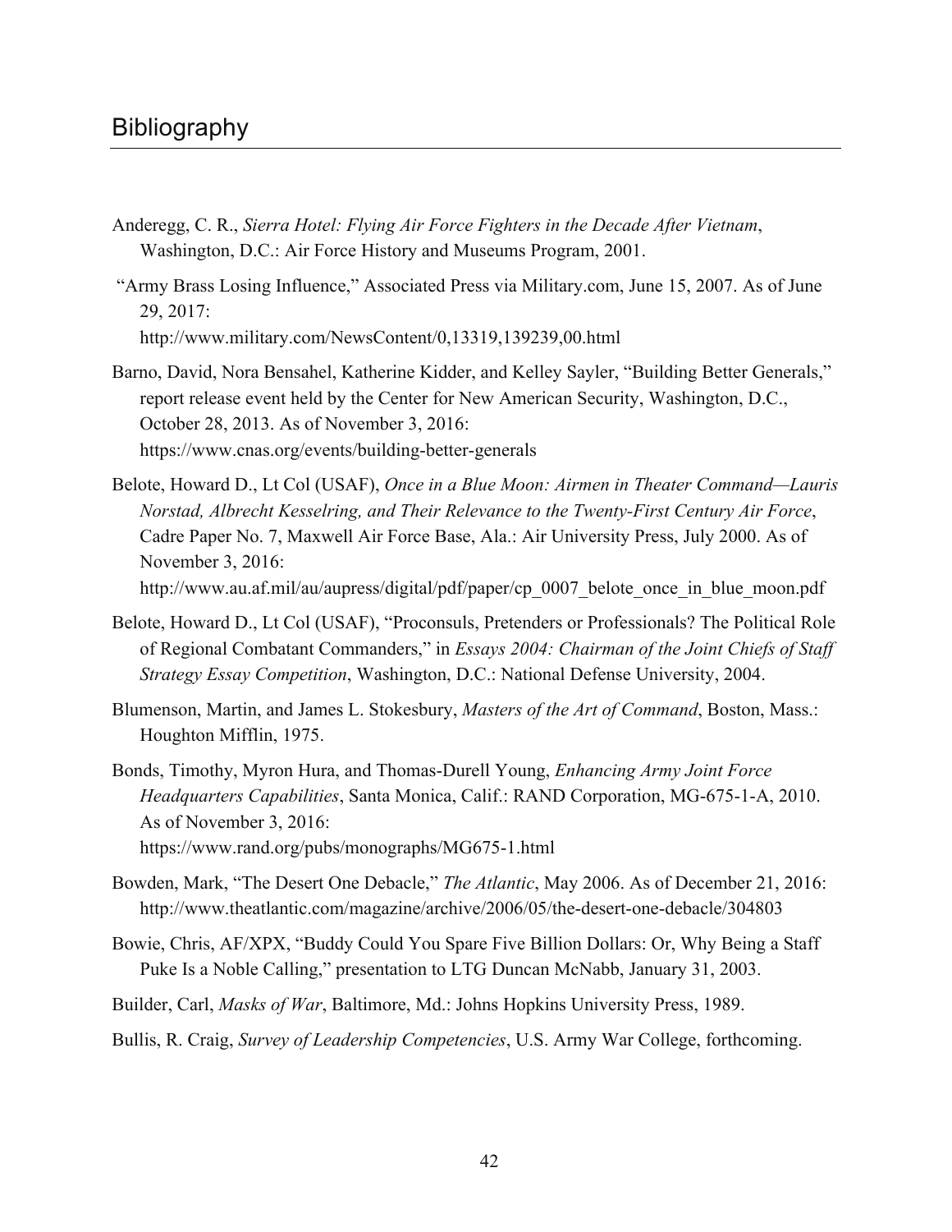## Bibliography

Anderegg, C. R., *Sierra Hotel: Flying Air Force Fighters in the Decade After Vietnam*, Washington, D.C.: Air Force History and Museums Program, 2001.

"Army Brass Losing Influence," Associated Press via Military.com, June 15, 2007. As of June 29, 2017:
http://www.military.com/NewsContent/0,13319,139239,00.html

Barno, David, Nora Bensahel, Katherine Kidder, and Kelley Sayler, "Building Better Generals," report release event held by the Center for New American Security, Washington, D.C., October 28, 2013. As of November 3, 2016:
https://www.cnas.org/events/building-better-generals

Belote, Howard D., Lt Col (USAF), *Once in a Blue Moon: Airmen in Theater Command—Lauris Norstad, Albrecht Kesselring, and Their Relevance to the Twenty-First Century Air Force*, Cadre Paper No. 7, Maxwell Air Force Base, Ala.: Air University Press, July 2000. As of November 3, 2016:
http://www.au.af.mil/au/aupress/digital/pdf/paper/cp_0007_belote_once_in_blue_moon.pdf

Belote, Howard D., Lt Col (USAF), "Proconsuls, Pretenders or Professionals? The Political Role of Regional Combatant Commanders," in *Essays 2004: Chairman of the Joint Chiefs of Staff Strategy Essay Competition*, Washington, D.C.: National Defense University, 2004.

Blumenson, Martin, and James L. Stokesbury, *Masters of the Art of Command*, Boston, Mass.: Houghton Mifflin, 1975.

Bonds, Timothy, Myron Hura, and Thomas-Durell Young, *Enhancing Army Joint Force Headquarters Capabilities*, Santa Monica, Calif.: RAND Corporation, MG-675-1-A, 2010. As of November 3, 2016:
https://www.rand.org/pubs/monographs/MG675-1.html

Bowden, Mark, "The Desert One Debacle," *The Atlantic*, May 2006. As of December 21, 2016:
http://www.theatlantic.com/magazine/archive/2006/05/the-desert-one-debacle/304803

Bowie, Chris, AF/XPX, "Buddy Could You Spare Five Billion Dollars: Or, Why Being a Staff Puke Is a Noble Calling," presentation to LTG Duncan McNabb, January 31, 2003.

Builder, Carl, *Masks of War*, Baltimore, Md.: Johns Hopkins University Press, 1989.

Bullis, R. Craig, *Survey of Leadership Competencies*, U.S. Army War College, forthcoming.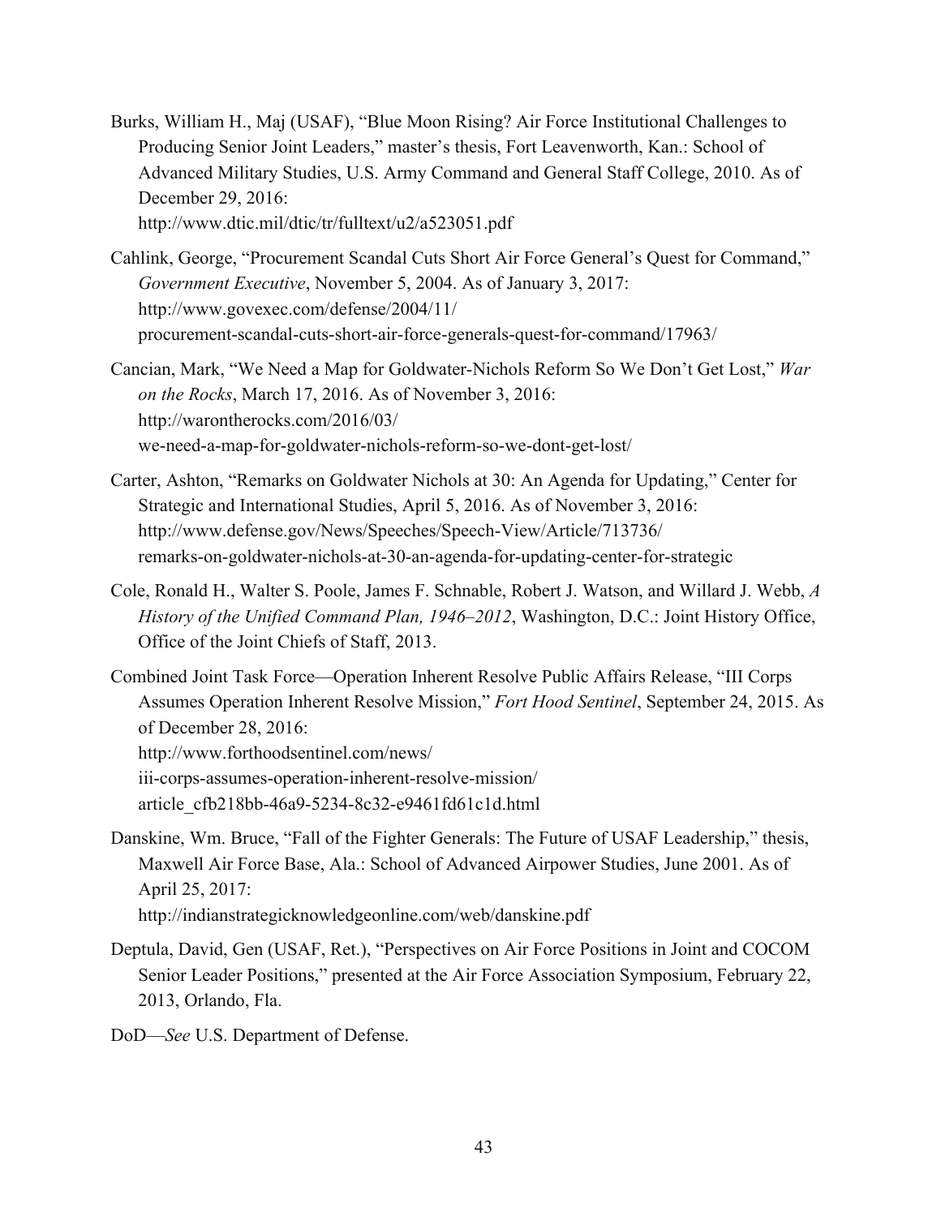Burks, William H., Maj (USAF), "Blue Moon Rising? Air Force Institutional Challenges to Producing Senior Joint Leaders," master's thesis, Fort Leavenworth, Kan.: School of Advanced Military Studies, U.S. Army Command and General Staff College, 2010. As of December 29, 2016:
http://www.dtic.mil/dtic/tr/fulltext/u2/a523051.pdf

Cahlink, George, "Procurement Scandal Cuts Short Air Force General's Quest for Command," *Government Executive*, November 5, 2004. As of January 3, 2017:
http://www.govexec.com/defense/2004/11/procurement-scandal-cuts-short-air-force-generals-quest-for-command/17963/

Cancian, Mark, "We Need a Map for Goldwater-Nichols Reform So We Don't Get Lost," *War on the Rocks*, March 17, 2016. As of November 3, 2016:
http://warontherocks.com/2016/03/we-need-a-map-for-goldwater-nichols-reform-so-we-dont-get-lost/

Carter, Ashton, "Remarks on Goldwater Nichols at 30: An Agenda for Updating," Center for Strategic and International Studies, April 5, 2016. As of November 3, 2016:
http://www.defense.gov/News/Speeches/Speech-View/Article/713736/remarks-on-goldwater-nichols-at-30-an-agenda-for-updating-center-for-strategic

Cole, Ronald H., Walter S. Poole, James F. Schnable, Robert J. Watson, and Willard J. Webb, *A History of the Unified Command Plan, 1946–2012*, Washington, D.C.: Joint History Office, Office of the Joint Chiefs of Staff, 2013.

Combined Joint Task Force—Operation Inherent Resolve Public Affairs Release, "III Corps Assumes Operation Inherent Resolve Mission," *Fort Hood Sentinel*, September 24, 2015. As of December 28, 2016:
http://www.forthoodsentinel.com/news/iii-corps-assumes-operation-inherent-resolve-mission/article_cfb218bb-46a9-5234-8c32-e9461fd61c1d.html

Danskine, Wm. Bruce, "Fall of the Fighter Generals: The Future of USAF Leadership," thesis, Maxwell Air Force Base, Ala.: School of Advanced Airpower Studies, June 2001. As of April 25, 2017:
http://indianstrategicknowledgeonline.com/web/danskine.pdf

Deptula, David, Gen (USAF, Ret.), "Perspectives on Air Force Positions in Joint and COCOM Senior Leader Positions," presented at the Air Force Association Symposium, February 22, 2013, Orlando, Fla.

DoD—*See* U.S. Department of Defense.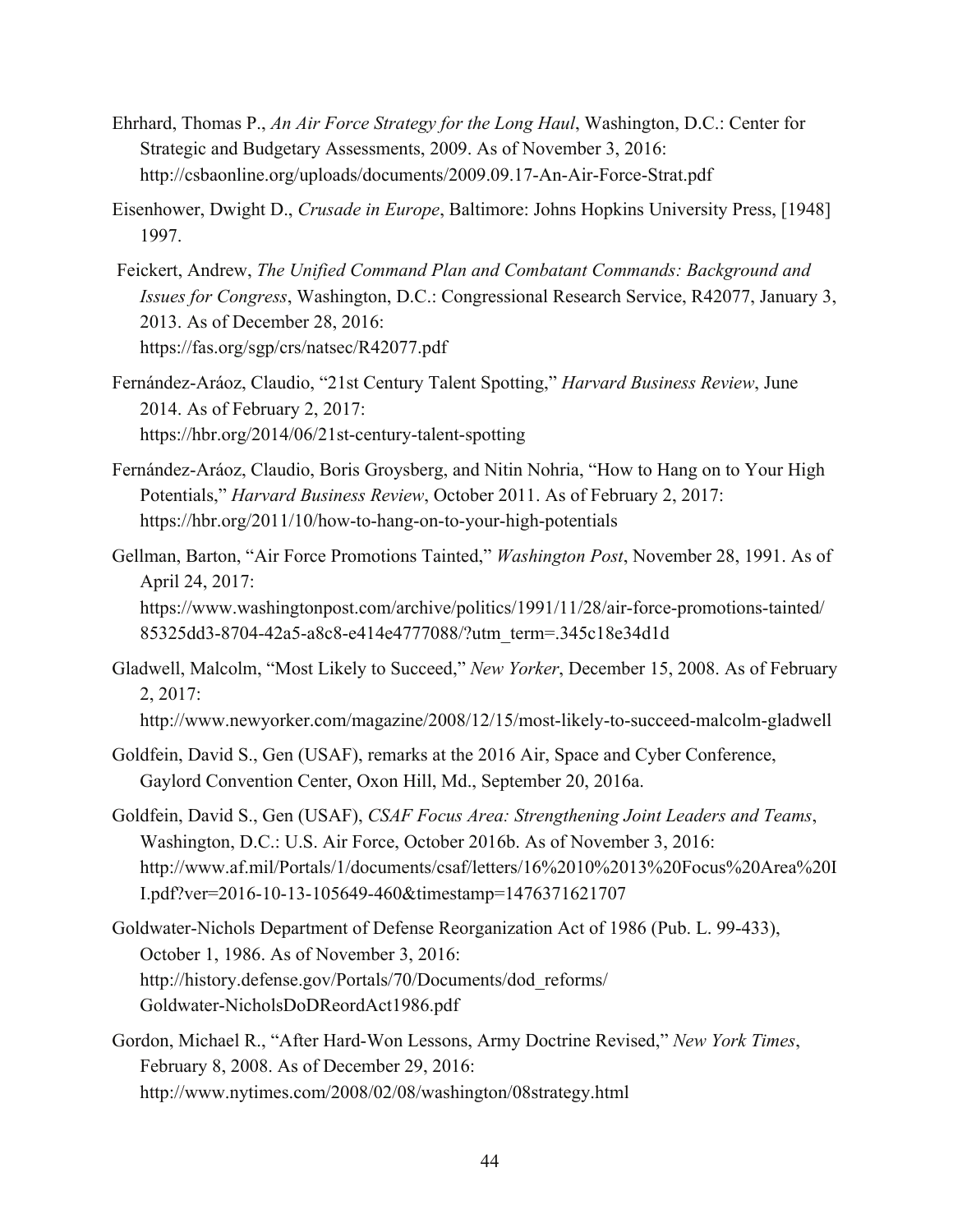Ehrhard, Thomas P., *An Air Force Strategy for the Long Haul*, Washington, D.C.: Center for Strategic and Budgetary Assessments, 2009. As of November 3, 2016: http://csbaonline.org/uploads/documents/2009.09.17-An-Air-Force-Strat.pdf

Eisenhower, Dwight D., *Crusade in Europe*, Baltimore: Johns Hopkins University Press, [1948] 1997.

Feickert, Andrew, *The Unified Command Plan and Combatant Commands: Background and Issues for Congress*, Washington, D.C.: Congressional Research Service, R42077, January 3, 2013. As of December 28, 2016: https://fas.org/sgp/crs/natsec/R42077.pdf

Fernández-Aráoz, Claudio, "21st Century Talent Spotting," *Harvard Business Review*, June 2014. As of February 2, 2017: https://hbr.org/2014/06/21st-century-talent-spotting

Fernández-Aráoz, Claudio, Boris Groysberg, and Nitin Nohria, "How to Hang on to Your High Potentials," *Harvard Business Review*, October 2011. As of February 2, 2017: https://hbr.org/2011/10/how-to-hang-on-to-your-high-potentials

Gellman, Barton, "Air Force Promotions Tainted," *Washington Post*, November 28, 1991. As of April 24, 2017: https://www.washingtonpost.com/archive/politics/1991/11/28/air-force-promotions-tainted/85325dd3-8704-42a5-a8c8-e414e4777088/?utm_term=.345c18e34d1d

Gladwell, Malcolm, "Most Likely to Succeed," *New Yorker*, December 15, 2008. As of February 2, 2017: http://www.newyorker.com/magazine/2008/12/15/most-likely-to-succeed-malcolm-gladwell

Goldfein, David S., Gen (USAF), remarks at the 2016 Air, Space and Cyber Conference, Gaylord Convention Center, Oxon Hill, Md., September 20, 2016a.

Goldfein, David S., Gen (USAF), *CSAF Focus Area: Strengthening Joint Leaders and Teams*, Washington, D.C.: U.S. Air Force, October 2016b. As of November 3, 2016: http://www.af.mil/Portals/1/documents/csaf/letters/16%2010%2013%20Focus%20Area%20II.pdf?ver=2016-10-13-105649-460&timestamp=1476371621707

Goldwater-Nichols Department of Defense Reorganization Act of 1986 (Pub. L. 99-433), October 1, 1986. As of November 3, 2016: http://history.defense.gov/Portals/70/Documents/dod_reforms/Goldwater-NicholsDoDReordAct1986.pdf

Gordon, Michael R., "After Hard-Won Lessons, Army Doctrine Revised," *New York Times*, February 8, 2008. As of December 29, 2016: http://www.nytimes.com/2008/02/08/washington/08strategy.html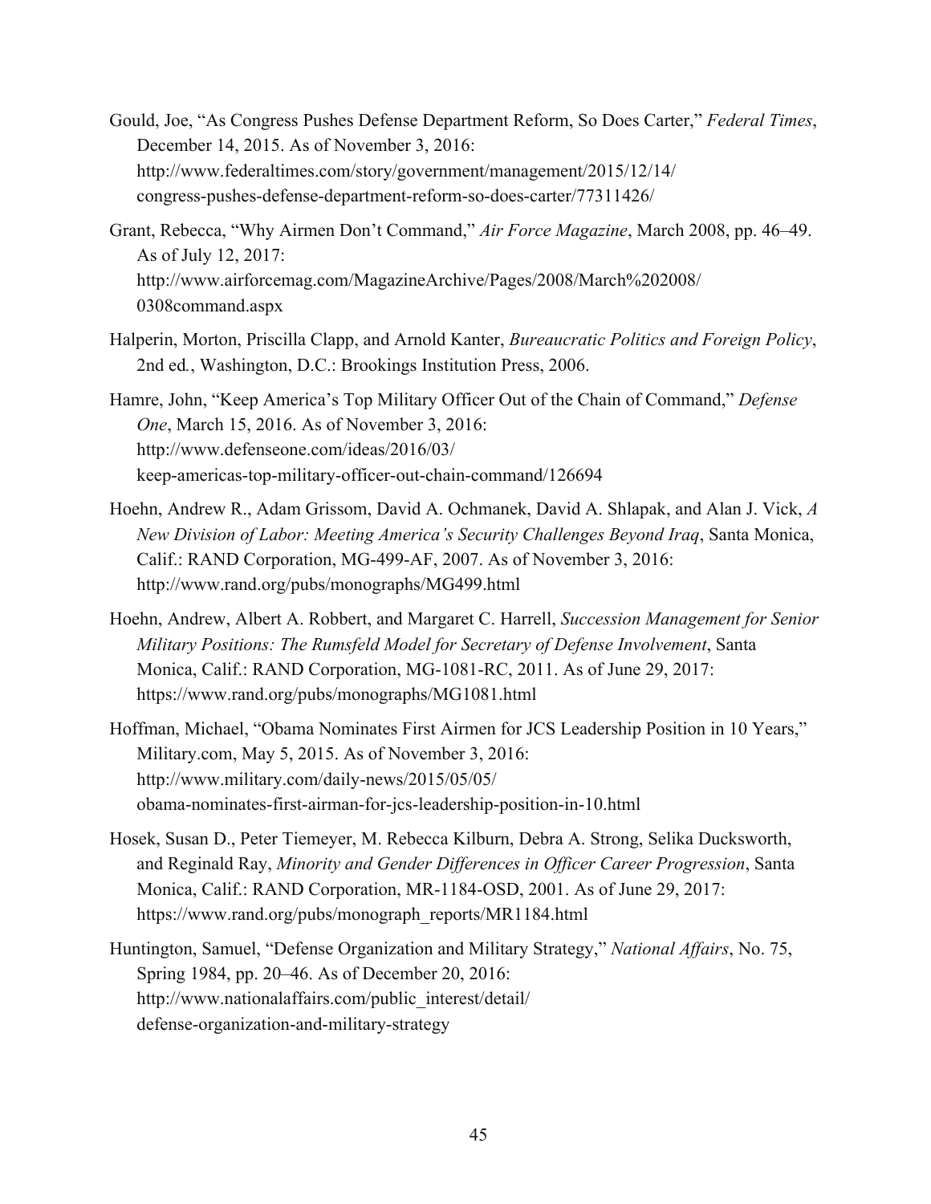Gould, Joe, "As Congress Pushes Defense Department Reform, So Does Carter," *Federal Times*, December 14, 2015. As of November 3, 2016: http://www.federaltimes.com/story/government/management/2015/12/14/congress-pushes-defense-department-reform-so-does-carter/77311426/

Grant, Rebecca, "Why Airmen Don't Command," *Air Force Magazine*, March 2008, pp. 46–49. As of July 12, 2017: http://www.airforcemag.com/MagazineArchive/Pages/2008/March%202008/0308command.aspx

Halperin, Morton, Priscilla Clapp, and Arnold Kanter, *Bureaucratic Politics and Foreign Policy*, 2nd ed., Washington, D.C.: Brookings Institution Press, 2006.

Hamre, John, "Keep America's Top Military Officer Out of the Chain of Command," *Defense One*, March 15, 2016. As of November 3, 2016: http://www.defenseone.com/ideas/2016/03/keep-americas-top-military-officer-out-chain-command/126694

Hoehn, Andrew R., Adam Grissom, David A. Ochmanek, David A. Shlapak, and Alan J. Vick, *A New Division of Labor: Meeting America's Security Challenges Beyond Iraq*, Santa Monica, Calif.: RAND Corporation, MG-499-AF, 2007. As of November 3, 2016: http://www.rand.org/pubs/monographs/MG499.html

Hoehn, Andrew, Albert A. Robbert, and Margaret C. Harrell, *Succession Management for Senior Military Positions: The Rumsfeld Model for Secretary of Defense Involvement*, Santa Monica, Calif.: RAND Corporation, MG-1081-RC, 2011. As of June 29, 2017: https://www.rand.org/pubs/monographs/MG1081.html

Hoffman, Michael, "Obama Nominates First Airmen for JCS Leadership Position in 10 Years," Military.com, May 5, 2015. As of November 3, 2016: http://www.military.com/daily-news/2015/05/05/obama-nominates-first-airman-for-jcs-leadership-position-in-10.html

Hosek, Susan D., Peter Tiemeyer, M. Rebecca Kilburn, Debra A. Strong, Selika Ducksworth, and Reginald Ray, *Minority and Gender Differences in Officer Career Progression*, Santa Monica, Calif.: RAND Corporation, MR-1184-OSD, 2001. As of June 29, 2017: https://www.rand.org/pubs/monograph_reports/MR1184.html

Huntington, Samuel, "Defense Organization and Military Strategy," *National Affairs*, No. 75, Spring 1984, pp. 20–46. As of December 20, 2016: http://www.nationalaffairs.com/public_interest/detail/defense-organization-and-military-strategy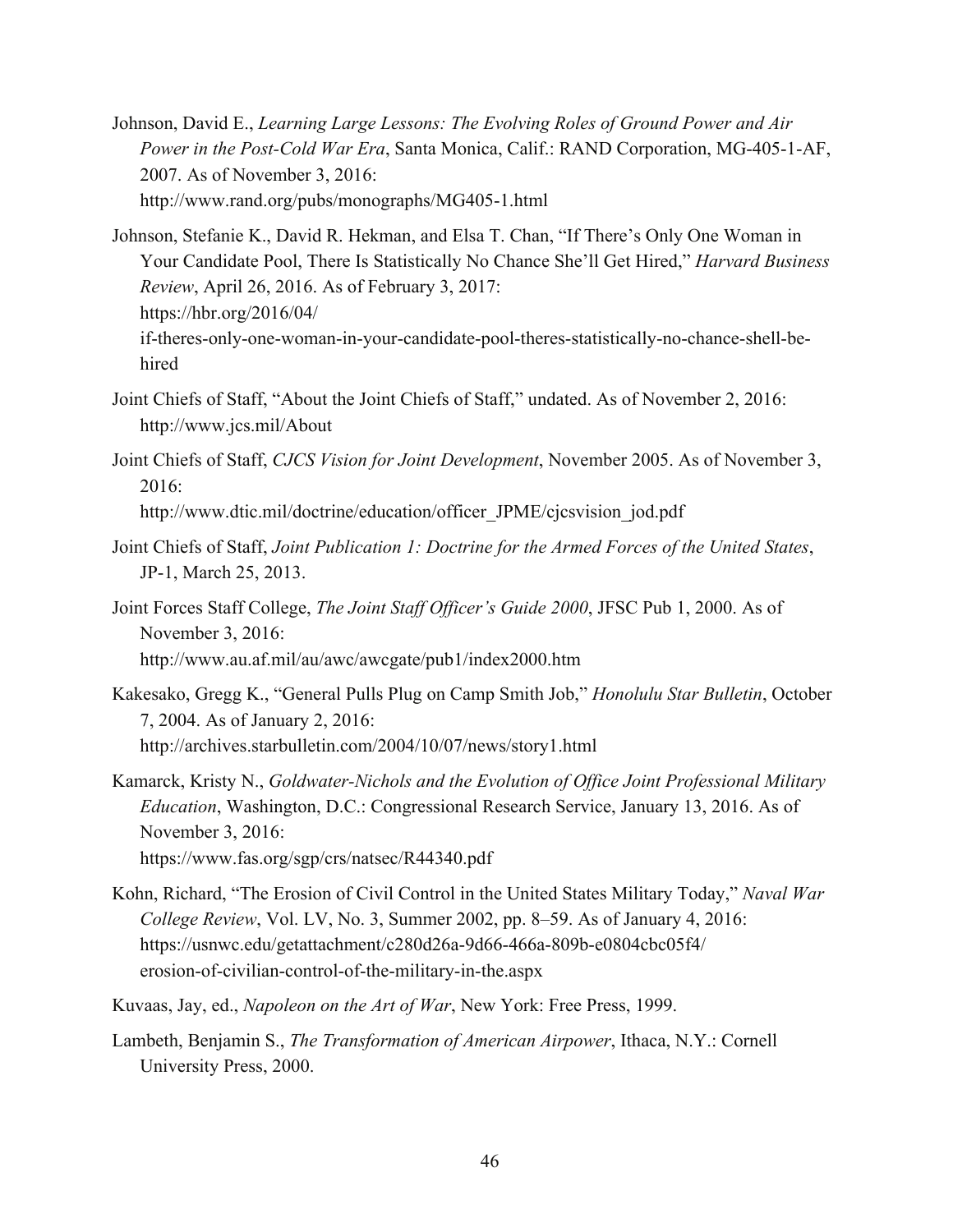Johnson, David E., *Learning Large Lessons: The Evolving Roles of Ground Power and Air Power in the Post-Cold War Era*, Santa Monica, Calif.: RAND Corporation, MG-405-1-AF, 2007. As of November 3, 2016: http://www.rand.org/pubs/monographs/MG405-1.html

Johnson, Stefanie K., David R. Hekman, and Elsa T. Chan, "If There's Only One Woman in Your Candidate Pool, There Is Statistically No Chance She'll Get Hired," *Harvard Business Review*, April 26, 2016. As of February 3, 2017: https://hbr.org/2016/04/if-theres-only-one-woman-in-your-candidate-pool-theres-statistically-no-chance-shell-be-hired

Joint Chiefs of Staff, "About the Joint Chiefs of Staff," undated. As of November 2, 2016: http://www.jcs.mil/About

Joint Chiefs of Staff, *CJCS Vision for Joint Development*, November 2005. As of November 3, 2016: http://www.dtic.mil/doctrine/education/officer_JPME/cjcsvision_jod.pdf

Joint Chiefs of Staff, *Joint Publication 1: Doctrine for the Armed Forces of the United States*, JP-1, March 25, 2013.

Joint Forces Staff College, *The Joint Staff Officer's Guide 2000*, JFSC Pub 1, 2000. As of November 3, 2016: http://www.au.af.mil/au/awc/awcgate/pub1/index2000.htm

Kakesako, Gregg K., "General Pulls Plug on Camp Smith Job," *Honolulu Star Bulletin*, October 7, 2004. As of January 2, 2016: http://archives.starbulletin.com/2004/10/07/news/story1.html

Kamarck, Kristy N., *Goldwater-Nichols and the Evolution of Office Joint Professional Military Education*, Washington, D.C.: Congressional Research Service, January 13, 2016. As of November 3, 2016: https://www.fas.org/sgp/crs/natsec/R44340.pdf

Kohn, Richard, "The Erosion of Civil Control in the United States Military Today," *Naval War College Review*, Vol. LV, No. 3, Summer 2002, pp. 8–59. As of January 4, 2016: https://usnwc.edu/getattachment/c280d26a-9d66-466a-809b-e0804cbc05f4/erosion-of-civilian-control-of-the-military-in-the.aspx

Kuvaas, Jay, ed., *Napoleon on the Art of War*, New York: Free Press, 1999.

Lambeth, Benjamin S., *The Transformation of American Airpower*, Ithaca, N.Y.: Cornell University Press, 2000.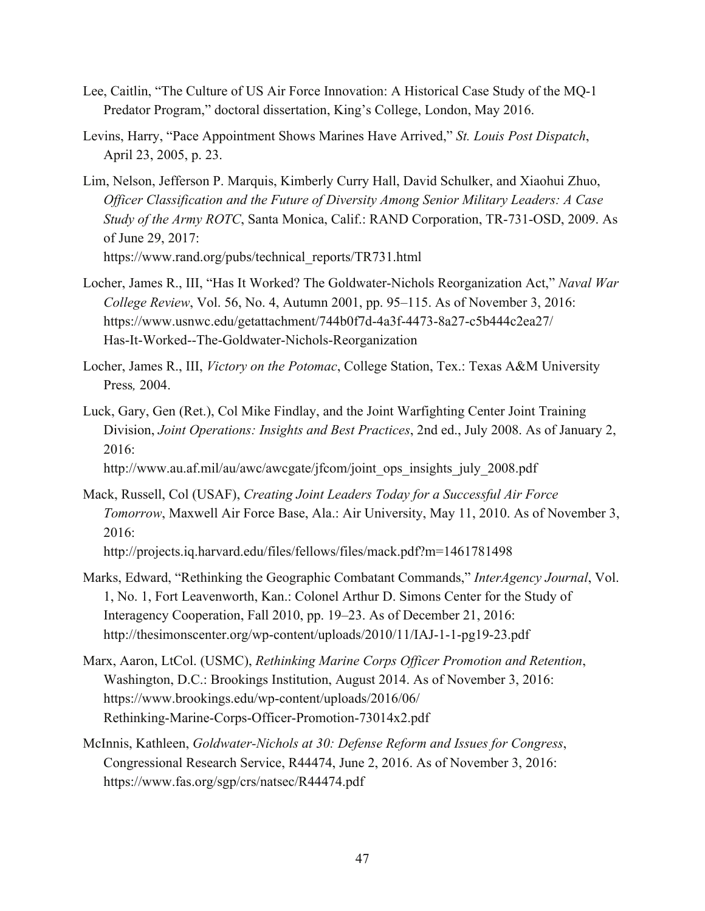Lee, Caitlin, "The Culture of US Air Force Innovation: A Historical Case Study of the MQ-1 Predator Program," doctoral dissertation, King's College, London, May 2016.

Levins, Harry, "Pace Appointment Shows Marines Have Arrived," *St. Louis Post Dispatch*, April 23, 2005, p. 23.

Lim, Nelson, Jefferson P. Marquis, Kimberly Curry Hall, David Schulker, and Xiaohui Zhuo, *Officer Classification and the Future of Diversity Among Senior Military Leaders: A Case Study of the Army ROTC*, Santa Monica, Calif.: RAND Corporation, TR-731-OSD, 2009. As of June 29, 2017:
https://www.rand.org/pubs/technical_reports/TR731.html

Locher, James R., III, "Has It Worked? The Goldwater-Nichols Reorganization Act," *Naval War College Review*, Vol. 56, No. 4, Autumn 2001, pp. 95–115. As of November 3, 2016:
https://www.usnwc.edu/getattachment/744b0f7d-4a3f-4473-8a27-c5b444c2ea27/Has-It-Worked--The-Goldwater-Nichols-Reorganization

Locher, James R., III, *Victory on the Potomac*, College Station, Tex.: Texas A&M University Press, 2004.

Luck, Gary, Gen (Ret.), Col Mike Findlay, and the Joint Warfighting Center Joint Training Division, *Joint Operations: Insights and Best Practices*, 2nd ed., July 2008. As of January 2, 2016:
http://www.au.af.mil/au/awc/awcgate/jfcom/joint_ops_insights_july_2008.pdf

Mack, Russell, Col (USAF), *Creating Joint Leaders Today for a Successful Air Force Tomorrow*, Maxwell Air Force Base, Ala.: Air University, May 11, 2010. As of November 3, 2016:
http://projects.iq.harvard.edu/files/fellows/files/mack.pdf?m=1461781498

Marks, Edward, "Rethinking the Geographic Combatant Commands," *InterAgency Journal*, Vol. 1, No. 1, Fort Leavenworth, Kan.: Colonel Arthur D. Simons Center for the Study of Interagency Cooperation, Fall 2010, pp. 19–23. As of December 21, 2016:
http://thesimonscenter.org/wp-content/uploads/2010/11/IAJ-1-1-pg19-23.pdf

Marx, Aaron, LtCol. (USMC), *Rethinking Marine Corps Officer Promotion and Retention*, Washington, D.C.: Brookings Institution, August 2014. As of November 3, 2016:
https://www.brookings.edu/wp-content/uploads/2016/06/Rethinking-Marine-Corps-Officer-Promotion-73014x2.pdf

McInnis, Kathleen, *Goldwater-Nichols at 30: Defense Reform and Issues for Congress*, Congressional Research Service, R44474, June 2, 2016. As of November 3, 2016:
https://www.fas.org/sgp/crs/natsec/R44474.pdf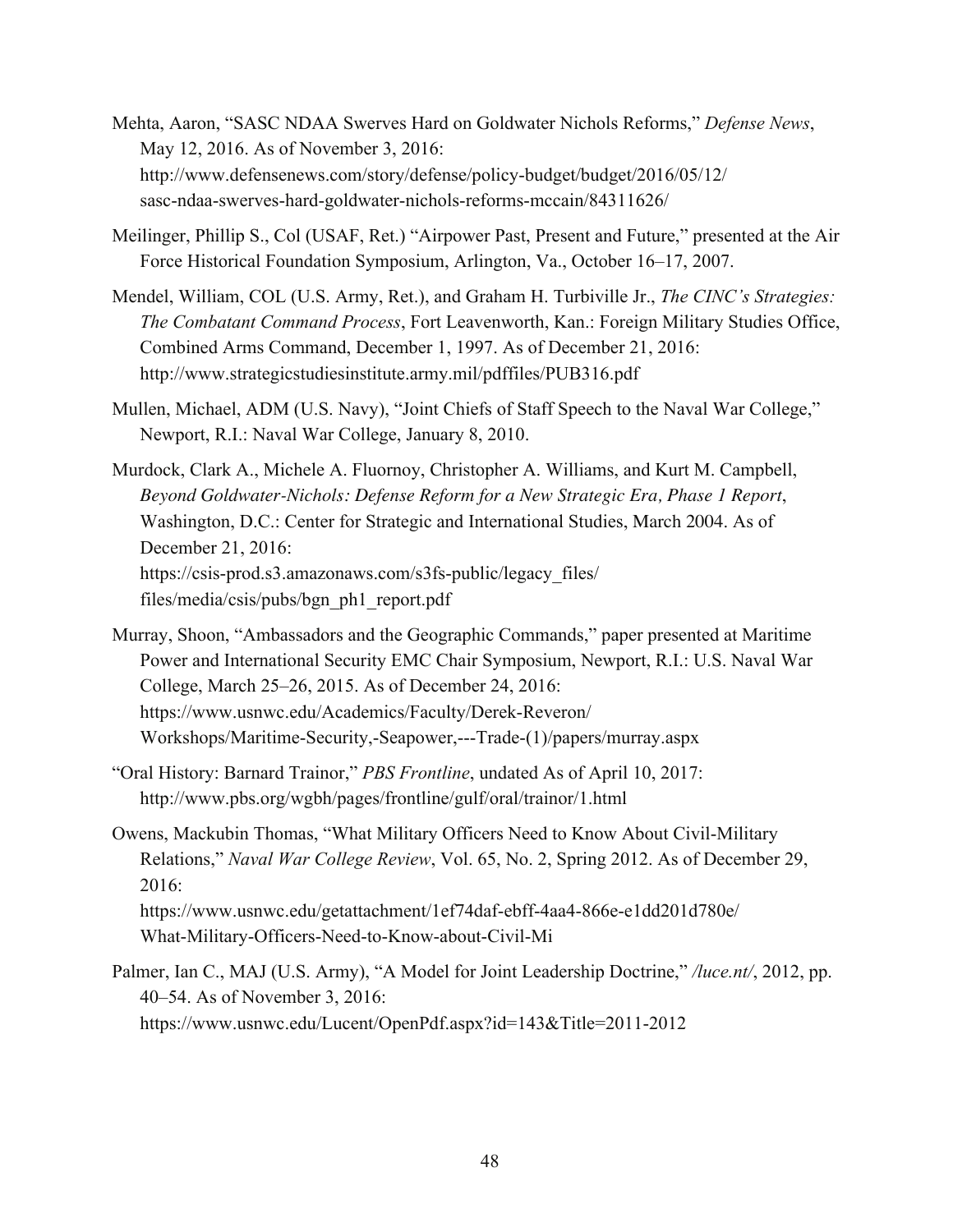Mehta, Aaron, "SASC NDAA Swerves Hard on Goldwater Nichols Reforms," *Defense News*, May 12, 2016. As of November 3, 2016: http://www.defensenews.com/story/defense/policy-budget/budget/2016/05/12/sasc-ndaa-swerves-hard-goldwater-nichols-reforms-mccain/84311626/

Meilinger, Phillip S., Col (USAF, Ret.) "Airpower Past, Present and Future," presented at the Air Force Historical Foundation Symposium, Arlington, Va., October 16–17, 2007.

Mendel, William, COL (U.S. Army, Ret.), and Graham H. Turbiville Jr., *The CINC's Strategies: The Combatant Command Process*, Fort Leavenworth, Kan.: Foreign Military Studies Office, Combined Arms Command, December 1, 1997. As of December 21, 2016: http://www.strategicstudiesinstitute.army.mil/pdffiles/PUB316.pdf

Mullen, Michael, ADM (U.S. Navy), "Joint Chiefs of Staff Speech to the Naval War College," Newport, R.I.: Naval War College, January 8, 2010.

Murdock, Clark A., Michele A. Fluornoy, Christopher A. Williams, and Kurt M. Campbell, *Beyond Goldwater-Nichols: Defense Reform for a New Strategic Era, Phase 1 Report*, Washington, D.C.: Center for Strategic and International Studies, March 2004. As of December 21, 2016: https://csis-prod.s3.amazonaws.com/s3fs-public/legacy_files/files/media/csis/pubs/bgn_ph1_report.pdf

Murray, Shoon, "Ambassadors and the Geographic Commands," paper presented at Maritime Power and International Security EMC Chair Symposium, Newport, R.I.: U.S. Naval War College, March 25–26, 2015. As of December 24, 2016: https://www.usnwc.edu/Academics/Faculty/Derek-Reveron/Workshops/Maritime-Security,-Seapower,---Trade-(1)/papers/murray.aspx

"Oral History: Barnard Trainor," *PBS Frontline*, undated As of April 10, 2017: http://www.pbs.org/wgbh/pages/frontline/gulf/oral/trainor/1.html

Owens, Mackubin Thomas, "What Military Officers Need to Know About Civil-Military Relations," *Naval War College Review*, Vol. 65, No. 2, Spring 2012. As of December 29, 2016: https://www.usnwc.edu/getattachment/1ef74daf-ebff-4aa4-866e-e1dd201d780e/What-Military-Officers-Need-to-Know-about-Civil-Mi

Palmer, Ian C., MAJ (U.S. Army), "A Model for Joint Leadership Doctrine," */luce.nt/*, 2012, pp. 40–54. As of November 3, 2016: https://www.usnwc.edu/Lucent/OpenPdf.aspx?id=143&Title=2011-2012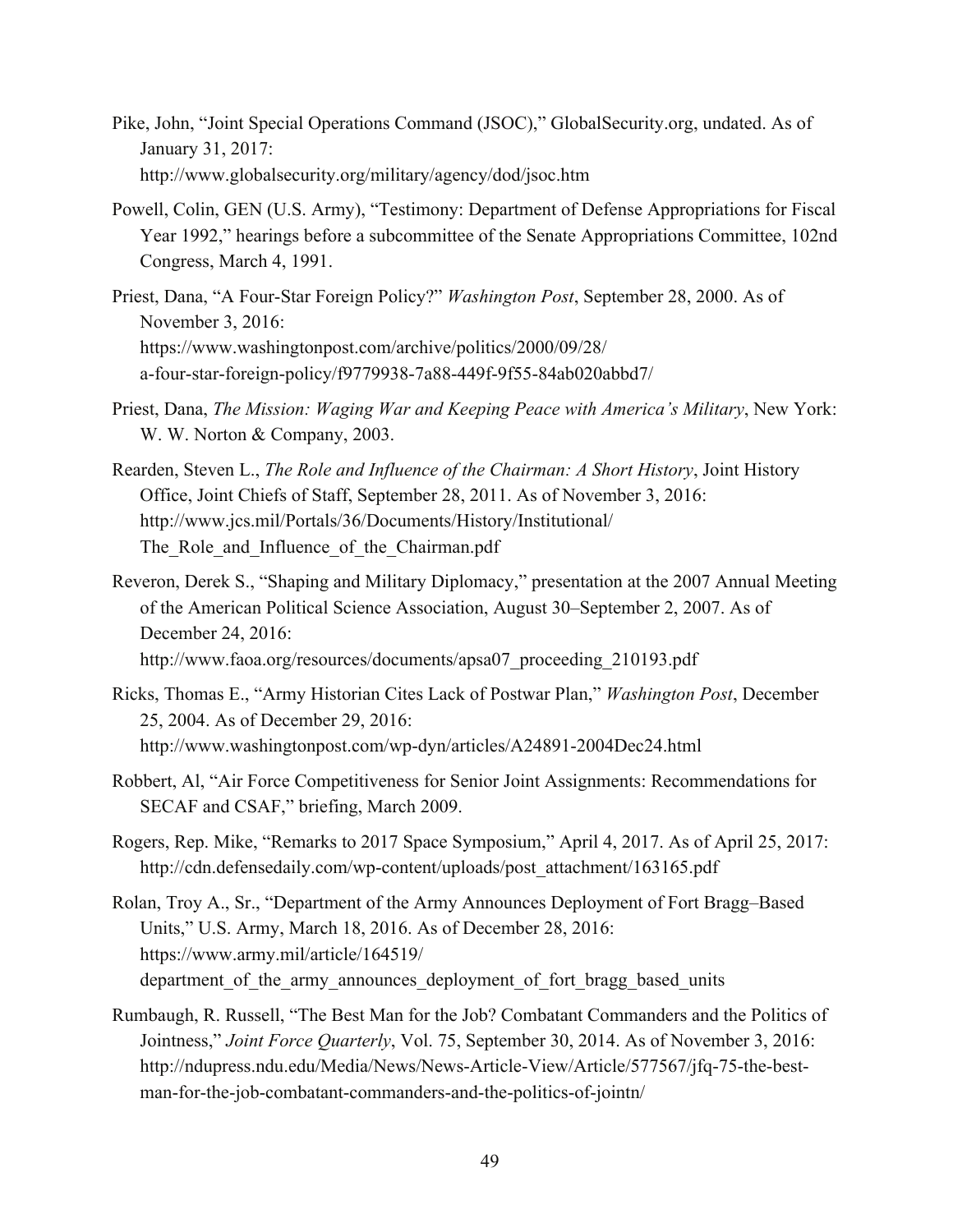Pike, John, "Joint Special Operations Command (JSOC)," GlobalSecurity.org, undated. As of January 31, 2017: http://www.globalsecurity.org/military/agency/dod/jsoc.htm

Powell, Colin, GEN (U.S. Army), "Testimony: Department of Defense Appropriations for Fiscal Year 1992," hearings before a subcommittee of the Senate Appropriations Committee, 102nd Congress, March 4, 1991.

Priest, Dana, "A Four-Star Foreign Policy?" *Washington Post*, September 28, 2000. As of November 3, 2016: https://www.washingtonpost.com/archive/politics/2000/09/28/a-four-star-foreign-policy/f9779938-7a88-449f-9f55-84ab020abbd7/

Priest, Dana, *The Mission: Waging War and Keeping Peace with America's Military*, New York: W. W. Norton & Company, 2003.

Rearden, Steven L., *The Role and Influence of the Chairman: A Short History*, Joint History Office, Joint Chiefs of Staff, September 28, 2011. As of November 3, 2016: http://www.jcs.mil/Portals/36/Documents/History/Institutional/The_Role_and_Influence_of_the_Chairman.pdf

Reveron, Derek S., "Shaping and Military Diplomacy," presentation at the 2007 Annual Meeting of the American Political Science Association, August 30–September 2, 2007. As of December 24, 2016: http://www.faoa.org/resources/documents/apsa07_proceeding_210193.pdf

Ricks, Thomas E., "Army Historian Cites Lack of Postwar Plan," *Washington Post*, December 25, 2004. As of December 29, 2016: http://www.washingtonpost.com/wp-dyn/articles/A24891-2004Dec24.html

Robbert, Al, "Air Force Competitiveness for Senior Joint Assignments: Recommendations for SECAF and CSAF," briefing, March 2009.

Rogers, Rep. Mike, "Remarks to 2017 Space Symposium," April 4, 2017. As of April 25, 2017: http://cdn.defensedaily.com/wp-content/uploads/post_attachment/163165.pdf

Rolan, Troy A., Sr., "Department of the Army Announces Deployment of Fort Bragg–Based Units," U.S. Army, March 18, 2016. As of December 28, 2016: https://www.army.mil/article/164519/department_of_the_army_announces_deployment_of_fort_bragg_based_units

Rumbaugh, R. Russell, "The Best Man for the Job? Combatant Commanders and the Politics of Jointness," *Joint Force Quarterly*, Vol. 75, September 30, 2014. As of November 3, 2016: http://ndupress.ndu.edu/Media/News/News-Article-View/Article/577567/jfq-75-the-best-man-for-the-job-combatant-commanders-and-the-politics-of-jointn/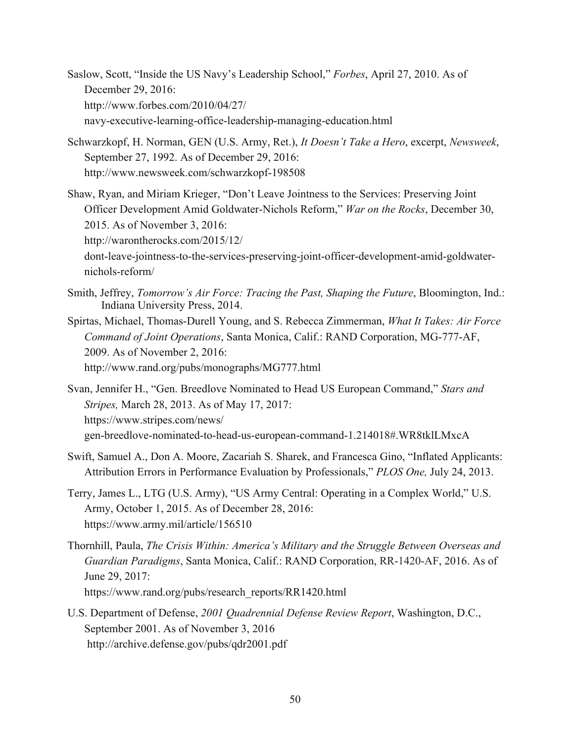Saslow, Scott, "Inside the US Navy's Leadership School," *Forbes*, April 27, 2010. As of December 29, 2016:
http://www.forbes.com/2010/04/27/navy-executive-learning-office-leadership-managing-education.html

Schwarzkopf, H. Norman, GEN (U.S. Army, Ret.), *It Doesn't Take a Hero*, excerpt, *Newsweek*, September 27, 1992. As of December 29, 2016:
http://www.newsweek.com/schwarzkopf-198508

Shaw, Ryan, and Miriam Krieger, "Don't Leave Jointness to the Services: Preserving Joint Officer Development Amid Goldwater-Nichols Reform," *War on the Rocks*, December 30, 2015. As of November 3, 2016:
http://warontherocks.com/2015/12/dont-leave-jointness-to-the-services-preserving-joint-officer-development-amid-goldwater-nichols-reform/

Smith, Jeffrey, *Tomorrow's Air Force: Tracing the Past, Shaping the Future*, Bloomington, Ind.: Indiana University Press, 2014.

Spirtas, Michael, Thomas-Durell Young, and S. Rebecca Zimmerman, *What It Takes: Air Force Command of Joint Operations*, Santa Monica, Calif.: RAND Corporation, MG-777-AF, 2009. As of November 2, 2016:
http://www.rand.org/pubs/monographs/MG777.html

Svan, Jennifer H., "Gen. Breedlove Nominated to Head US European Command," *Stars and Stripes,* March 28, 2013. As of May 17, 2017:
https://www.stripes.com/news/gen-breedlove-nominated-to-head-us-european-command-1.214018#.WR8tklLMxcA

Swift, Samuel A., Don A. Moore, Zacariah S. Sharek, and Francesca Gino, "Inflated Applicants: Attribution Errors in Performance Evaluation by Professionals," *PLOS One,* July 24, 2013.

Terry, James L., LTG (U.S. Army), "US Army Central: Operating in a Complex World," U.S. Army, October 1, 2015. As of December 28, 2016:
https://www.army.mil/article/156510

Thornhill, Paula, *The Crisis Within: America's Military and the Struggle Between Overseas and Guardian Paradigms*, Santa Monica, Calif.: RAND Corporation, RR-1420-AF, 2016. As of June 29, 2017:
https://www.rand.org/pubs/research_reports/RR1420.html

U.S. Department of Defense, *2001 Quadrennial Defense Review Report*, Washington, D.C., September 2001. As of November 3, 2016
http://archive.defense.gov/pubs/qdr2001.pdf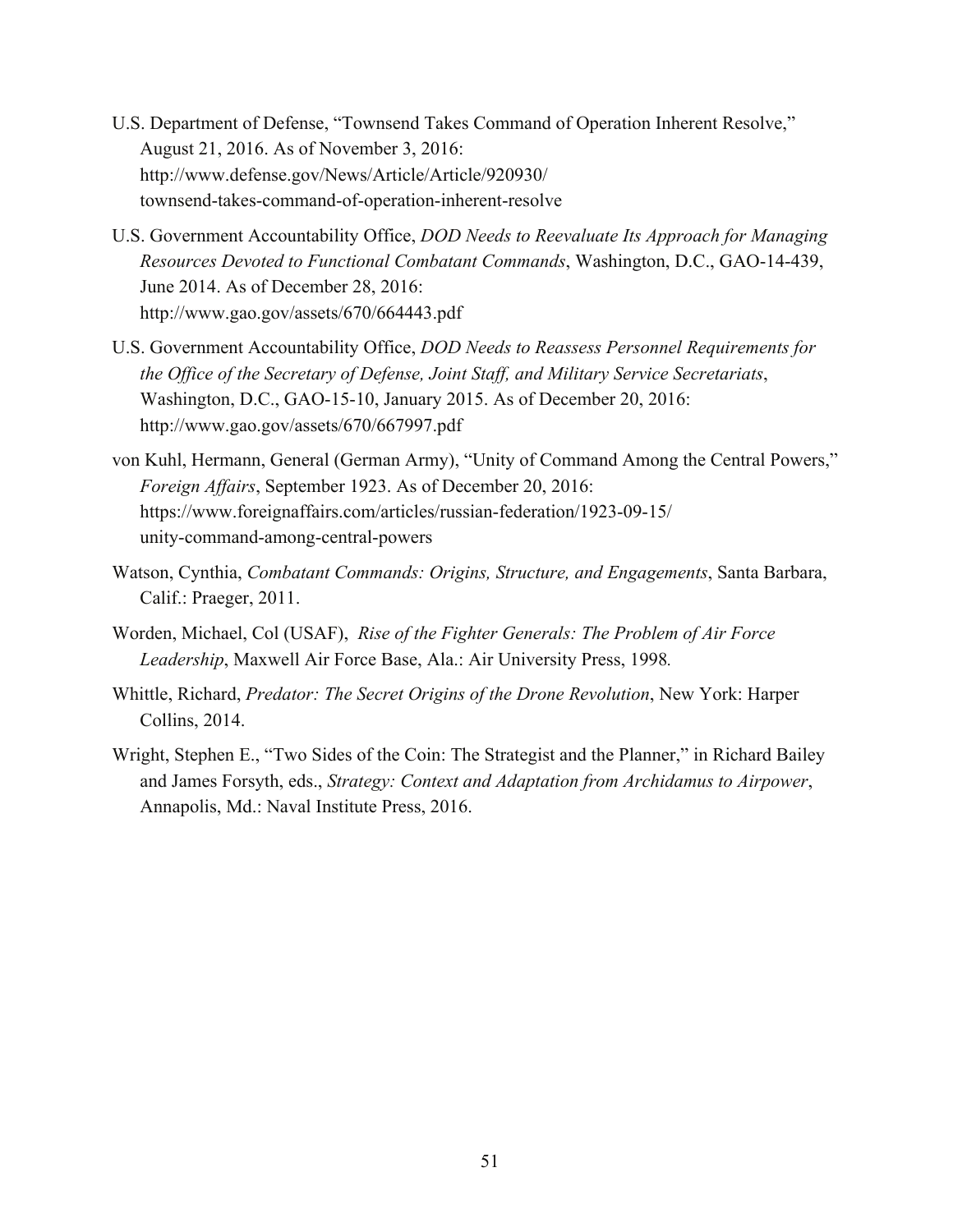U.S. Department of Defense, "Townsend Takes Command of Operation Inherent Resolve," August 21, 2016. As of November 3, 2016: http://www.defense.gov/News/Article/Article/920930/townsend-takes-command-of-operation-inherent-resolve

U.S. Government Accountability Office, *DOD Needs to Reevaluate Its Approach for Managing Resources Devoted to Functional Combatant Commands*, Washington, D.C., GAO-14-439, June 2014. As of December 28, 2016: http://www.gao.gov/assets/670/664443.pdf

U.S. Government Accountability Office, *DOD Needs to Reassess Personnel Requirements for the Office of the Secretary of Defense, Joint Staff, and Military Service Secretariats*, Washington, D.C., GAO-15-10, January 2015. As of December 20, 2016: http://www.gao.gov/assets/670/667997.pdf

von Kuhl, Hermann, General (German Army), "Unity of Command Among the Central Powers," *Foreign Affairs*, September 1923. As of December 20, 2016: https://www.foreignaffairs.com/articles/russian-federation/1923-09-15/unity-command-among-central-powers

Watson, Cynthia, *Combatant Commands: Origins, Structure, and Engagements*, Santa Barbara, Calif.: Praeger, 2011.

Worden, Michael, Col (USAF), *Rise of the Fighter Generals: The Problem of Air Force Leadership*, Maxwell Air Force Base, Ala.: Air University Press, 1998.

Whittle, Richard, *Predator: The Secret Origins of the Drone Revolution*, New York: Harper Collins, 2014.

Wright, Stephen E., "Two Sides of the Coin: The Strategist and the Planner," in Richard Bailey and James Forsyth, eds., *Strategy: Context and Adaptation from Archidamus to Airpower*, Annapolis, Md.: Naval Institute Press, 2016.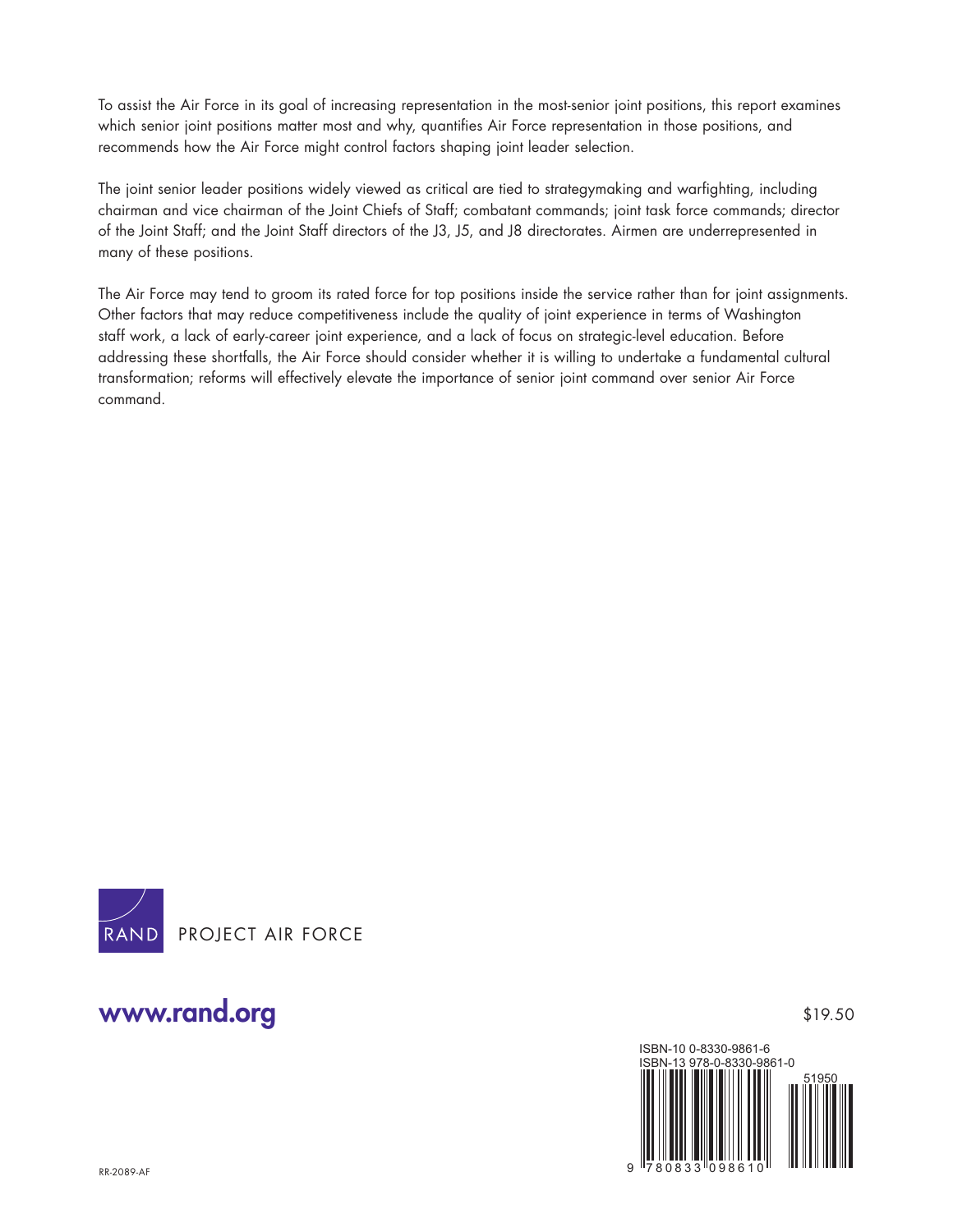To assist the Air Force in its goal of increasing representation in the most-senior joint positions, this report examines which senior joint positions matter most and why, quantifies Air Force representation in those positions, and recommends how the Air Force might control factors shaping joint leader selection.

The joint senior leader positions widely viewed as critical are tied to strategymaking and warfighting, including chairman and vice chairman of the Joint Chiefs of Staff; combatant commands; joint task force commands; director of the Joint Staff; and the Joint Staff directors of the J3, J5, and J8 directorates. Airmen are underrepresented in many of these positions.

The Air Force may tend to groom its rated force for top positions inside the service rather than for joint assignments. Other factors that may reduce competitiveness include the quality of joint experience in terms of Washington staff work, a lack of early-career joint experience, and a lack of focus on strategic-level education. Before addressing these shortfalls, the Air Force should consider whether it is willing to undertake a fundamental cultural transformation; reforms will effectively elevate the importance of senior joint command over senior Air Force command.

RAND PROJECT AIR FORCE

**www.rand.org**

$19.50

ISBN-10 0-8330-9861-6
ISBN-13 978-0-8330-9861-0

51950

9 780833 098610

RR-2089-AF